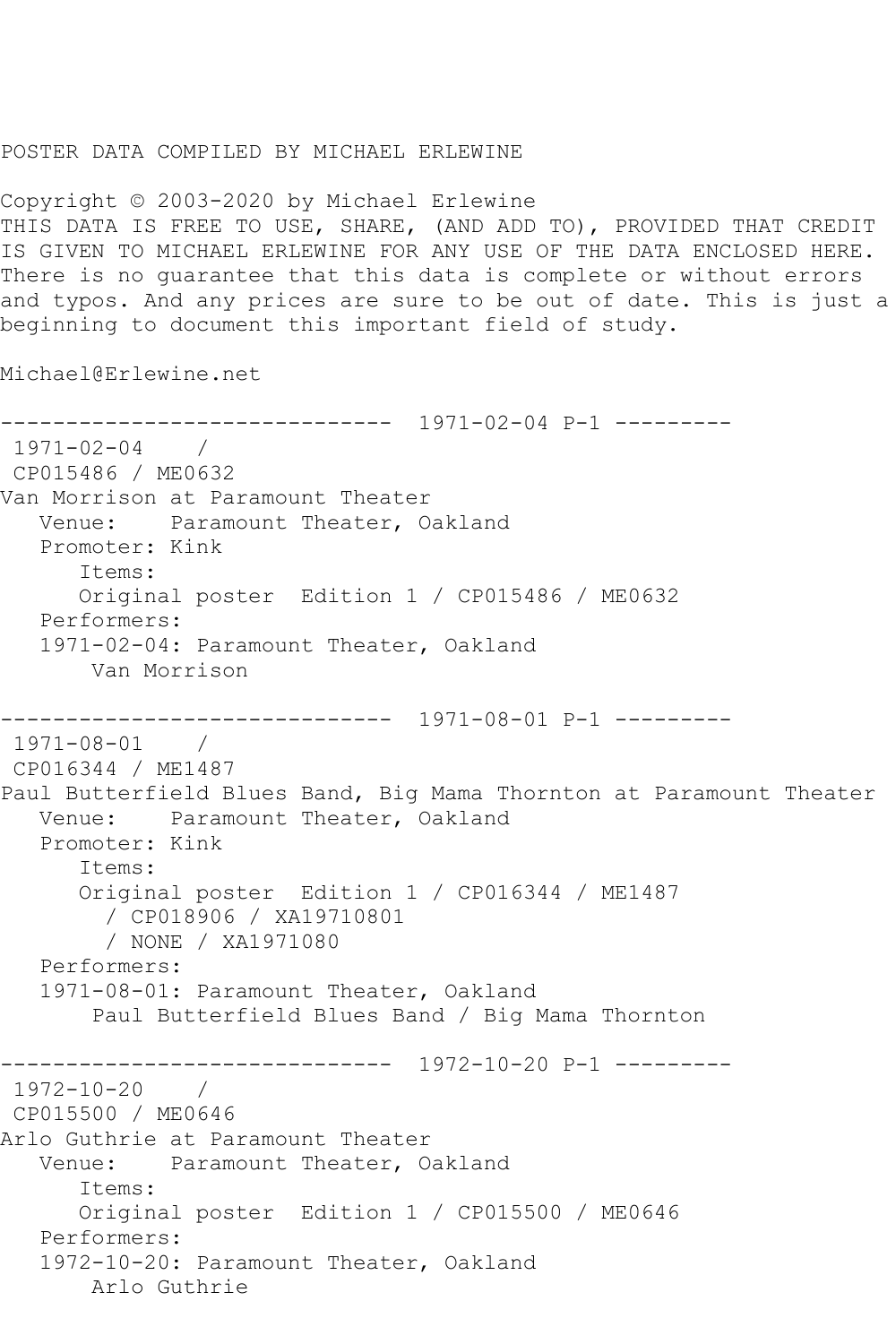POSTER DATA COMPILED BY MICHAEL ERLEWINE

Copyright © 2003-2020 by Michael Erlewine
THIS DATA IS FREE TO USE, SHARE, (AND ADD TO), PROVIDED THAT CREDIT IS GIVEN TO MICHAEL ERLEWINE FOR ANY USE OF THE DATA ENCLOSED HERE. There is no guarantee that this data is complete or without errors and typos. And any prices are sure to be out of date. This is just a beginning to document this important field of study.

Michael@Erlewine.net

```
------------------------------  1971-02-04 P-1 ---------
 1971-02-04    /
 CP015486 / ME0632
Van Morrison at Paramount Theater
   Venue:    Paramount Theater, Oakland
   Promoter: Kink
      Items:
      Original poster  Edition 1 / CP015486 / ME0632
   Performers:
   1971-02-04: Paramount Theater, Oakland
       Van Morrison

------------------------------  1971-08-01 P-1 ---------
 1971-08-01    /
 CP016344 / ME1487
Paul Butterfield Blues Band, Big Mama Thornton at Paramount Theater
   Venue:    Paramount Theater, Oakland
   Promoter: Kink
      Items:
      Original poster  Edition 1 / CP016344 / ME1487
        / CP018906 / XA19710801
        / NONE / XA1971080
   Performers:
   1971-08-01: Paramount Theater, Oakland
       Paul Butterfield Blues Band / Big Mama Thornton

------------------------------  1972-10-20 P-1 ---------
 1972-10-20    /
 CP015500 / ME0646
Arlo Guthrie at Paramount Theater
   Venue:    Paramount Theater, Oakland
      Items:
      Original poster  Edition 1 / CP015500 / ME0646
   Performers:
   1972-10-20: Paramount Theater, Oakland
       Arlo Guthrie
```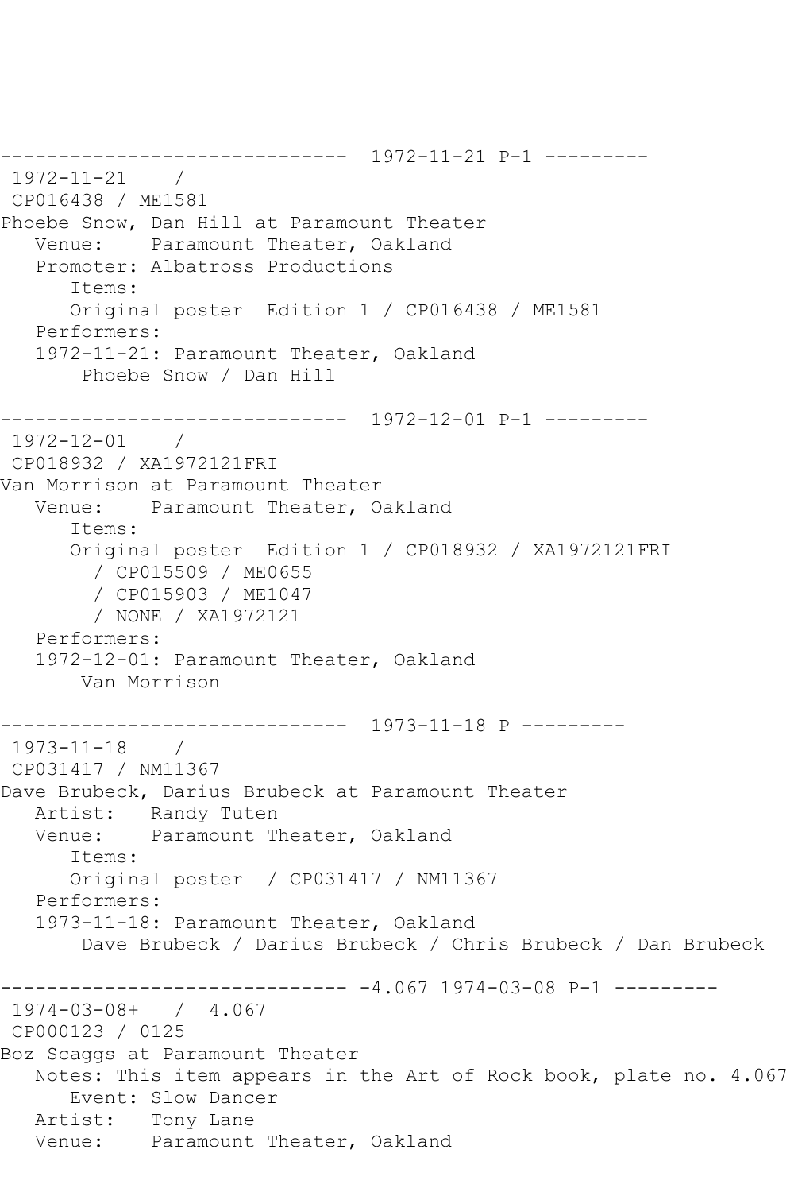```
------------------------------  1972-11-21 P-1 ---------
 1972-11-21    /
 CP016438 / ME1581
Phoebe Snow, Dan Hill at Paramount Theater
   Venue:    Paramount Theater, Oakland
   Promoter: Albatross Productions
      Items:
      Original poster  Edition 1 / CP016438 / ME1581
   Performers:
   1972-11-21: Paramount Theater, Oakland
       Phoebe Snow / Dan Hill

------------------------------  1972-12-01 P-1 ---------
 1972-12-01    /
 CP018932 / XA1972121FRI
Van Morrison at Paramount Theater
   Venue:    Paramount Theater, Oakland
      Items:
      Original poster  Edition 1 / CP018932 / XA1972121FRI
        / CP015509 / ME0655
        / CP015903 / ME1047
        / NONE / XA1972121
   Performers:
   1972-12-01: Paramount Theater, Oakland
       Van Morrison

------------------------------  1973-11-18 P ---------
 1973-11-18    /
 CP031417 / NM11367
Dave Brubeck, Darius Brubeck at Paramount Theater
   Artist:   Randy Tuten
   Venue:    Paramount Theater, Oakland
      Items:
      Original poster  / CP031417 / NM11367
   Performers:
   1973-11-18: Paramount Theater, Oakland
       Dave Brubeck / Darius Brubeck / Chris Brubeck / Dan Brubeck

------------------------------ -4.067 1974-03-08 P-1 ---------
 1974-03-08+   /  4.067
 CP000123 / 0125
Boz Scaggs at Paramount Theater
   Notes: This item appears in the Art of Rock book, plate no. 4.067
      Event: Slow Dancer
   Artist:   Tony Lane
   Venue:    Paramount Theater, Oakland
```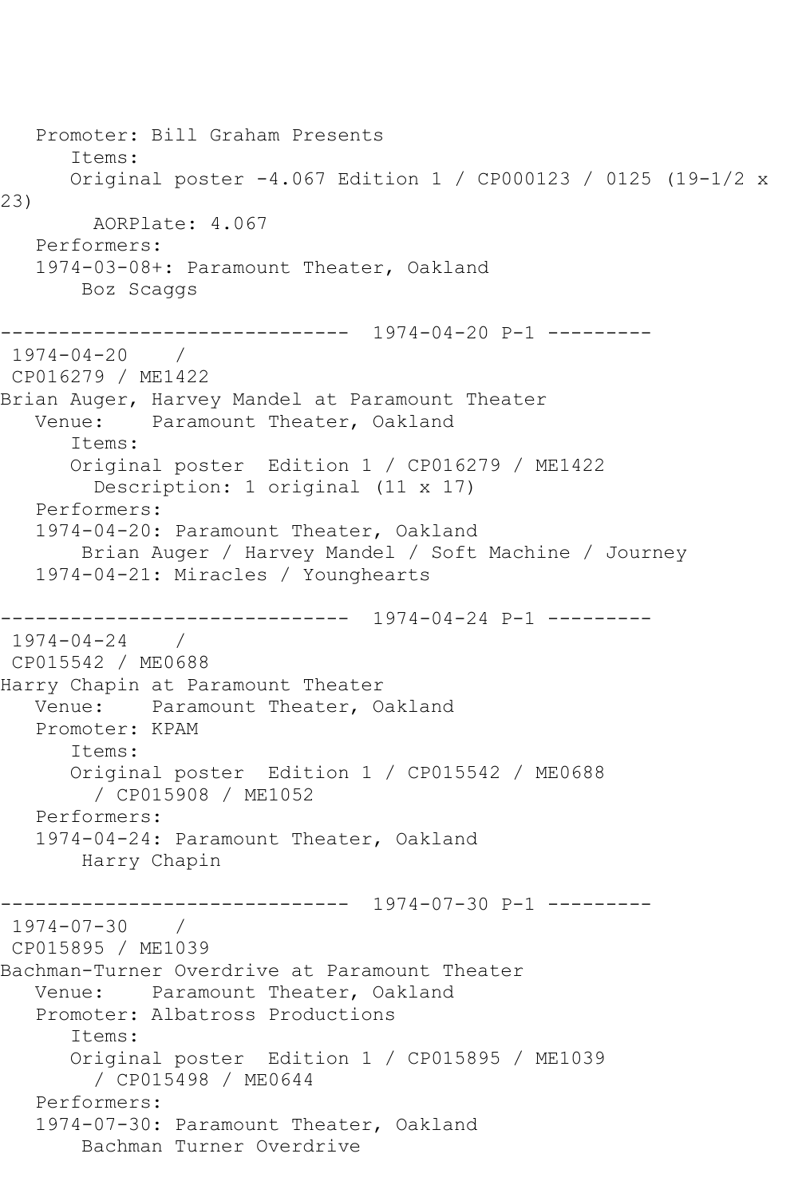```
   Promoter: Bill Graham Presents
      Items:
      Original poster -4.067 Edition 1 / CP000123 / 0125 (19-1/2 x 
23)
        AORPlate: 4.067 
   Performers:
   1974-03-08+: Paramount Theater, Oakland
       Boz Scaggs

------------------------------  1974-04-20 P-1 ---------
 1974-04-20    / 
 CP016279 / ME1422
Brian Auger, Harvey Mandel at Paramount Theater
   Venue:    Paramount Theater, Oakland
      Items:
      Original poster  Edition 1 / CP016279 / ME1422
        Description: 1 original (11 x 17)
   Performers:
   1974-04-20: Paramount Theater, Oakland
       Brian Auger / Harvey Mandel / Soft Machine / Journey
   1974-04-21: Miracles / Younghearts

------------------------------  1974-04-24 P-1 ---------
 1974-04-24    / 
 CP015542 / ME0688
Harry Chapin at Paramount Theater
   Venue:    Paramount Theater, Oakland
   Promoter: KPAM
      Items:
      Original poster  Edition 1 / CP015542 / ME0688
        / CP015908 / ME1052
   Performers:
   1974-04-24: Paramount Theater, Oakland
       Harry Chapin

------------------------------  1974-07-30 P-1 ---------
 1974-07-30    / 
 CP015895 / ME1039
Bachman-Turner Overdrive at Paramount Theater
   Venue:    Paramount Theater, Oakland
   Promoter: Albatross Productions
      Items:
      Original poster  Edition 1 / CP015895 / ME1039
        / CP015498 / ME0644
   Performers:
   1974-07-30: Paramount Theater, Oakland
       Bachman Turner Overdrive
```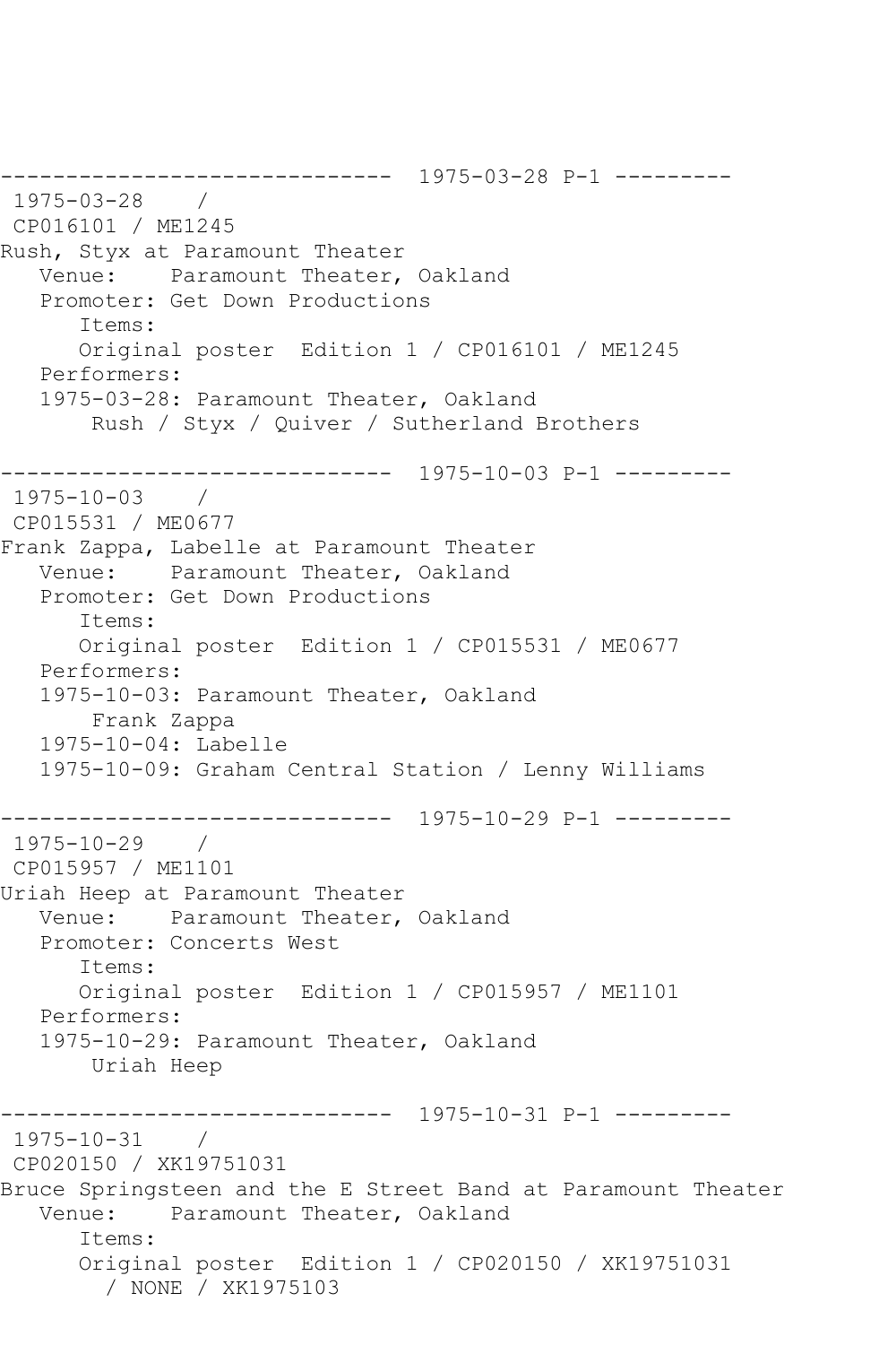```
------------------------------  1975-03-28 P-1 ---------
 1975-03-28    / 
 CP016101 / ME1245
Rush, Styx at Paramount Theater
   Venue:    Paramount Theater, Oakland
   Promoter: Get Down Productions
      Items:
      Original poster  Edition 1 / CP016101 / ME1245
   Performers:
   1975-03-28: Paramount Theater, Oakland
       Rush / Styx / Quiver / Sutherland Brothers

------------------------------  1975-10-03 P-1 ---------
 1975-10-03    / 
 CP015531 / ME0677
Frank Zappa, Labelle at Paramount Theater
   Venue:    Paramount Theater, Oakland
   Promoter: Get Down Productions
      Items:
      Original poster  Edition 1 / CP015531 / ME0677
   Performers:
   1975-10-03: Paramount Theater, Oakland
       Frank Zappa
   1975-10-04: Labelle
   1975-10-09: Graham Central Station / Lenny Williams

------------------------------  1975-10-29 P-1 ---------
 1975-10-29    / 
 CP015957 / ME1101
Uriah Heep at Paramount Theater
   Venue:    Paramount Theater, Oakland
   Promoter: Concerts West
      Items:
      Original poster  Edition 1 / CP015957 / ME1101
   Performers:
   1975-10-29: Paramount Theater, Oakland
       Uriah Heep

------------------------------  1975-10-31 P-1 ---------
 1975-10-31    / 
 CP020150 / XK19751031
Bruce Springsteen and the E Street Band at Paramount Theater
   Venue:    Paramount Theater, Oakland
      Items:
      Original poster  Edition 1 / CP020150 / XK19751031
        / NONE / XK1975103
```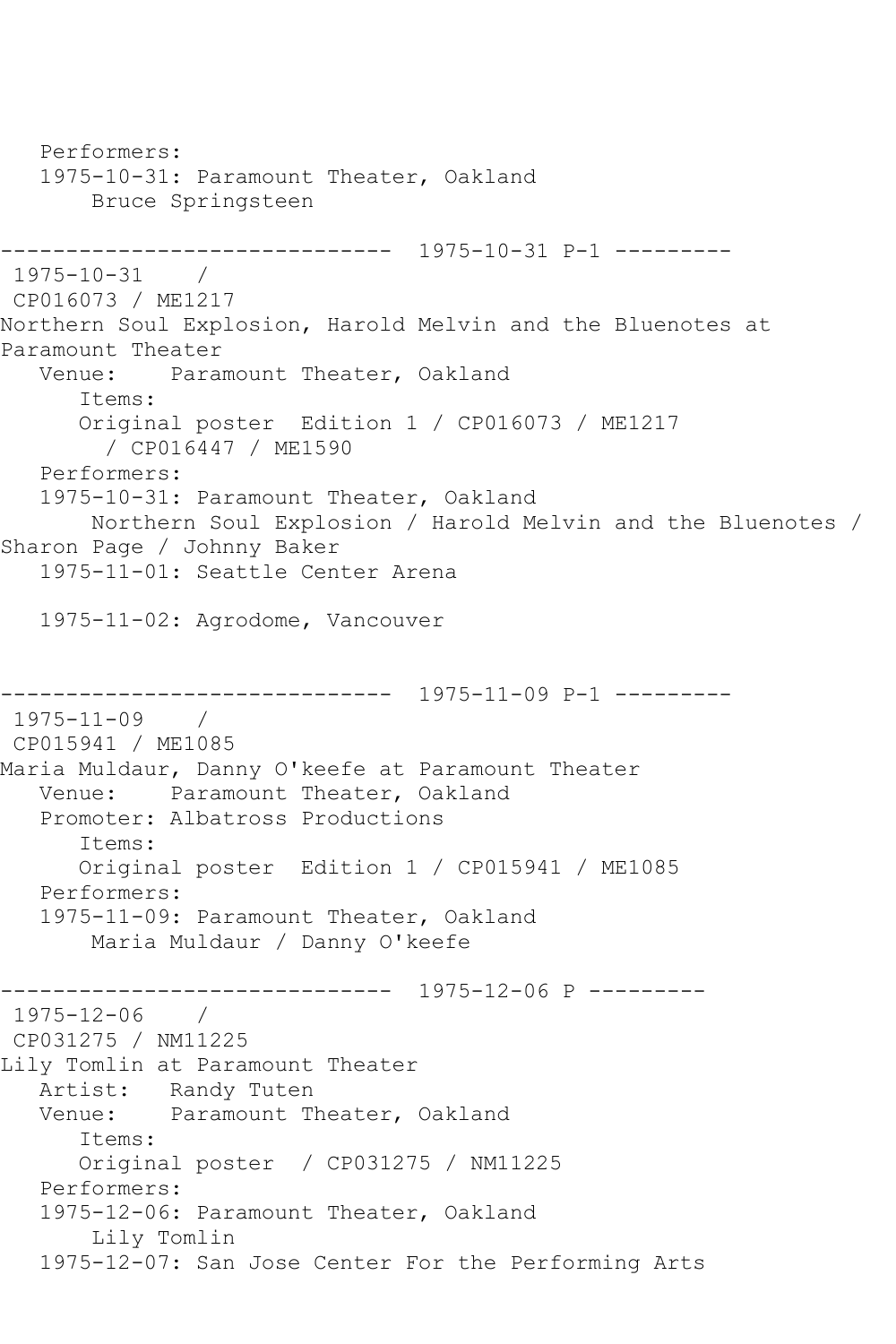```
   Performers:
   1975-10-31: Paramount Theater, Oakland
       Bruce Springsteen

------------------------------  1975-10-31 P-1 ---------
 1975-10-31    /
 CP016073 / ME1217
Northern Soul Explosion, Harold Melvin and the Bluenotes at
Paramount Theater
   Venue:    Paramount Theater, Oakland
      Items:
      Original poster  Edition 1 / CP016073 / ME1217
        / CP016447 / ME1590
   Performers:
   1975-10-31: Paramount Theater, Oakland
       Northern Soul Explosion / Harold Melvin and the Bluenotes /
Sharon Page / Johnny Baker
   1975-11-01: Seattle Center Arena

   1975-11-02: Agrodome, Vancouver


------------------------------  1975-11-09 P-1 ---------
 1975-11-09    /
 CP015941 / ME1085
Maria Muldaur, Danny O'keefe at Paramount Theater
   Venue:    Paramount Theater, Oakland
   Promoter: Albatross Productions
      Items:
      Original poster  Edition 1 / CP015941 / ME1085
   Performers:
   1975-11-09: Paramount Theater, Oakland
       Maria Muldaur / Danny O'keefe

------------------------------  1975-12-06 P ---------
 1975-12-06    /
 CP031275 / NM11225
Lily Tomlin at Paramount Theater
   Artist:   Randy Tuten
   Venue:    Paramount Theater, Oakland
      Items:
      Original poster  / CP031275 / NM11225
   Performers:
   1975-12-06: Paramount Theater, Oakland
       Lily Tomlin
   1975-12-07: San Jose Center For the Performing Arts
```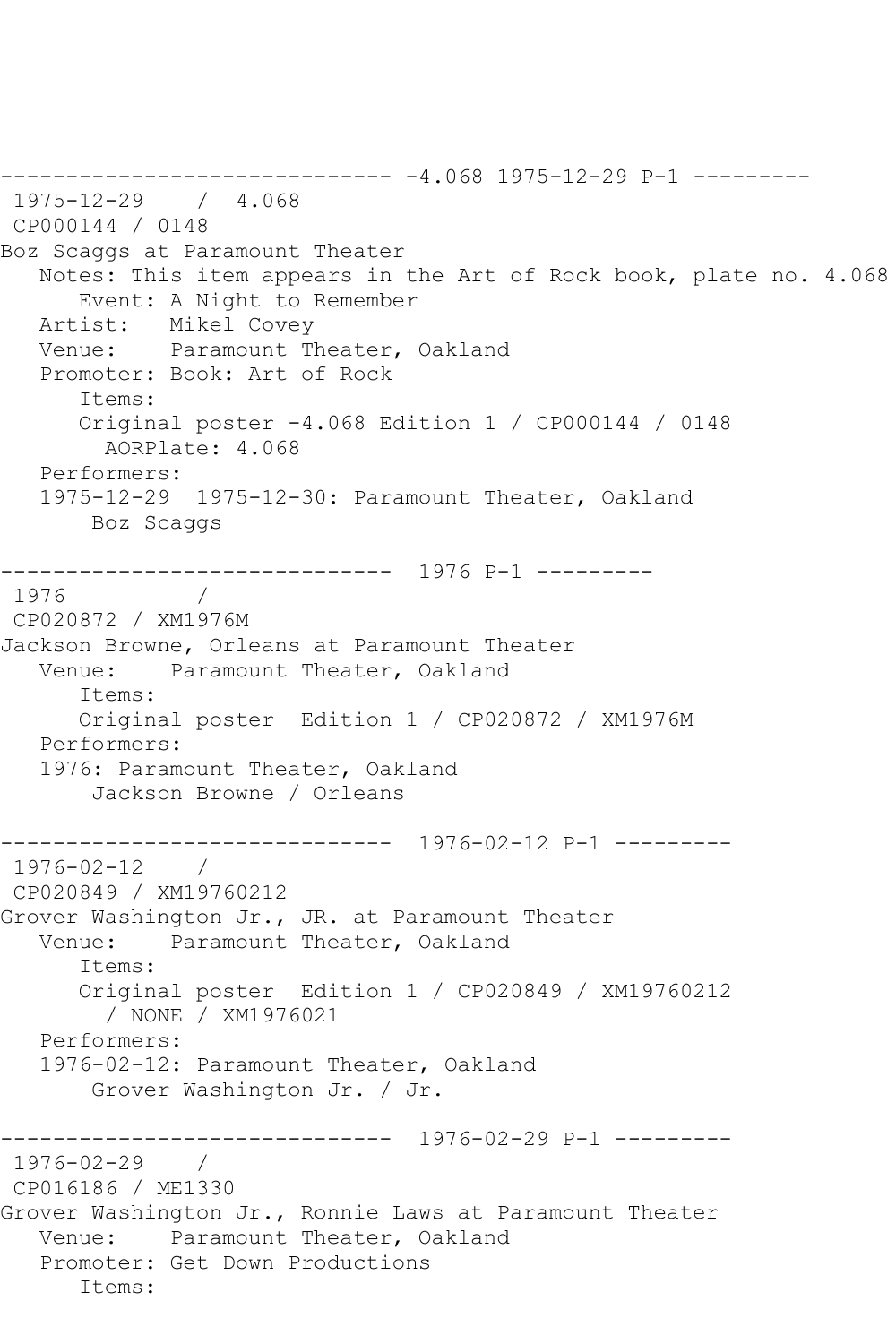```
------------------------------ -4.068 1975-12-29 P-1 ---------
 1975-12-29    /  4.068
 CP000144 / 0148
Boz Scaggs at Paramount Theater
   Notes: This item appears in the Art of Rock book, plate no. 4.068
      Event: A Night to Remember
   Artist:   Mikel Covey
   Venue:    Paramount Theater, Oakland
   Promoter: Book: Art of Rock
      Items:
      Original poster -4.068 Edition 1 / CP000144 / 0148
        AORPlate: 4.068
   Performers:
   1975-12-29  1975-12-30: Paramount Theater, Oakland
       Boz Scaggs

------------------------------  1976 P-1 ---------
 1976          /
 CP020872 / XM1976M
Jackson Browne, Orleans at Paramount Theater
   Venue:    Paramount Theater, Oakland
      Items:
      Original poster  Edition 1 / CP020872 / XM1976M
   Performers:
   1976: Paramount Theater, Oakland
       Jackson Browne / Orleans

------------------------------  1976-02-12 P-1 ---------
 1976-02-12    /
 CP020849 / XM19760212
Grover Washington Jr., JR. at Paramount Theater
   Venue:    Paramount Theater, Oakland
      Items:
      Original poster  Edition 1 / CP020849 / XM19760212
        / NONE / XM1976021
   Performers:
   1976-02-12: Paramount Theater, Oakland
       Grover Washington Jr. / Jr.

------------------------------  1976-02-29 P-1 ---------
 1976-02-29    /
 CP016186 / ME1330
Grover Washington Jr., Ronnie Laws at Paramount Theater
   Venue:    Paramount Theater, Oakland
   Promoter: Get Down Productions
      Items:
```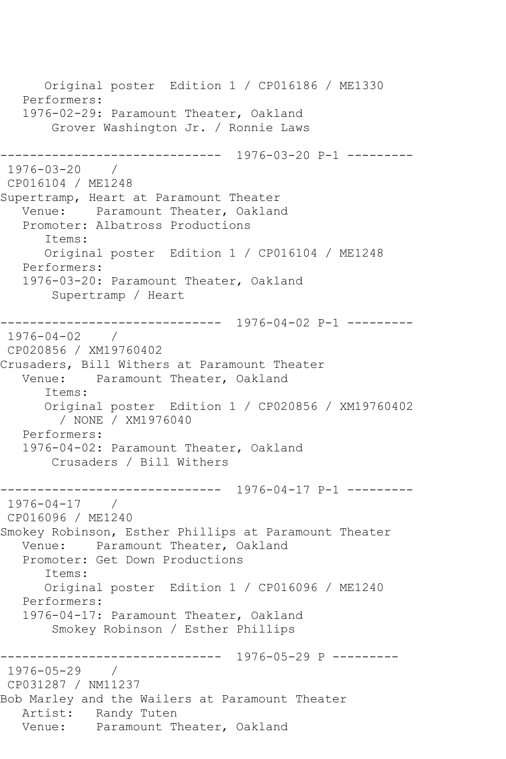```
      Original poster  Edition 1 / CP016186 / ME1330
   Performers:
   1976-02-29: Paramount Theater, Oakland
       Grover Washington Jr. / Ronnie Laws

------------------------------  1976-03-20 P-1 ---------
 1976-03-20    /
 CP016104 / ME1248
Supertramp, Heart at Paramount Theater
   Venue:    Paramount Theater, Oakland
   Promoter: Albatross Productions
      Items:
      Original poster  Edition 1 / CP016104 / ME1248
   Performers:
   1976-03-20: Paramount Theater, Oakland
       Supertramp / Heart

------------------------------  1976-04-02 P-1 ---------
 1976-04-02    /
 CP020856 / XM19760402
Crusaders, Bill Withers at Paramount Theater
   Venue:    Paramount Theater, Oakland
      Items:
      Original poster  Edition 1 / CP020856 / XM19760402
        / NONE / XM1976040
   Performers:
   1976-04-02: Paramount Theater, Oakland
       Crusaders / Bill Withers

------------------------------  1976-04-17 P-1 ---------
 1976-04-17    /
 CP016096 / ME1240
Smokey Robinson, Esther Phillips at Paramount Theater
   Venue:    Paramount Theater, Oakland
   Promoter: Get Down Productions
      Items:
      Original poster  Edition 1 / CP016096 / ME1240
   Performers:
   1976-04-17: Paramount Theater, Oakland
       Smokey Robinson / Esther Phillips

------------------------------  1976-05-29 P ---------
 1976-05-29    /
 CP031287 / NM11237
Bob Marley and the Wailers at Paramount Theater
   Artist:   Randy Tuten
   Venue:    Paramount Theater, Oakland
```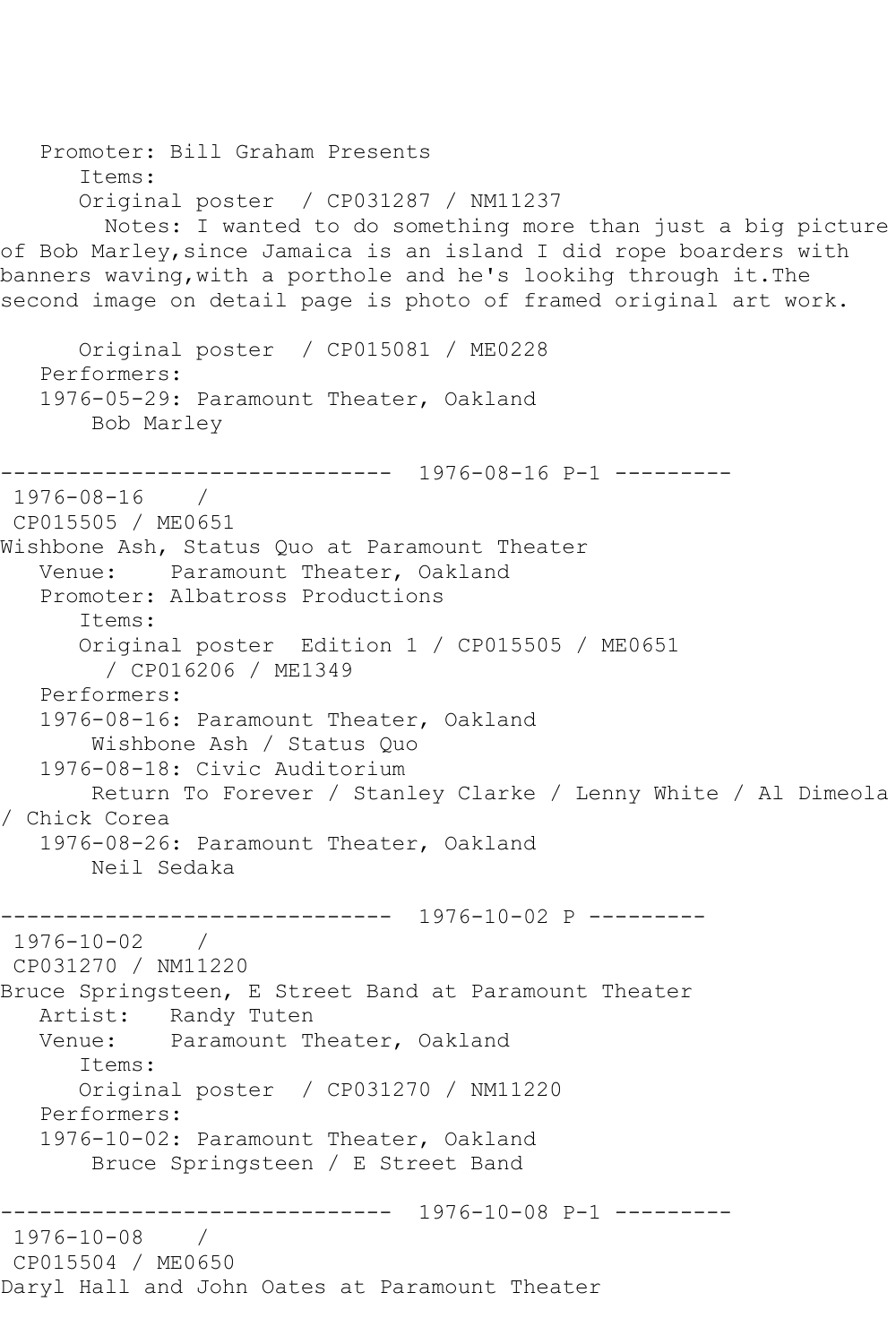Promoter: Bill Graham Presents
Items:
Original poster / CP031287 / NM11237
Notes: I wanted to do something more than just a big picture of Bob Marley,since Jamaica is an island I did rope boarders with banners waving,with a porthole and he's lookihg through it.The second image on detail page is photo of framed original art work.

Original poster / CP015081 / ME0228
Performers:
1976-05-29: Paramount Theater, Oakland
Bob Marley

------------------------------ 1976-08-16 P-1 ---------

1976-08-16 /
CP015505 / ME0651
Wishbone Ash, Status Quo at Paramount Theater
Venue: Paramount Theater, Oakland
Promoter: Albatross Productions
Items:
Original poster Edition 1 / CP015505 / ME0651
/ CP016206 / ME1349
Performers:
1976-08-16: Paramount Theater, Oakland
Wishbone Ash / Status Quo
1976-08-18: Civic Auditorium
Return To Forever / Stanley Clarke / Lenny White / Al Dimeola / Chick Corea
1976-08-26: Paramount Theater, Oakland
Neil Sedaka

------------------------------ 1976-10-02 P ---------

1976-10-02 /
CP031270 / NM11220
Bruce Springsteen, E Street Band at Paramount Theater
Artist: Randy Tuten
Venue: Paramount Theater, Oakland
Items:
Original poster / CP031270 / NM11220
Performers:
1976-10-02: Paramount Theater, Oakland
Bruce Springsteen / E Street Band

------------------------------ 1976-10-08 P-1 ---------

1976-10-08 /
CP015504 / ME0650
Daryl Hall and John Oates at Paramount Theater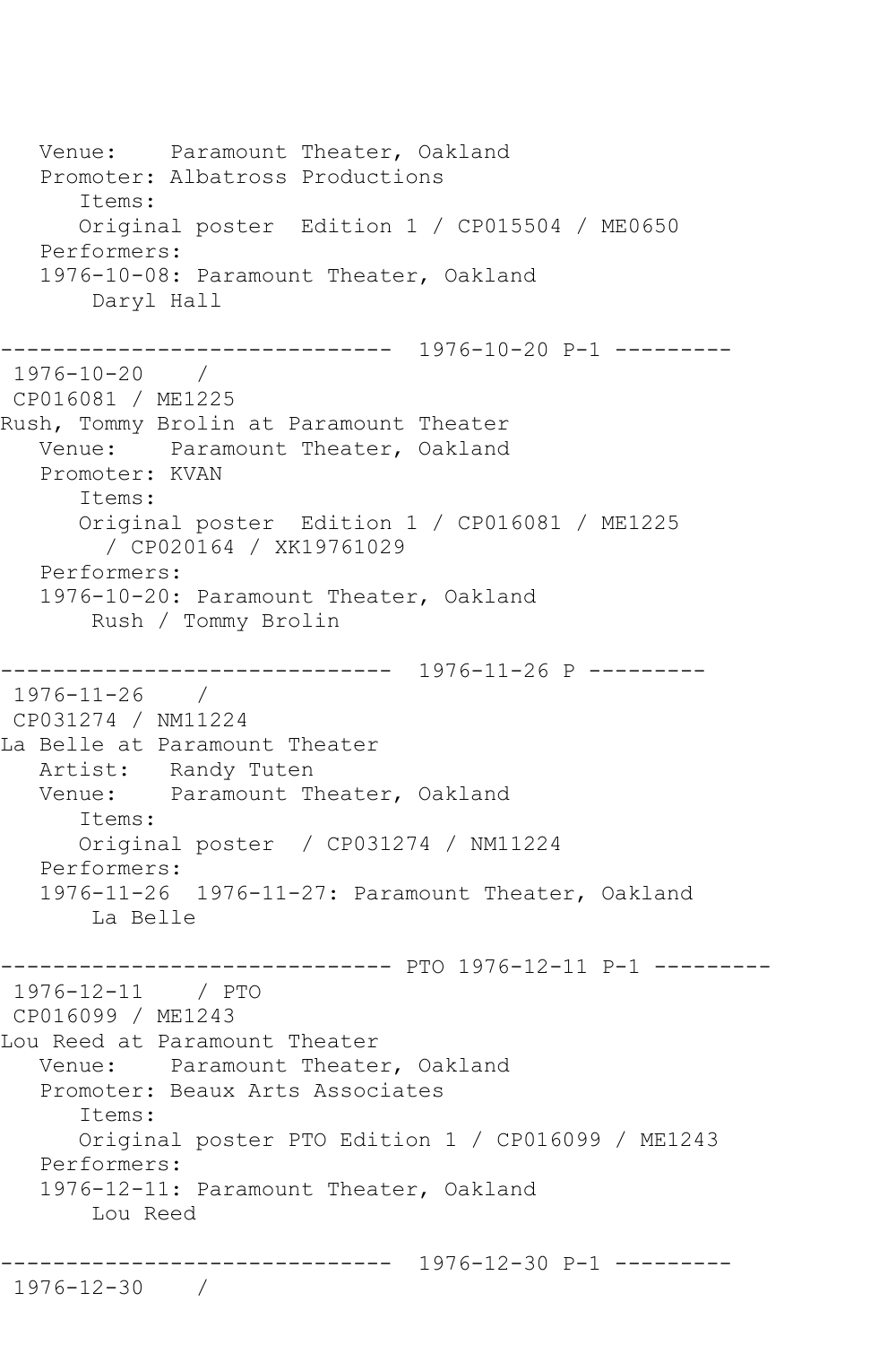```
   Venue:    Paramount Theater, Oakland
   Promoter: Albatross Productions
      Items:
      Original poster  Edition 1 / CP015504 / ME0650
   Performers:
   1976-10-08: Paramount Theater, Oakland
       Daryl Hall

------------------------------  1976-10-20 P-1 ---------
 1976-10-20    /
 CP016081 / ME1225
Rush, Tommy Brolin at Paramount Theater
   Venue:    Paramount Theater, Oakland
   Promoter: KVAN
      Items:
      Original poster  Edition 1 / CP016081 / ME1225
        / CP020164 / XK19761029
   Performers:
   1976-10-20: Paramount Theater, Oakland
       Rush / Tommy Brolin

------------------------------  1976-11-26 P ---------
 1976-11-26    /
 CP031274 / NM11224
La Belle at Paramount Theater
   Artist:   Randy Tuten
   Venue:    Paramount Theater, Oakland
      Items:
      Original poster  / CP031274 / NM11224
   Performers:
   1976-11-26  1976-11-27: Paramount Theater, Oakland
       La Belle

------------------------------ PTO 1976-12-11 P-1 ---------
 1976-12-11    / PTO
 CP016099 / ME1243
Lou Reed at Paramount Theater
   Venue:    Paramount Theater, Oakland
   Promoter: Beaux Arts Associates
      Items:
      Original poster PTO Edition 1 / CP016099 / ME1243
   Performers:
   1976-12-11: Paramount Theater, Oakland
       Lou Reed

------------------------------  1976-12-30 P-1 ---------
 1976-12-30    /
```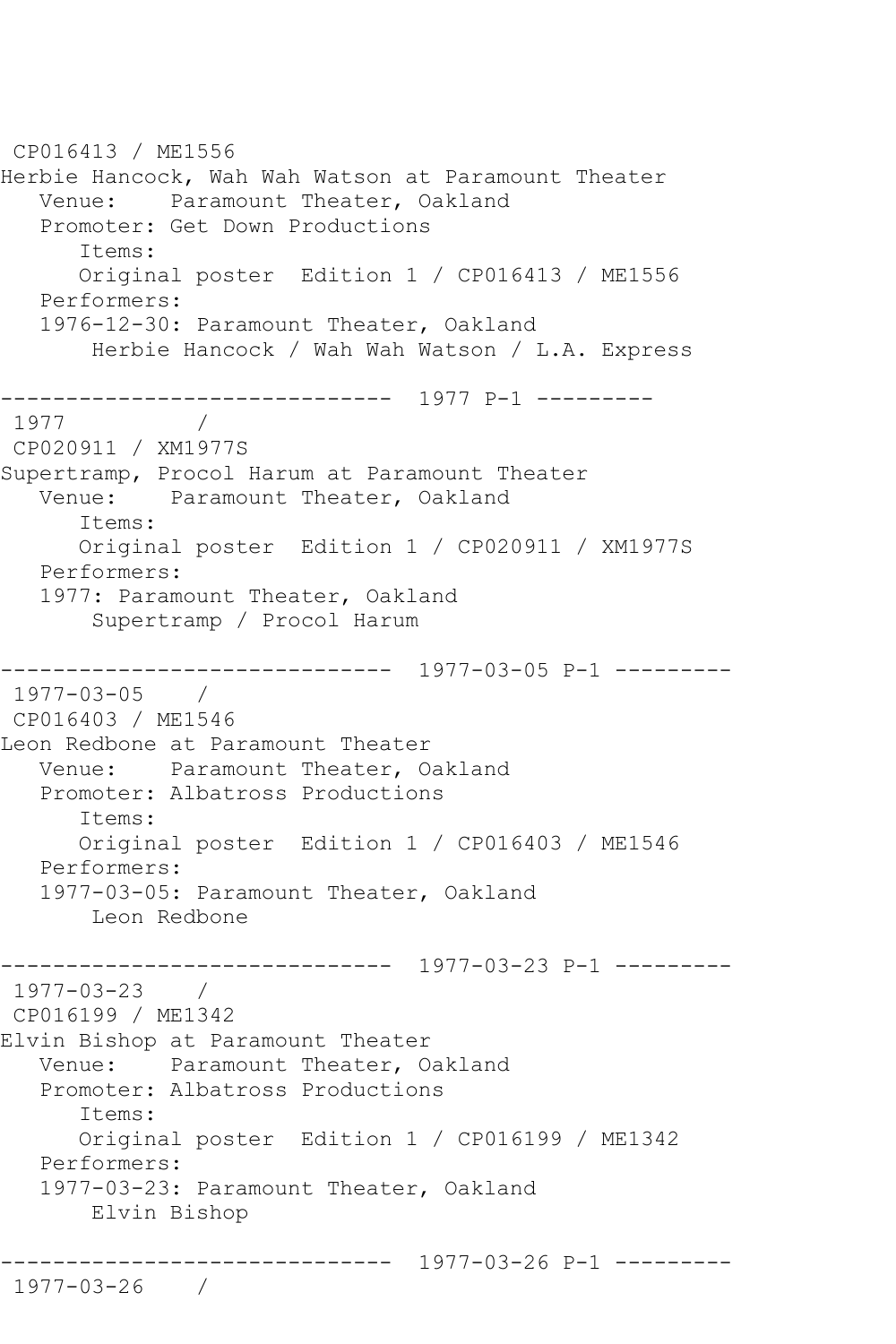CP016413 / ME1556
Herbie Hancock, Wah Wah Watson at Paramount Theater
   Venue:    Paramount Theater, Oakland
   Promoter: Get Down Productions
      Items:
      Original poster  Edition 1 / CP016413 / ME1556
   Performers:
   1976-12-30: Paramount Theater, Oakland
       Herbie Hancock / Wah Wah Watson / L.A. Express

------------------------------  1977 P-1 ---------
 1977          /
 CP020911 / XM1977S
Supertramp, Procol Harum at Paramount Theater
   Venue:    Paramount Theater, Oakland
      Items:
      Original poster  Edition 1 / CP020911 / XM1977S
   Performers:
   1977: Paramount Theater, Oakland
       Supertramp / Procol Harum

------------------------------  1977-03-05 P-1 ---------
 1977-03-05    /
 CP016403 / ME1546
Leon Redbone at Paramount Theater
   Venue:    Paramount Theater, Oakland
   Promoter: Albatross Productions
      Items:
      Original poster  Edition 1 / CP016403 / ME1546
   Performers:
   1977-03-05: Paramount Theater, Oakland
       Leon Redbone

------------------------------  1977-03-23 P-1 ---------
 1977-03-23    /
 CP016199 / ME1342
Elvin Bishop at Paramount Theater
   Venue:    Paramount Theater, Oakland
   Promoter: Albatross Productions
      Items:
      Original poster  Edition 1 / CP016199 / ME1342
   Performers:
   1977-03-23: Paramount Theater, Oakland
       Elvin Bishop

------------------------------  1977-03-26 P-1 ---------
 1977-03-26    /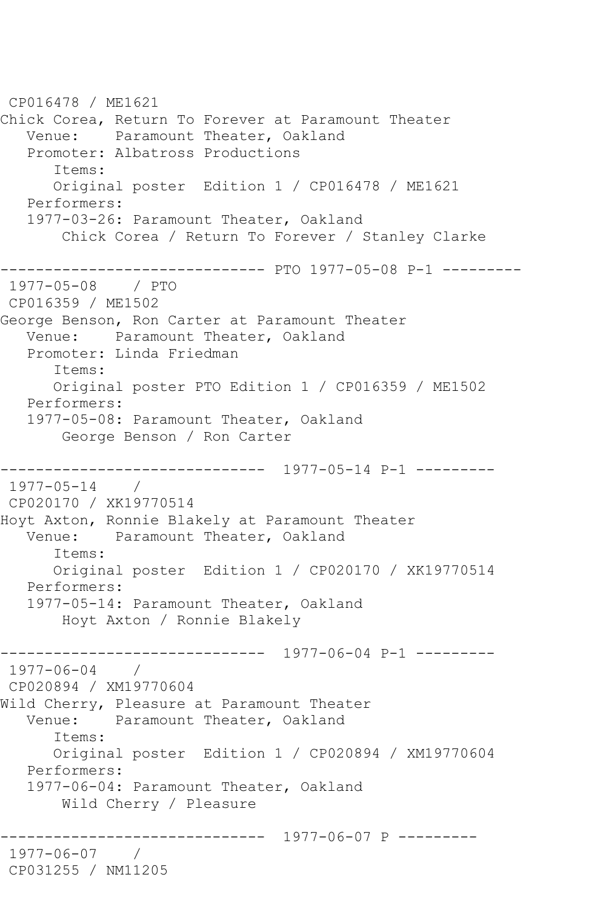CP016478 / ME1621
Chick Corea, Return To Forever at Paramount Theater
   Venue:    Paramount Theater, Oakland
   Promoter: Albatross Productions
      Items:
      Original poster  Edition 1 / CP016478 / ME1621
   Performers:
   1977-03-26: Paramount Theater, Oakland
       Chick Corea / Return To Forever / Stanley Clarke

------------------------------ PTO 1977-05-08 P-1 ---------
 1977-05-08    / PTO
 CP016359 / ME1502
George Benson, Ron Carter at Paramount Theater
   Venue:    Paramount Theater, Oakland
   Promoter: Linda Friedman
      Items:
      Original poster PTO Edition 1 / CP016359 / ME1502
   Performers:
   1977-05-08: Paramount Theater, Oakland
       George Benson / Ron Carter

------------------------------  1977-05-14 P-1 ---------
 1977-05-14    /
 CP020170 / XK19770514
Hoyt Axton, Ronnie Blakely at Paramount Theater
   Venue:    Paramount Theater, Oakland
      Items:
      Original poster  Edition 1 / CP020170 / XK19770514
   Performers:
   1977-05-14: Paramount Theater, Oakland
       Hoyt Axton / Ronnie Blakely

------------------------------  1977-06-04 P-1 ---------
 1977-06-04    /
 CP020894 / XM19770604
Wild Cherry, Pleasure at Paramount Theater
   Venue:    Paramount Theater, Oakland
      Items:
      Original poster  Edition 1 / CP020894 / XM19770604
   Performers:
   1977-06-04: Paramount Theater, Oakland
       Wild Cherry / Pleasure

------------------------------  1977-06-07 P ---------
 1977-06-07    /
 CP031255 / NM11205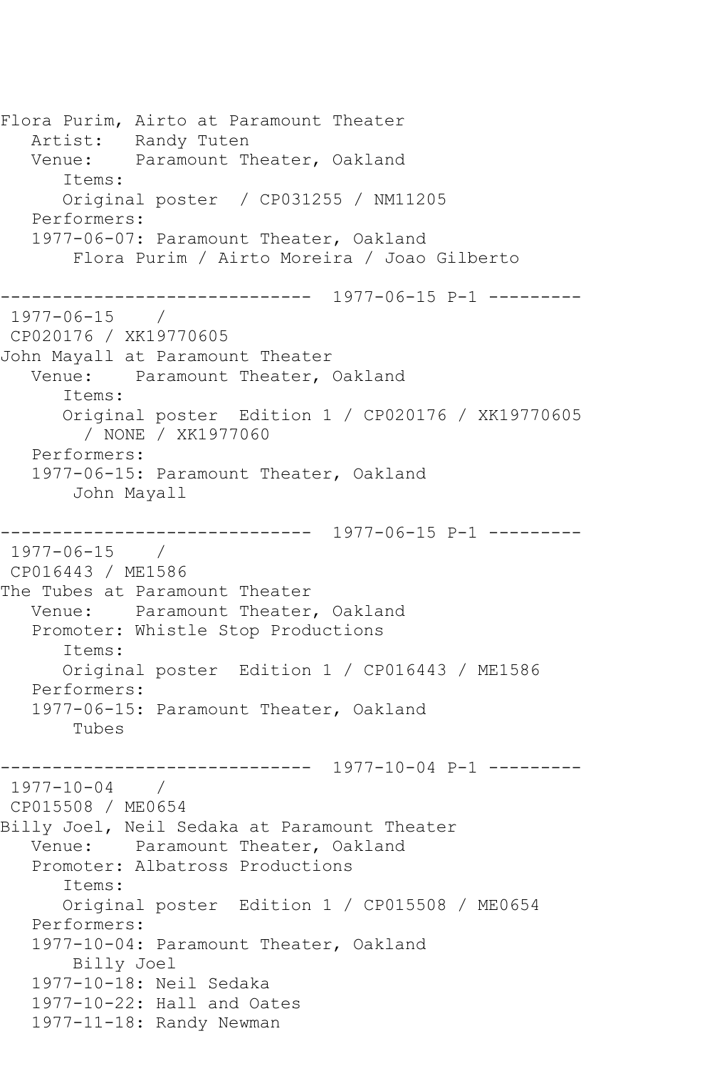```
Flora Purim, Airto at Paramount Theater
   Artist:   Randy Tuten
   Venue:    Paramount Theater, Oakland
      Items:
      Original poster  / CP031255 / NM11205
   Performers:
   1977-06-07: Paramount Theater, Oakland
       Flora Purim / Airto Moreira / Joao Gilberto

------------------------------  1977-06-15 P-1 ---------
 1977-06-15    /
 CP020176 / XK19770605
John Mayall at Paramount Theater
   Venue:    Paramount Theater, Oakland
      Items:
      Original poster  Edition 1 / CP020176 / XK19770605
        / NONE / XK1977060
   Performers:
   1977-06-15: Paramount Theater, Oakland
       John Mayall

------------------------------  1977-06-15 P-1 ---------
 1977-06-15    /
 CP016443 / ME1586
The Tubes at Paramount Theater
   Venue:    Paramount Theater, Oakland
   Promoter: Whistle Stop Productions
      Items:
      Original poster  Edition 1 / CP016443 / ME1586
   Performers:
   1977-06-15: Paramount Theater, Oakland
       Tubes

------------------------------  1977-10-04 P-1 ---------
 1977-10-04    /
 CP015508 / ME0654
Billy Joel, Neil Sedaka at Paramount Theater
   Venue:    Paramount Theater, Oakland
   Promoter: Albatross Productions
      Items:
      Original poster  Edition 1 / CP015508 / ME0654
   Performers:
   1977-10-04: Paramount Theater, Oakland
       Billy Joel
   1977-10-18: Neil Sedaka
   1977-10-22: Hall and Oates
   1977-11-18: Randy Newman
```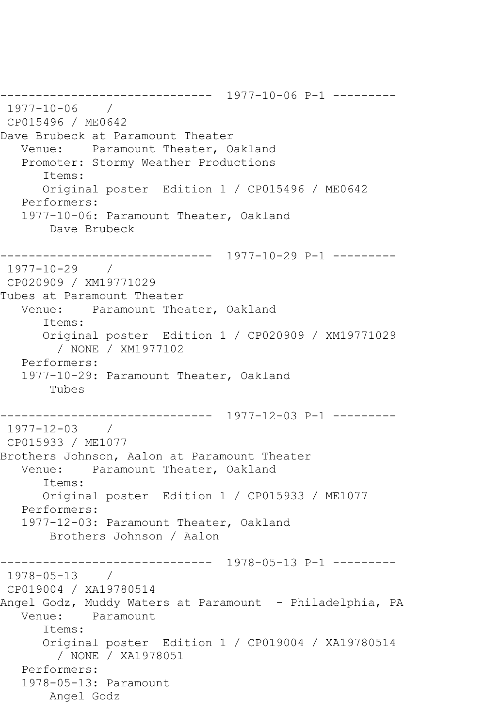```
------------------------------  1977-10-06 P-1 ---------
 1977-10-06    /
 CP015496 / ME0642
Dave Brubeck at Paramount Theater
   Venue:    Paramount Theater, Oakland
   Promoter: Stormy Weather Productions
      Items:
      Original poster  Edition 1 / CP015496 / ME0642
   Performers:
   1977-10-06: Paramount Theater, Oakland
       Dave Brubeck

------------------------------  1977-10-29 P-1 ---------
 1977-10-29    /
 CP020909 / XM19771029
Tubes at Paramount Theater
   Venue:    Paramount Theater, Oakland
      Items:
      Original poster  Edition 1 / CP020909 / XM19771029
        / NONE / XM1977102
   Performers:
   1977-10-29: Paramount Theater, Oakland
       Tubes

------------------------------  1977-12-03 P-1 ---------
 1977-12-03    /
 CP015933 / ME1077
Brothers Johnson, Aalon at Paramount Theater
   Venue:    Paramount Theater, Oakland
      Items:
      Original poster  Edition 1 / CP015933 / ME1077
   Performers:
   1977-12-03: Paramount Theater, Oakland
       Brothers Johnson / Aalon

------------------------------  1978-05-13 P-1 ---------
 1978-05-13    /
 CP019004 / XA19780514
Angel Godz, Muddy Waters at Paramount  - Philadelphia, PA
   Venue:    Paramount
      Items:
      Original poster  Edition 1 / CP019004 / XA19780514
        / NONE / XA1978051
   Performers:
   1978-05-13: Paramount
       Angel Godz
```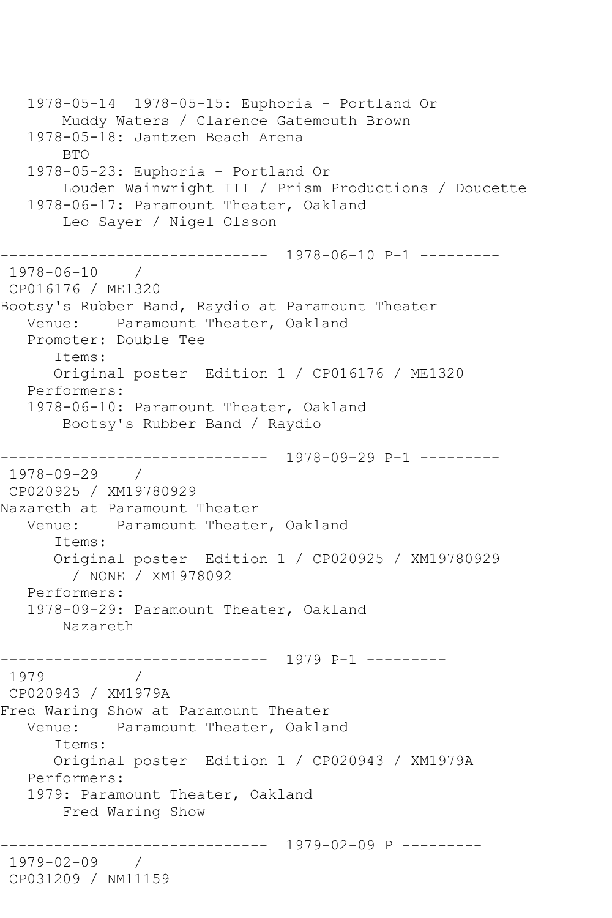```
   1978-05-14  1978-05-15: Euphoria - Portland Or
       Muddy Waters / Clarence Gatemouth Brown
   1978-05-18: Jantzen Beach Arena
       BTO
   1978-05-23: Euphoria - Portland Or
       Louden Wainwright III / Prism Productions / Doucette
   1978-06-17: Paramount Theater, Oakland
       Leo Sayer / Nigel Olsson

------------------------------  1978-06-10 P-1 ---------
 1978-06-10    /
 CP016176 / ME1320
Bootsy's Rubber Band, Raydio at Paramount Theater
   Venue:    Paramount Theater, Oakland
   Promoter: Double Tee
      Items:
      Original poster  Edition 1 / CP016176 / ME1320
   Performers:
   1978-06-10: Paramount Theater, Oakland
       Bootsy's Rubber Band / Raydio

------------------------------  1978-09-29 P-1 ---------
 1978-09-29    /
 CP020925 / XM19780929
Nazareth at Paramount Theater
   Venue:    Paramount Theater, Oakland
      Items:
      Original poster  Edition 1 / CP020925 / XM19780929
        / NONE / XM1978092
   Performers:
   1978-09-29: Paramount Theater, Oakland
       Nazareth

------------------------------  1979 P-1 ---------
 1979          /
 CP020943 / XM1979A
Fred Waring Show at Paramount Theater
   Venue:    Paramount Theater, Oakland
      Items:
      Original poster  Edition 1 / CP020943 / XM1979A
   Performers:
   1979: Paramount Theater, Oakland
       Fred Waring Show

------------------------------  1979-02-09 P ---------
 1979-02-09    /
 CP031209 / NM11159
```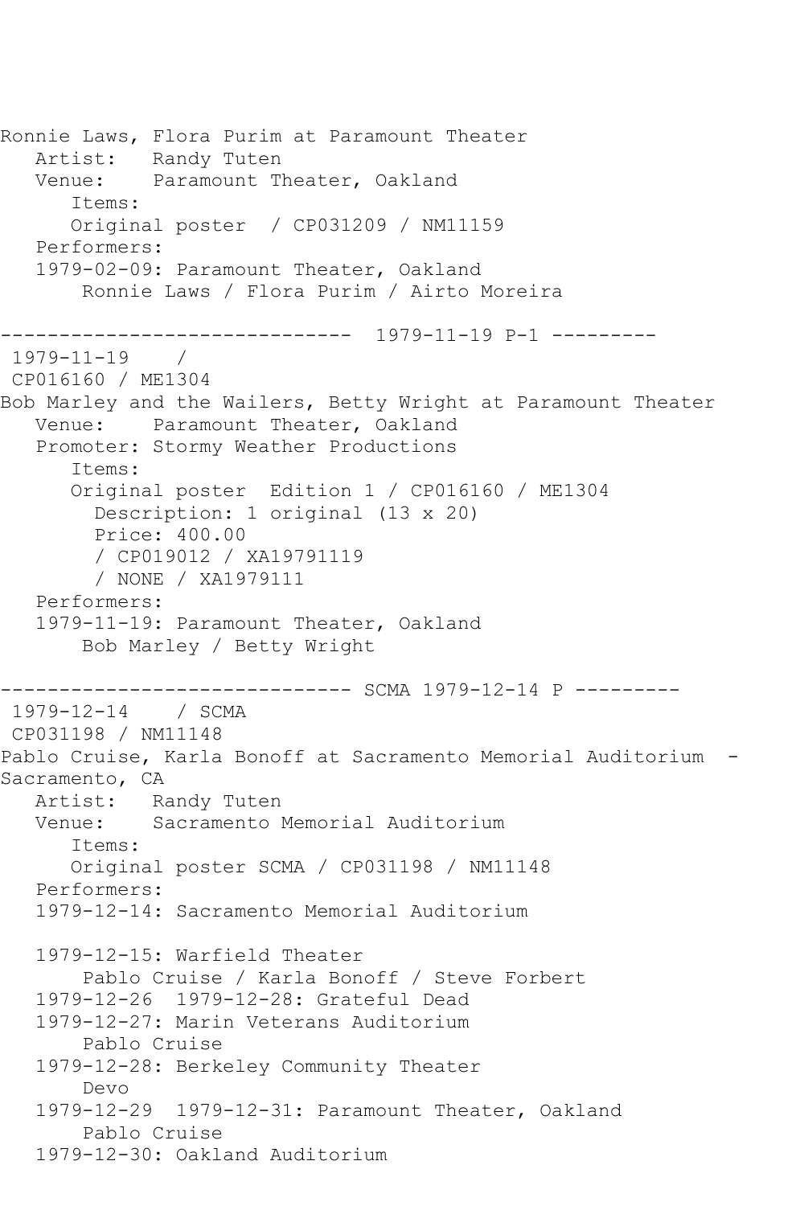Ronnie Laws, Flora Purim at Paramount Theater
   Artist:   Randy Tuten
   Venue:    Paramount Theater, Oakland
      Items:
      Original poster  / CP031209 / NM11159
   Performers:
   1979-02-09: Paramount Theater, Oakland
       Ronnie Laws / Flora Purim / Airto Moreira

------------------------------  1979-11-19 P-1 ---------
 1979-11-19    /
 CP016160 / ME1304
Bob Marley and the Wailers, Betty Wright at Paramount Theater
   Venue:    Paramount Theater, Oakland
   Promoter: Stormy Weather Productions
      Items:
      Original poster  Edition 1 / CP016160 / ME1304
        Description: 1 original (13 x 20)
        Price: 400.00
        / CP019012 / XA19791119
        / NONE / XA1979111
   Performers:
   1979-11-19: Paramount Theater, Oakland
       Bob Marley / Betty Wright

------------------------------ SCMA 1979-12-14 P ---------
 1979-12-14    / SCMA
 CP031198 / NM11148
Pablo Cruise, Karla Bonoff at Sacramento Memorial Auditorium  - Sacramento, CA
   Artist:   Randy Tuten
   Venue:    Sacramento Memorial Auditorium
      Items:
      Original poster SCMA / CP031198 / NM11148
   Performers:
   1979-12-14: Sacramento Memorial Auditorium

   1979-12-15: Warfield Theater
       Pablo Cruise / Karla Bonoff / Steve Forbert
   1979-12-26  1979-12-28: Grateful Dead
   1979-12-27: Marin Veterans Auditorium
       Pablo Cruise
   1979-12-28: Berkeley Community Theater
       Devo
   1979-12-29  1979-12-31: Paramount Theater, Oakland
       Pablo Cruise
   1979-12-30: Oakland Auditorium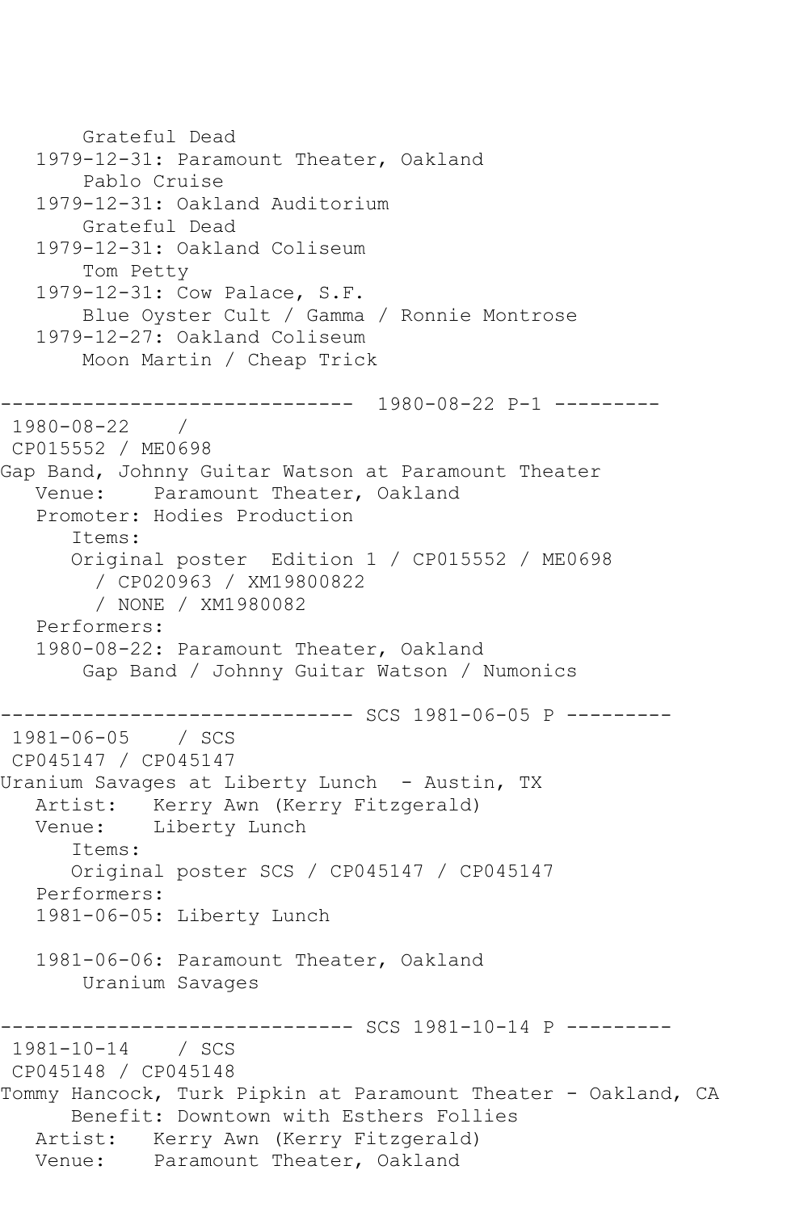```
       Grateful Dead
   1979-12-31: Paramount Theater, Oakland
       Pablo Cruise
   1979-12-31: Oakland Auditorium
       Grateful Dead
   1979-12-31: Oakland Coliseum
       Tom Petty
   1979-12-31: Cow Palace, S.F.
       Blue Oyster Cult / Gamma / Ronnie Montrose
   1979-12-27: Oakland Coliseum
       Moon Martin / Cheap Trick

------------------------------  1980-08-22 P-1 ---------
 1980-08-22    /
 CP015552 / ME0698
Gap Band, Johnny Guitar Watson at Paramount Theater
   Venue:    Paramount Theater, Oakland
   Promoter: Hodies Production
      Items:
      Original poster  Edition 1 / CP015552 / ME0698
        / CP020963 / XM19800822
        / NONE / XM1980082
   Performers:
   1980-08-22: Paramount Theater, Oakland
       Gap Band / Johnny Guitar Watson / Numonics

------------------------------ SCS 1981-06-05 P ---------
 1981-06-05    / SCS
 CP045147 / CP045147
Uranium Savages at Liberty Lunch  - Austin, TX
   Artist:   Kerry Awn (Kerry Fitzgerald)
   Venue:    Liberty Lunch
      Items:
      Original poster SCS / CP045147 / CP045147
   Performers:
   1981-06-05: Liberty Lunch

   1981-06-06: Paramount Theater, Oakland
       Uranium Savages

------------------------------ SCS 1981-10-14 P ---------
 1981-10-14    / SCS
 CP045148 / CP045148
Tommy Hancock, Turk Pipkin at Paramount Theater - Oakland, CA
      Benefit: Downtown with Esthers Follies
   Artist:   Kerry Awn (Kerry Fitzgerald)
   Venue:    Paramount Theater, Oakland
```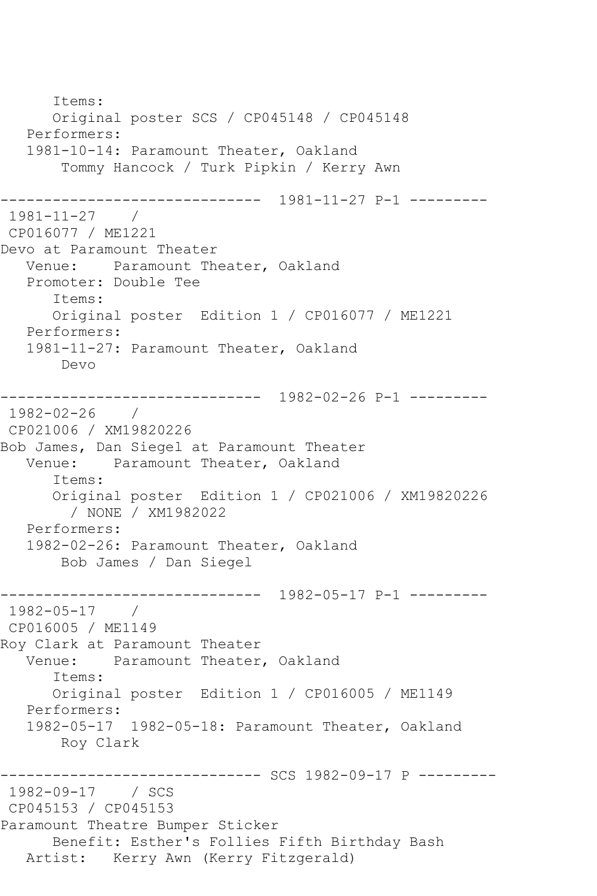```
      Items:
      Original poster SCS / CP045148 / CP045148
   Performers:
   1981-10-14: Paramount Theater, Oakland
       Tommy Hancock / Turk Pipkin / Kerry Awn

------------------------------  1981-11-27 P-1 ---------
 1981-11-27    /
 CP016077 / ME1221
Devo at Paramount Theater
   Venue:    Paramount Theater, Oakland
   Promoter: Double Tee
      Items:
      Original poster  Edition 1 / CP016077 / ME1221
   Performers:
   1981-11-27: Paramount Theater, Oakland
       Devo

------------------------------  1982-02-26 P-1 ---------
 1982-02-26    /
 CP021006 / XM19820226
Bob James, Dan Siegel at Paramount Theater
   Venue:    Paramount Theater, Oakland
      Items:
      Original poster  Edition 1 / CP021006 / XM19820226
        / NONE / XM1982022
   Performers:
   1982-02-26: Paramount Theater, Oakland
       Bob James / Dan Siegel

------------------------------  1982-05-17 P-1 ---------
 1982-05-17    /
 CP016005 / ME1149
Roy Clark at Paramount Theater
   Venue:    Paramount Theater, Oakland
      Items:
      Original poster  Edition 1 / CP016005 / ME1149
   Performers:
   1982-05-17  1982-05-18: Paramount Theater, Oakland
       Roy Clark

------------------------------ SCS 1982-09-17 P ---------
 1982-09-17    / SCS
 CP045153 / CP045153
Paramount Theatre Bumper Sticker
      Benefit: Esther's Follies Fifth Birthday Bash
   Artist:   Kerry Awn (Kerry Fitzgerald)
```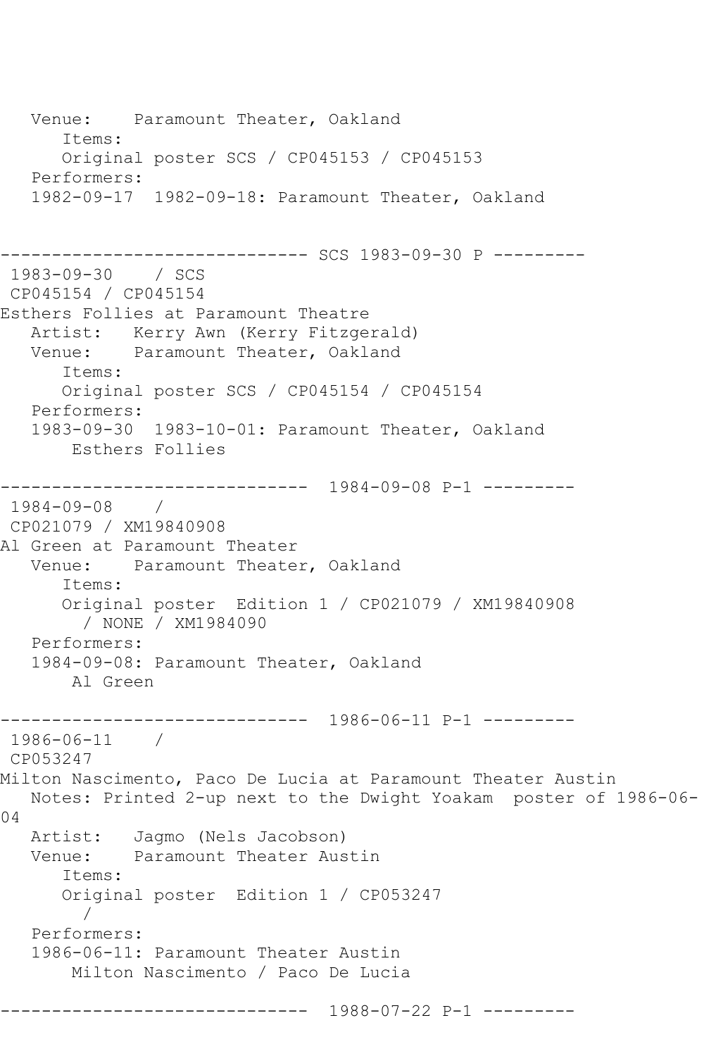```
   Venue:    Paramount Theater, Oakland
      Items:
      Original poster SCS / CP045153 / CP045153
   Performers:
   1982-09-17  1982-09-18: Paramount Theater, Oakland


------------------------------ SCS 1983-09-30 P ---------
 1983-09-30    / SCS
 CP045154 / CP045154
Esthers Follies at Paramount Theatre
   Artist:   Kerry Awn (Kerry Fitzgerald)
   Venue:    Paramount Theater, Oakland
      Items:
      Original poster SCS / CP045154 / CP045154
   Performers:
   1983-09-30  1983-10-01: Paramount Theater, Oakland
       Esthers Follies

------------------------------  1984-09-08 P-1 ---------
 1984-09-08    /
 CP021079 / XM19840908
Al Green at Paramount Theater
   Venue:    Paramount Theater, Oakland
      Items:
      Original poster  Edition 1 / CP021079 / XM19840908
        / NONE / XM1984090
   Performers:
   1984-09-08: Paramount Theater, Oakland
       Al Green

------------------------------  1986-06-11 P-1 ---------
 1986-06-11    /
 CP053247
Milton Nascimento, Paco De Lucia at Paramount Theater Austin
   Notes: Printed 2-up next to the Dwight Yoakam  poster of 1986-06-
04
   Artist:   Jagmo (Nels Jacobson)
   Venue:    Paramount Theater Austin
      Items:
      Original poster  Edition 1 / CP053247
        /
   Performers:
   1986-06-11: Paramount Theater Austin
       Milton Nascimento / Paco De Lucia

------------------------------  1988-07-22 P-1 ---------
```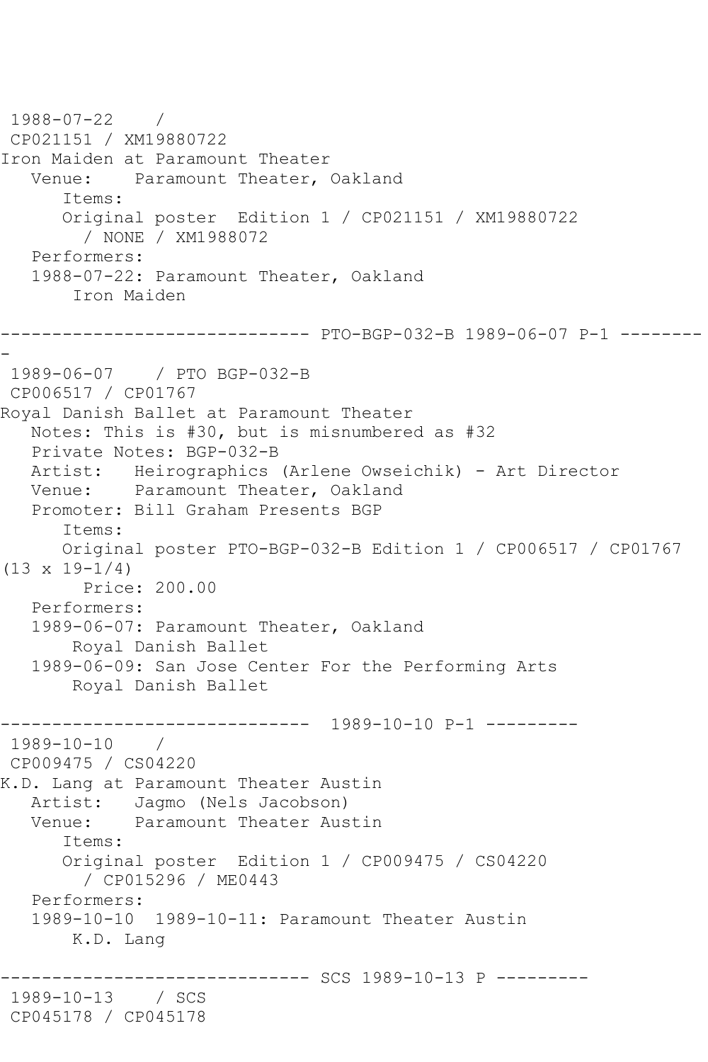1988-07-22 /
CP021151 / XM19880722
Iron Maiden at Paramount Theater
   Venue: Paramount Theater, Oakland
      Items:
      Original poster Edition 1 / CP021151 / XM19880722
        / NONE / XM1988072
   Performers:
   1988-07-22: Paramount Theater, Oakland
       Iron Maiden

------------------------------ PTO-BGP-032-B 1989-06-07 P-1 ---------

1989-06-07 / PTO BGP-032-B
CP006517 / CP01767
Royal Danish Ballet at Paramount Theater
   Notes: This is #30, but is misnumbered as #32
   Private Notes: BGP-032-B
   Artist: Heirographics (Arlene Owseichik) - Art Director
   Venue: Paramount Theater, Oakland
   Promoter: Bill Graham Presents BGP
      Items:
      Original poster PTO-BGP-032-B Edition 1 / CP006517 / CP01767 (13 x 19-1/4)
        Price: 200.00
   Performers:
   1989-06-07: Paramount Theater, Oakland
       Royal Danish Ballet
   1989-06-09: San Jose Center For the Performing Arts
       Royal Danish Ballet

------------------------------ 1989-10-10 P-1 ---------

1989-10-10 /
CP009475 / CS04220
K.D. Lang at Paramount Theater Austin
   Artist: Jagmo (Nels Jacobson)
   Venue: Paramount Theater Austin
      Items:
      Original poster Edition 1 / CP009475 / CS04220
        / CP015296 / ME0443
   Performers:
   1989-10-10 1989-10-11: Paramount Theater Austin
       K.D. Lang

------------------------------ SCS 1989-10-13 P ---------

1989-10-13 / SCS
CP045178 / CP045178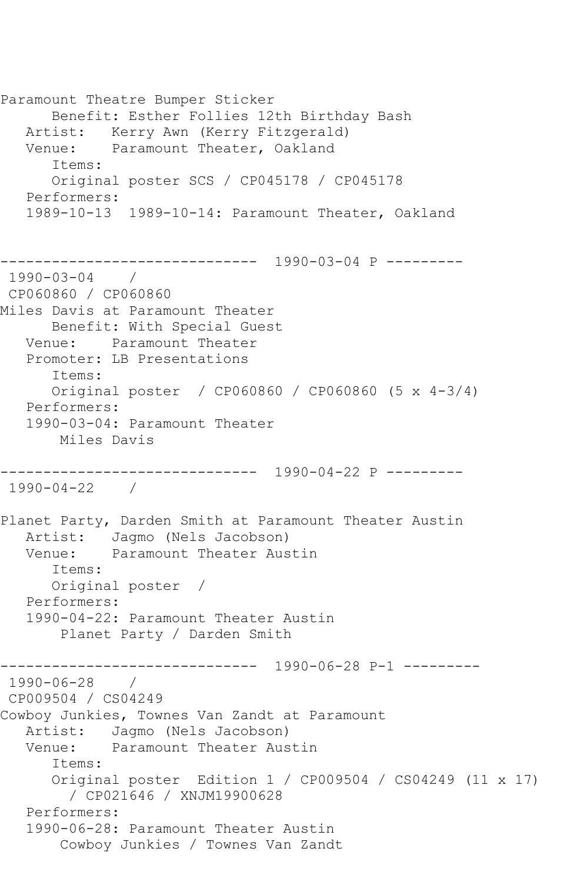Paramount Theatre Bumper Sticker
      Benefit: Esther Follies 12th Birthday Bash
   Artist:   Kerry Awn (Kerry Fitzgerald)
   Venue:    Paramount Theater, Oakland
      Items:
      Original poster SCS / CP045178 / CP045178
   Performers:
   1989-10-13  1989-10-14: Paramount Theater, Oakland

------------------------------  1990-03-04 P ---------
 1990-03-04    /
 CP060860 / CP060860
Miles Davis at Paramount Theater
      Benefit: With Special Guest
   Venue:    Paramount Theater
   Promoter: LB Presentations
      Items:
      Original poster  / CP060860 / CP060860 (5 x 4-3/4)
   Performers:
   1990-03-04: Paramount Theater
       Miles Davis

------------------------------  1990-04-22 P ---------
 1990-04-22    /

Planet Party, Darden Smith at Paramount Theater Austin
   Artist:   Jagmo (Nels Jacobson)
   Venue:    Paramount Theater Austin
      Items:
      Original poster  /
   Performers:
   1990-04-22: Paramount Theater Austin
       Planet Party / Darden Smith

------------------------------  1990-06-28 P-1 ---------
 1990-06-28    /
 CP009504 / CS04249
Cowboy Junkies, Townes Van Zandt at Paramount
   Artist:   Jagmo (Nels Jacobson)
   Venue:    Paramount Theater Austin
      Items:
      Original poster  Edition 1 / CP009504 / CS04249 (11 x 17)
        / CP021646 / XNJM19900628
   Performers:
   1990-06-28: Paramount Theater Austin
       Cowboy Junkies / Townes Van Zandt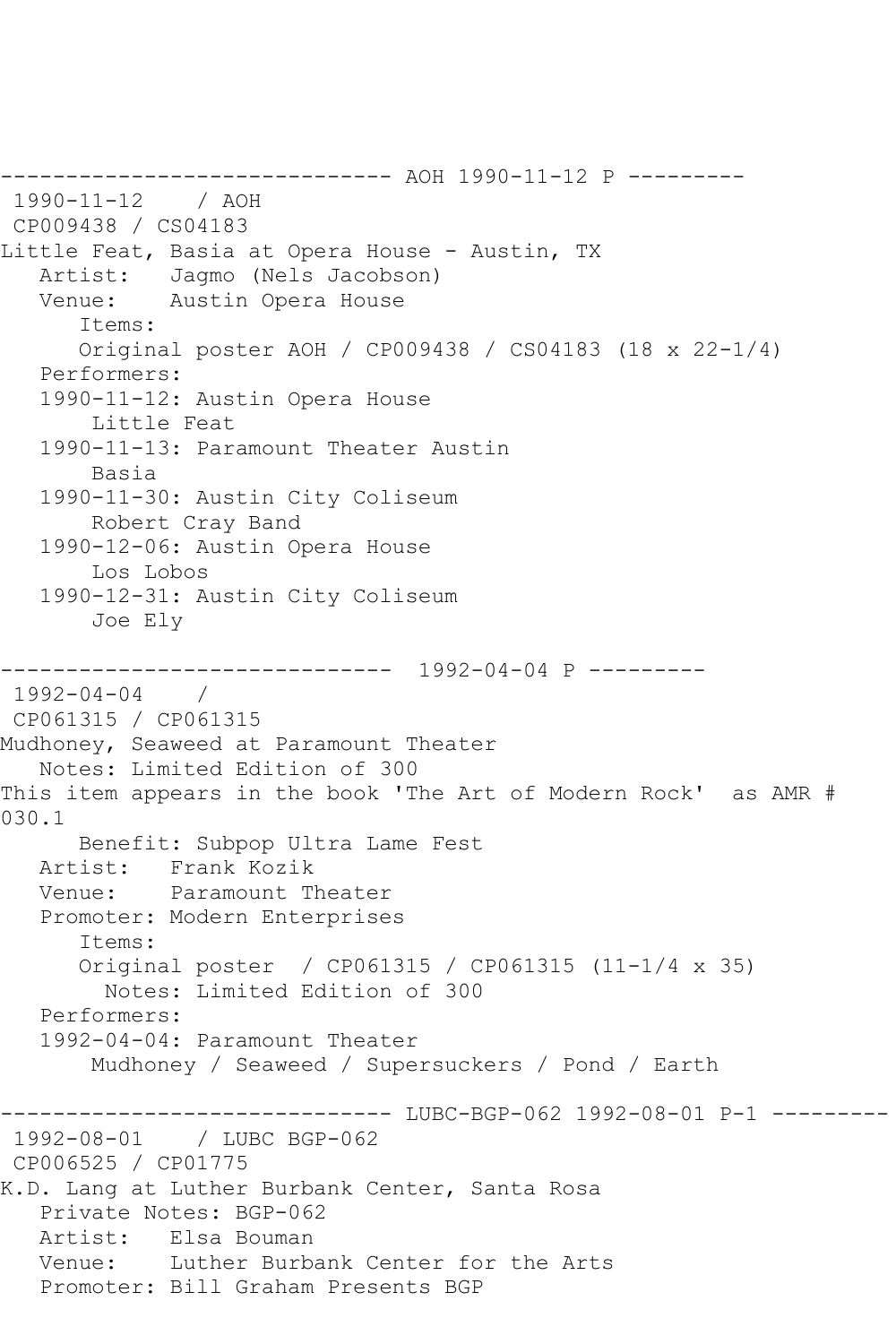```
------------------------------ AOH 1990-11-12 P ---------
 1990-11-12    / AOH
 CP009438 / CS04183
Little Feat, Basia at Opera House - Austin, TX
   Artist:   Jagmo (Nels Jacobson)
   Venue:    Austin Opera House
      Items:
      Original poster AOH / CP009438 / CS04183 (18 x 22-1/4)
   Performers:
   1990-11-12: Austin Opera House
       Little Feat
   1990-11-13: Paramount Theater Austin
       Basia
   1990-11-30: Austin City Coliseum
       Robert Cray Band
   1990-12-06: Austin Opera House
       Los Lobos
   1990-12-31: Austin City Coliseum
       Joe Ely

------------------------------  1992-04-04 P ---------
 1992-04-04    /
 CP061315 / CP061315
Mudhoney, Seaweed at Paramount Theater
   Notes: Limited Edition of 300
This item appears in the book 'The Art of Modern Rock'  as AMR #
030.1
      Benefit: Subpop Ultra Lame Fest
   Artist:   Frank Kozik
   Venue:    Paramount Theater
   Promoter: Modern Enterprises
      Items:
      Original poster  / CP061315 / CP061315 (11-1/4 x 35)
        Notes: Limited Edition of 300
   Performers:
   1992-04-04: Paramount Theater
       Mudhoney / Seaweed / Supersuckers / Pond / Earth

------------------------------ LUBC-BGP-062 1992-08-01 P-1 ---------
 1992-08-01    / LUBC BGP-062
 CP006525 / CP01775
K.D. Lang at Luther Burbank Center, Santa Rosa
   Private Notes: BGP-062
   Artist:   Elsa Bouman
   Venue:    Luther Burbank Center for the Arts
   Promoter: Bill Graham Presents BGP
```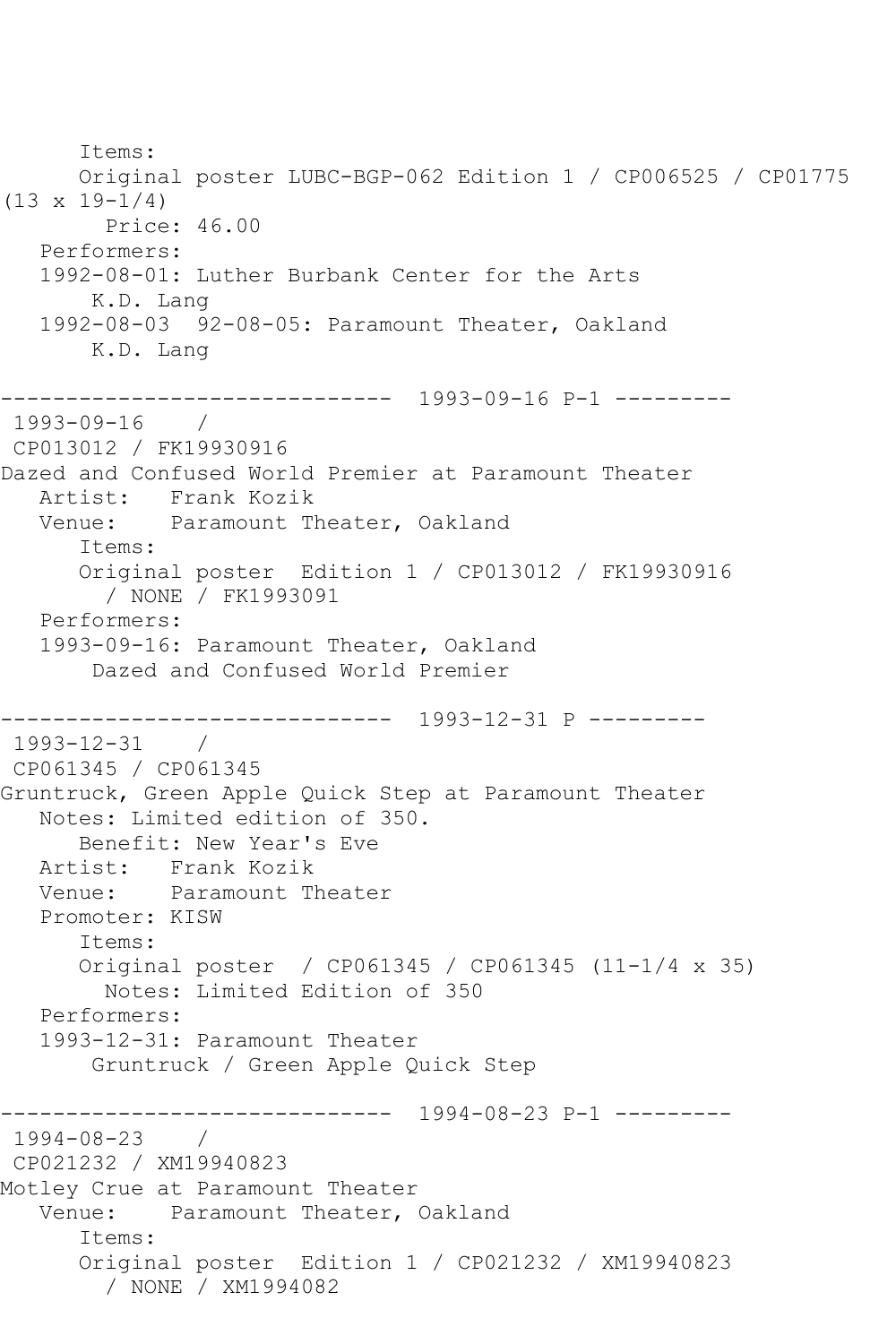```
      Items:
      Original poster LUBC-BGP-062 Edition 1 / CP006525 / CP01775
(13 x 19-1/4)
         Price: 46.00
   Performers:
   1992-08-01: Luther Burbank Center for the Arts
       K.D. Lang
   1992-08-03  92-08-05: Paramount Theater, Oakland
       K.D. Lang

------------------------------  1993-09-16 P-1 ---------
 1993-09-16    /
 CP013012 / FK19930916
Dazed and Confused World Premier at Paramount Theater
   Artist:   Frank Kozik
   Venue:    Paramount Theater, Oakland
      Items:
      Original poster  Edition 1 / CP013012 / FK19930916
        / NONE / FK1993091
   Performers:
   1993-09-16: Paramount Theater, Oakland
       Dazed and Confused World Premier

------------------------------  1993-12-31 P ---------
 1993-12-31    /
 CP061345 / CP061345
Gruntruck, Green Apple Quick Step at Paramount Theater
   Notes: Limited edition of 350.
      Benefit: New Year's Eve
   Artist:   Frank Kozik
   Venue:    Paramount Theater
   Promoter: KISW
      Items:
      Original poster  / CP061345 / CP061345 (11-1/4 x 35)
        Notes: Limited Edition of 350
   Performers:
   1993-12-31: Paramount Theater
       Gruntruck / Green Apple Quick Step

------------------------------  1994-08-23 P-1 ---------
 1994-08-23    /
 CP021232 / XM19940823
Motley Crue at Paramount Theater
   Venue:    Paramount Theater, Oakland
      Items:
      Original poster  Edition 1 / CP021232 / XM19940823
        / NONE / XM1994082
```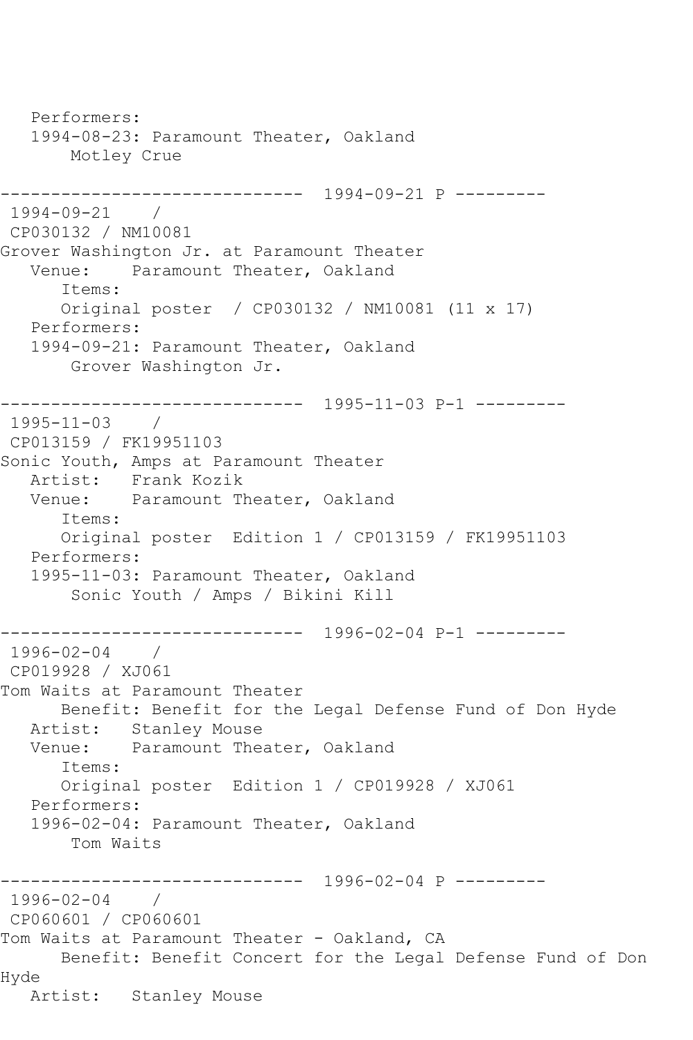Performers:
   1994-08-23: Paramount Theater, Oakland
       Motley Crue

------------------------------ 1994-09-21 P ---------
 1994-09-21    /
 CP030132 / NM10081
Grover Washington Jr. at Paramount Theater
   Venue:    Paramount Theater, Oakland
      Items:
      Original poster  / CP030132 / NM10081 (11 x 17)
   Performers:
   1994-09-21: Paramount Theater, Oakland
       Grover Washington Jr.

------------------------------ 1995-11-03 P-1 ---------
 1995-11-03    /
 CP013159 / FK19951103
Sonic Youth, Amps at Paramount Theater
   Artist:   Frank Kozik
   Venue:    Paramount Theater, Oakland
      Items:
      Original poster  Edition 1 / CP013159 / FK19951103
   Performers:
   1995-11-03: Paramount Theater, Oakland
       Sonic Youth / Amps / Bikini Kill

------------------------------ 1996-02-04 P-1 ---------
 1996-02-04    /
 CP019928 / XJ061
Tom Waits at Paramount Theater
      Benefit: Benefit for the Legal Defense Fund of Don Hyde
   Artist:   Stanley Mouse
   Venue:    Paramount Theater, Oakland
      Items:
      Original poster  Edition 1 / CP019928 / XJ061
   Performers:
   1996-02-04: Paramount Theater, Oakland
       Tom Waits

------------------------------ 1996-02-04 P ---------
 1996-02-04    /
 CP060601 / CP060601
Tom Waits at Paramount Theater - Oakland, CA
      Benefit: Benefit Concert for the Legal Defense Fund of Don Hyde
   Artist:   Stanley Mouse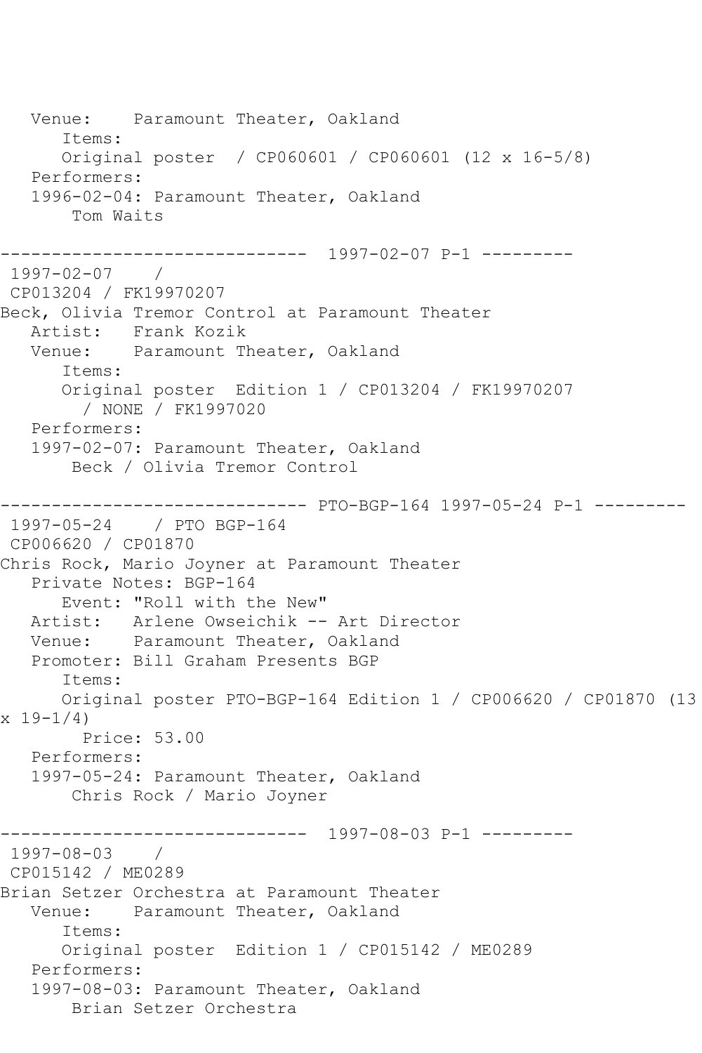```
   Venue:    Paramount Theater, Oakland
      Items:
      Original poster  / CP060601 / CP060601 (12 x 16-5/8)
   Performers:
   1996-02-04: Paramount Theater, Oakland
       Tom Waits

------------------------------  1997-02-07 P-1 ---------
 1997-02-07    /
 CP013204 / FK19970207
Beck, Olivia Tremor Control at Paramount Theater
   Artist:   Frank Kozik
   Venue:    Paramount Theater, Oakland
      Items:
      Original poster  Edition 1 / CP013204 / FK19970207
        / NONE / FK1997020
   Performers:
   1997-02-07: Paramount Theater, Oakland
       Beck / Olivia Tremor Control

------------------------------ PTO-BGP-164 1997-05-24 P-1 ---------
 1997-05-24    / PTO BGP-164
 CP006620 / CP01870
Chris Rock, Mario Joyner at Paramount Theater
   Private Notes: BGP-164
      Event: "Roll with the New"
   Artist:   Arlene Owseichik -- Art Director
   Venue:    Paramount Theater, Oakland
   Promoter: Bill Graham Presents BGP
      Items:
      Original poster PTO-BGP-164 Edition 1 / CP006620 / CP01870 (13
x 19-1/4)
        Price: 53.00
   Performers:
   1997-05-24: Paramount Theater, Oakland
       Chris Rock / Mario Joyner

------------------------------  1997-08-03 P-1 ---------
 1997-08-03    /
 CP015142 / ME0289
Brian Setzer Orchestra at Paramount Theater
   Venue:    Paramount Theater, Oakland
      Items:
      Original poster  Edition 1 / CP015142 / ME0289
   Performers:
   1997-08-03: Paramount Theater, Oakland
       Brian Setzer Orchestra
```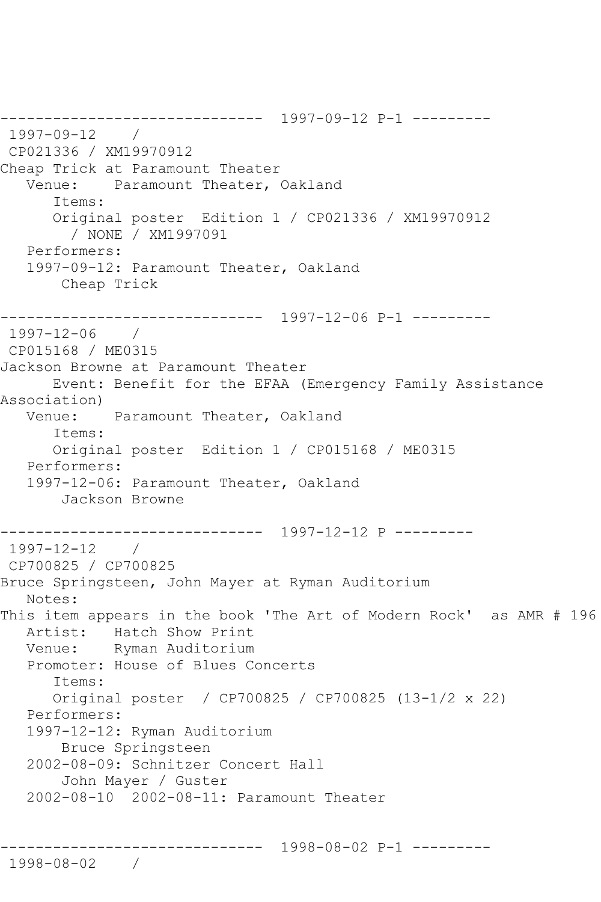------------------------------ 1997-09-12 P-1 ---------
1997-09-12 /
CP021336 / XM19970912
Cheap Trick at Paramount Theater
Venue: Paramount Theater, Oakland
Items:
Original poster Edition 1 / CP021336 / XM19970912 / NONE / XM1997091
Performers:
1997-09-12: Paramount Theater, Oakland
Cheap Trick

------------------------------ 1997-12-06 P-1 ---------
1997-12-06 /
CP015168 / ME0315
Jackson Browne at Paramount Theater
Event: Benefit for the EFAA (Emergency Family Assistance Association)
Venue: Paramount Theater, Oakland
Items:
Original poster Edition 1 / CP015168 / ME0315
Performers:
1997-12-06: Paramount Theater, Oakland
Jackson Browne

------------------------------ 1997-12-12 P ---------
1997-12-12 /
CP700825 / CP700825
Bruce Springsteen, John Mayer at Ryman Auditorium
Notes:
This item appears in the book 'The Art of Modern Rock' as AMR # 196
Artist: Hatch Show Print
Venue: Ryman Auditorium
Promoter: House of Blues Concerts
Items:
Original poster / CP700825 / CP700825 (13-1/2 x 22)
Performers:
1997-12-12: Ryman Auditorium
Bruce Springsteen
2002-08-09: Schnitzer Concert Hall
John Mayer / Guster
2002-08-10 2002-08-11: Paramount Theater

------------------------------ 1998-08-02 P-1 ---------
1998-08-02 /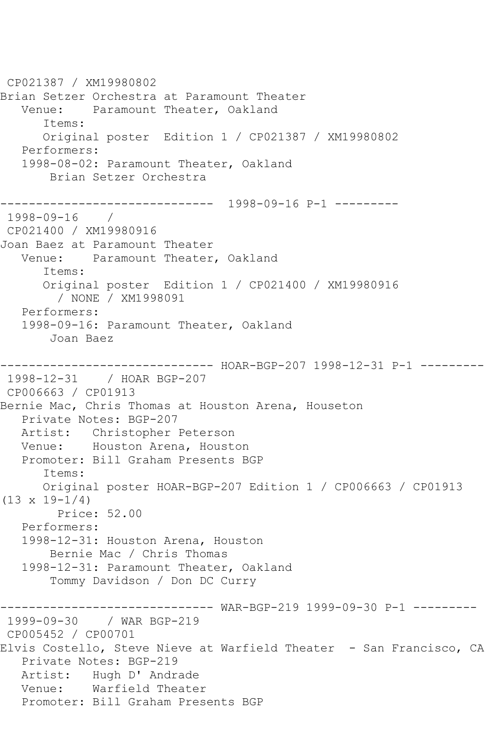CP021387 / XM19980802
Brian Setzer Orchestra at Paramount Theater
   Venue:    Paramount Theater, Oakland
      Items:
      Original poster  Edition 1 / CP021387 / XM19980802
   Performers:
   1998-08-02: Paramount Theater, Oakland
       Brian Setzer Orchestra

------------------------------  1998-09-16 P-1 ---------
 1998-09-16    /
 CP021400 / XM19980916
Joan Baez at Paramount Theater
   Venue:    Paramount Theater, Oakland
      Items:
      Original poster  Edition 1 / CP021400 / XM19980916
        / NONE / XM1998091
   Performers:
   1998-09-16: Paramount Theater, Oakland
       Joan Baez

------------------------------ HOAR-BGP-207 1998-12-31 P-1 ---------
 1998-12-31    / HOAR BGP-207
 CP006663 / CP01913
Bernie Mac, Chris Thomas at Houston Arena, Houseton
   Private Notes: BGP-207
   Artist:   Christopher Peterson
   Venue:    Houston Arena, Houston
   Promoter: Bill Graham Presents BGP
      Items:
      Original poster HOAR-BGP-207 Edition 1 / CP006663 / CP01913
(13 x 19-1/4)
        Price: 52.00
   Performers:
   1998-12-31: Houston Arena, Houston
       Bernie Mac / Chris Thomas
   1998-12-31: Paramount Theater, Oakland
       Tommy Davidson / Don DC Curry

------------------------------ WAR-BGP-219 1999-09-30 P-1 ---------
 1999-09-30    / WAR BGP-219
 CP005452 / CP00701
Elvis Costello, Steve Nieve at Warfield Theater  - San Francisco, CA
   Private Notes: BGP-219
   Artist:   Hugh D' Andrade
   Venue:    Warfield Theater
   Promoter: Bill Graham Presents BGP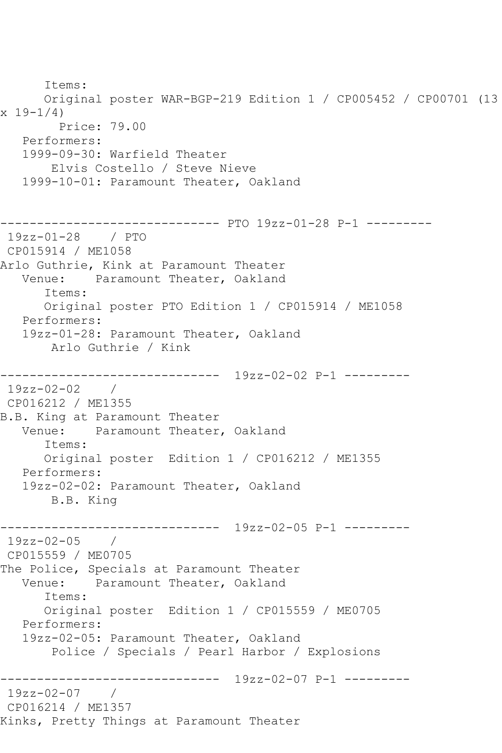```
      Items:
      Original poster WAR-BGP-219 Edition 1 / CP005452 / CP00701 (13
x 19-1/4)
        Price: 79.00
   Performers:
   1999-09-30: Warfield Theater
       Elvis Costello / Steve Nieve
   1999-10-01: Paramount Theater, Oakland


------------------------------ PTO 19zz-01-28 P-1 ---------
 19zz-01-28    / PTO
 CP015914 / ME1058
Arlo Guthrie, Kink at Paramount Theater
   Venue:    Paramount Theater, Oakland
      Items:
      Original poster PTO Edition 1 / CP015914 / ME1058
   Performers:
   19zz-01-28: Paramount Theater, Oakland
       Arlo Guthrie / Kink

------------------------------  19zz-02-02 P-1 ---------
 19zz-02-02    /
 CP016212 / ME1355
B.B. King at Paramount Theater
   Venue:    Paramount Theater, Oakland
      Items:
      Original poster  Edition 1 / CP016212 / ME1355
   Performers:
   19zz-02-02: Paramount Theater, Oakland
       B.B. King

------------------------------  19zz-02-05 P-1 ---------
 19zz-02-05    /
 CP015559 / ME0705
The Police, Specials at Paramount Theater
   Venue:    Paramount Theater, Oakland
      Items:
      Original poster  Edition 1 / CP015559 / ME0705
   Performers:
   19zz-02-05: Paramount Theater, Oakland
       Police / Specials / Pearl Harbor / Explosions

------------------------------  19zz-02-07 P-1 ---------
 19zz-02-07    /
 CP016214 / ME1357
Kinks, Pretty Things at Paramount Theater
```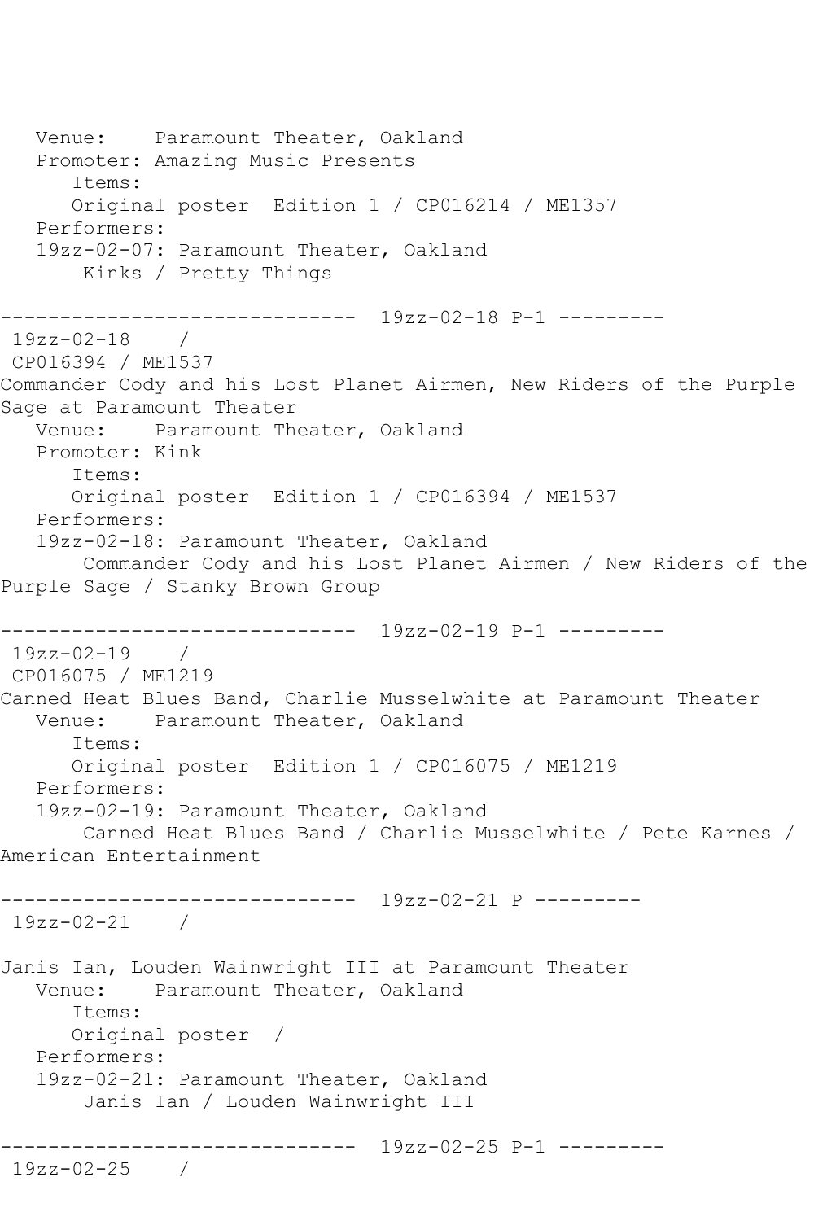Venue:    Paramount Theater, Oakland
   Promoter: Amazing Music Presents
      Items:
      Original poster  Edition 1 / CP016214 / ME1357
   Performers:
   19zz-02-07: Paramount Theater, Oakland
       Kinks / Pretty Things

------------------------------  19zz-02-18 P-1 ---------
 19zz-02-18    /
 CP016394 / ME1537
Commander Cody and his Lost Planet Airmen, New Riders of the Purple Sage at Paramount Theater
   Venue:    Paramount Theater, Oakland
   Promoter: Kink
      Items:
      Original poster  Edition 1 / CP016394 / ME1537
   Performers:
   19zz-02-18: Paramount Theater, Oakland
       Commander Cody and his Lost Planet Airmen / New Riders of the Purple Sage / Stanky Brown Group

------------------------------  19zz-02-19 P-1 ---------
 19zz-02-19    /
 CP016075 / ME1219
Canned Heat Blues Band, Charlie Musselwhite at Paramount Theater
   Venue:    Paramount Theater, Oakland
      Items:
      Original poster  Edition 1 / CP016075 / ME1219
   Performers:
   19zz-02-19: Paramount Theater, Oakland
       Canned Heat Blues Band / Charlie Musselwhite / Pete Karnes / American Entertainment

------------------------------  19zz-02-21 P ---------
 19zz-02-21    /

Janis Ian, Louden Wainwright III at Paramount Theater
   Venue:    Paramount Theater, Oakland
      Items:
      Original poster  /
   Performers:
   19zz-02-21: Paramount Theater, Oakland
       Janis Ian / Louden Wainwright III

------------------------------  19zz-02-25 P-1 ---------
 19zz-02-25    /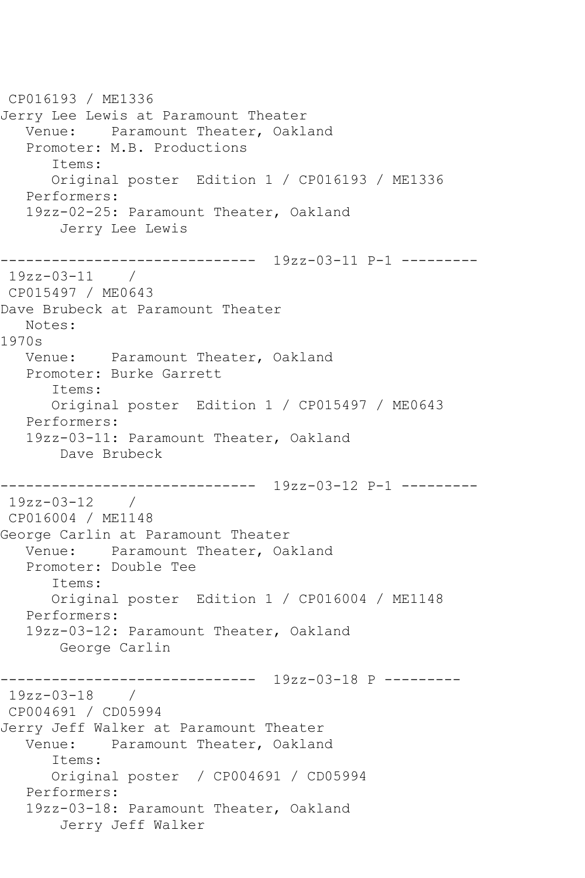CP016193 / ME1336
Jerry Lee Lewis at Paramount Theater
   Venue:    Paramount Theater, Oakland
   Promoter: M.B. Productions
      Items:
      Original poster  Edition 1 / CP016193 / ME1336
   Performers:
   19zz-02-25: Paramount Theater, Oakland
       Jerry Lee Lewis

------------------------------  19zz-03-11 P-1 ---------
 19zz-03-11    /
 CP015497 / ME0643
Dave Brubeck at Paramount Theater
   Notes:
1970s
   Venue:    Paramount Theater, Oakland
   Promoter: Burke Garrett
      Items:
      Original poster  Edition 1 / CP015497 / ME0643
   Performers:
   19zz-03-11: Paramount Theater, Oakland
       Dave Brubeck

------------------------------  19zz-03-12 P-1 ---------
 19zz-03-12    /
 CP016004 / ME1148
George Carlin at Paramount Theater
   Venue:    Paramount Theater, Oakland
   Promoter: Double Tee
      Items:
      Original poster  Edition 1 / CP016004 / ME1148
   Performers:
   19zz-03-12: Paramount Theater, Oakland
       George Carlin

------------------------------  19zz-03-18 P ---------
 19zz-03-18    /
 CP004691 / CD05994
Jerry Jeff Walker at Paramount Theater
   Venue:    Paramount Theater, Oakland
      Items:
      Original poster  / CP004691 / CD05994
   Performers:
   19zz-03-18: Paramount Theater, Oakland
       Jerry Jeff Walker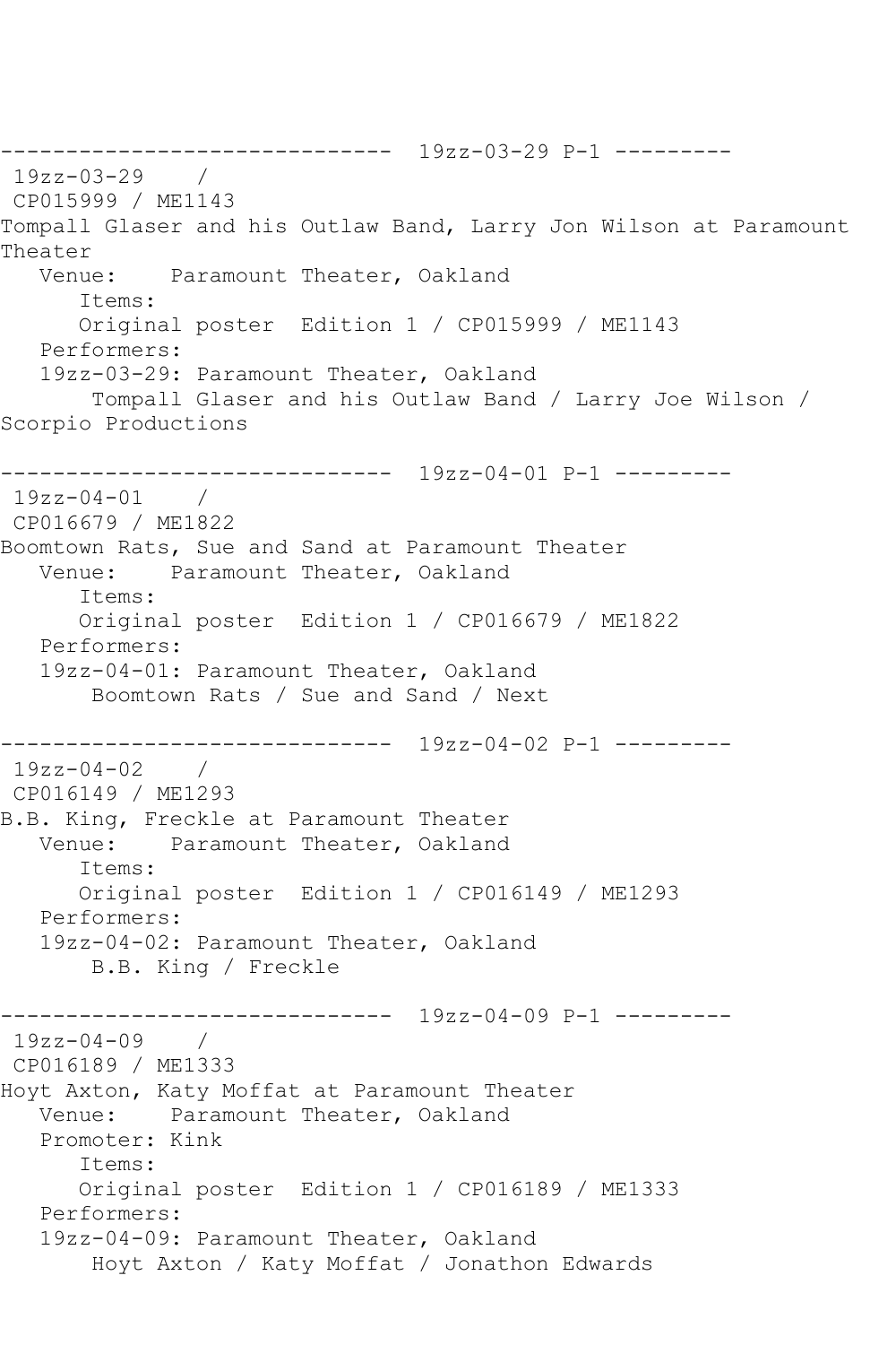------------------------------  19zz-03-29 P-1 ---------
 19zz-03-29    /
 CP015999 / ME1143
Tompall Glaser and his Outlaw Band, Larry Jon Wilson at Paramount Theater
   Venue:    Paramount Theater, Oakland
      Items:
      Original poster  Edition 1 / CP015999 / ME1143
   Performers:
   19zz-03-29: Paramount Theater, Oakland
       Tompall Glaser and his Outlaw Band / Larry Joe Wilson / Scorpio Productions

------------------------------  19zz-04-01 P-1 ---------
 19zz-04-01    /
 CP016679 / ME1822
Boomtown Rats, Sue and Sand at Paramount Theater
   Venue:    Paramount Theater, Oakland
      Items:
      Original poster  Edition 1 / CP016679 / ME1822
   Performers:
   19zz-04-01: Paramount Theater, Oakland
       Boomtown Rats / Sue and Sand / Next

------------------------------  19zz-04-02 P-1 ---------
 19zz-04-02    /
 CP016149 / ME1293
B.B. King, Freckle at Paramount Theater
   Venue:    Paramount Theater, Oakland
      Items:
      Original poster  Edition 1 / CP016149 / ME1293
   Performers:
   19zz-04-02: Paramount Theater, Oakland
       B.B. King / Freckle

------------------------------  19zz-04-09 P-1 ---------
 19zz-04-09    /
 CP016189 / ME1333
Hoyt Axton, Katy Moffat at Paramount Theater
   Venue:    Paramount Theater, Oakland
   Promoter: Kink
      Items:
      Original poster  Edition 1 / CP016189 / ME1333
   Performers:
   19zz-04-09: Paramount Theater, Oakland
       Hoyt Axton / Katy Moffat / Jonathon Edwards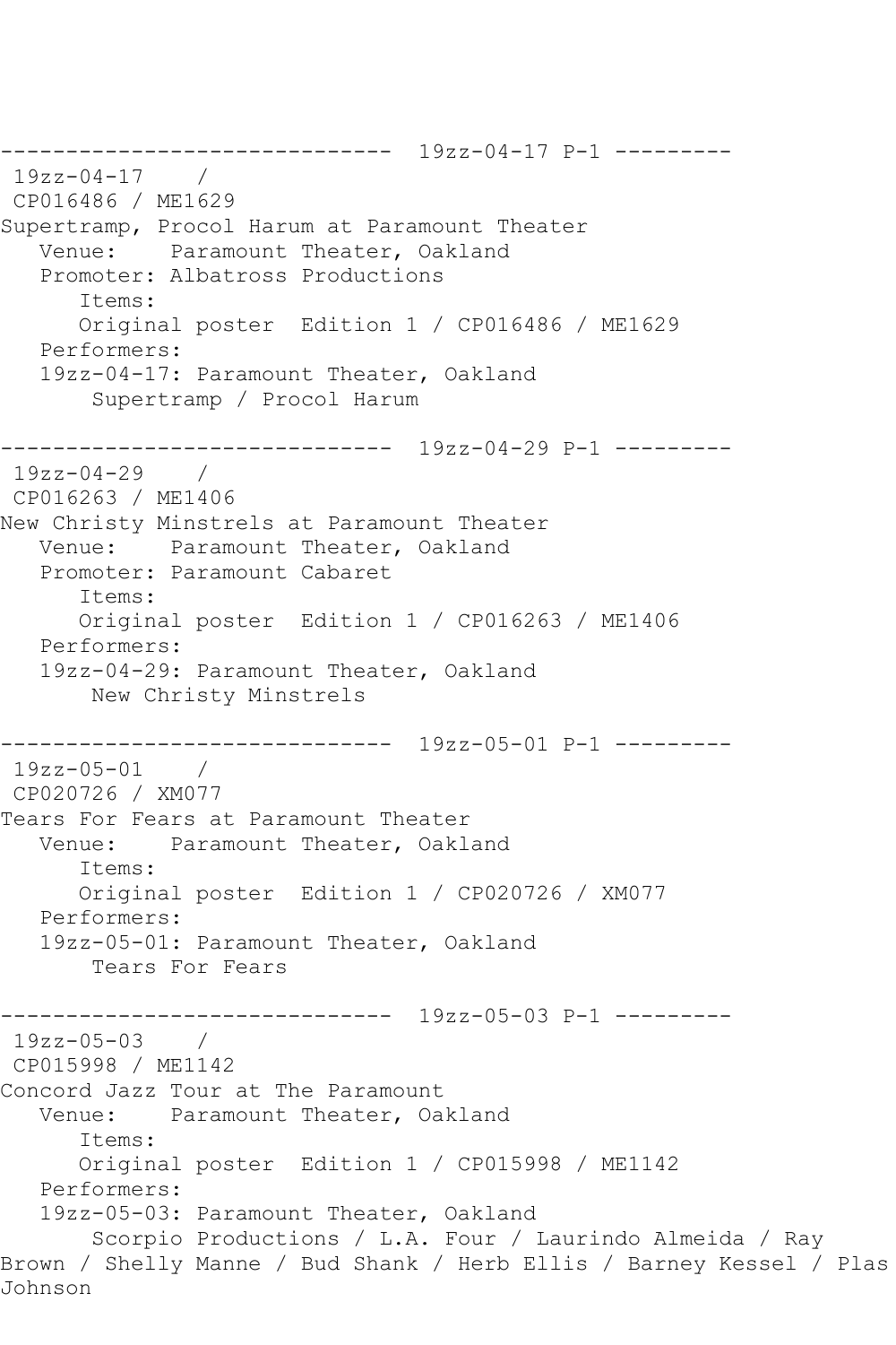------------------------------  19zz-04-17 P-1 ---------
19zz-04-17    /
CP016486 / ME1629
Supertramp, Procol Harum at Paramount Theater
   Venue:    Paramount Theater, Oakland
   Promoter: Albatross Productions
      Items:
      Original poster  Edition 1 / CP016486 / ME1629
   Performers:
   19zz-04-17: Paramount Theater, Oakland
       Supertramp / Procol Harum

------------------------------  19zz-04-29 P-1 ---------
19zz-04-29    /
CP016263 / ME1406
New Christy Minstrels at Paramount Theater
   Venue:    Paramount Theater, Oakland
   Promoter: Paramount Cabaret
      Items:
      Original poster  Edition 1 / CP016263 / ME1406
   Performers:
   19zz-04-29: Paramount Theater, Oakland
       New Christy Minstrels

------------------------------  19zz-05-01 P-1 ---------
19zz-05-01    /
CP020726 / XM077
Tears For Fears at Paramount Theater
   Venue:    Paramount Theater, Oakland
      Items:
      Original poster  Edition 1 / CP020726 / XM077
   Performers:
   19zz-05-01: Paramount Theater, Oakland
       Tears For Fears

------------------------------  19zz-05-03 P-1 ---------
19zz-05-03    /
CP015998 / ME1142
Concord Jazz Tour at The Paramount
   Venue:    Paramount Theater, Oakland
      Items:
      Original poster  Edition 1 / CP015998 / ME1142
   Performers:
   19zz-05-03: Paramount Theater, Oakland
       Scorpio Productions / L.A. Four / Laurindo Almeida / Ray Brown / Shelly Manne / Bud Shank / Herb Ellis / Barney Kessel / Plas Johnson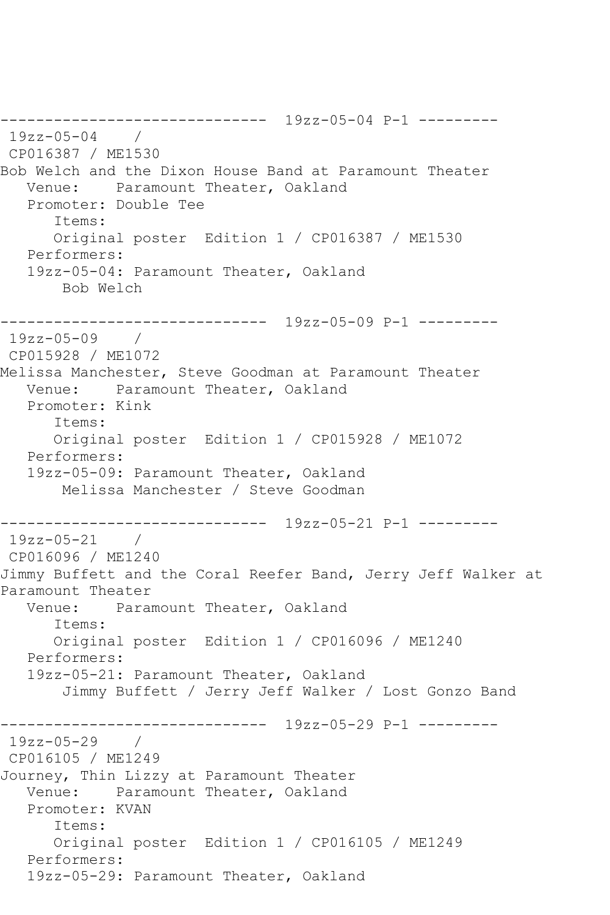------------------------------ 19zz-05-04 P-1 ---------

19zz-05-04 /
CP016387 / ME1530
Bob Welch and the Dixon House Band at Paramount Theater
Venue: Paramount Theater, Oakland
Promoter: Double Tee
Items:
Original poster Edition 1 / CP016387 / ME1530
Performers:
19zz-05-04: Paramount Theater, Oakland
Bob Welch

------------------------------ 19zz-05-09 P-1 ---------

19zz-05-09 /
CP015928 / ME1072
Melissa Manchester, Steve Goodman at Paramount Theater
Venue: Paramount Theater, Oakland
Promoter: Kink
Items:
Original poster Edition 1 / CP015928 / ME1072
Performers:
19zz-05-09: Paramount Theater, Oakland
Melissa Manchester / Steve Goodman

------------------------------ 19zz-05-21 P-1 ---------

19zz-05-21 /
CP016096 / ME1240
Jimmy Buffett and the Coral Reefer Band, Jerry Jeff Walker at Paramount Theater
Venue: Paramount Theater, Oakland
Items:
Original poster Edition 1 / CP016096 / ME1240
Performers:
19zz-05-21: Paramount Theater, Oakland
Jimmy Buffett / Jerry Jeff Walker / Lost Gonzo Band

------------------------------ 19zz-05-29 P-1 ---------

19zz-05-29 /
CP016105 / ME1249
Journey, Thin Lizzy at Paramount Theater
Venue: Paramount Theater, Oakland
Promoter: KVAN
Items:
Original poster Edition 1 / CP016105 / ME1249
Performers:
19zz-05-29: Paramount Theater, Oakland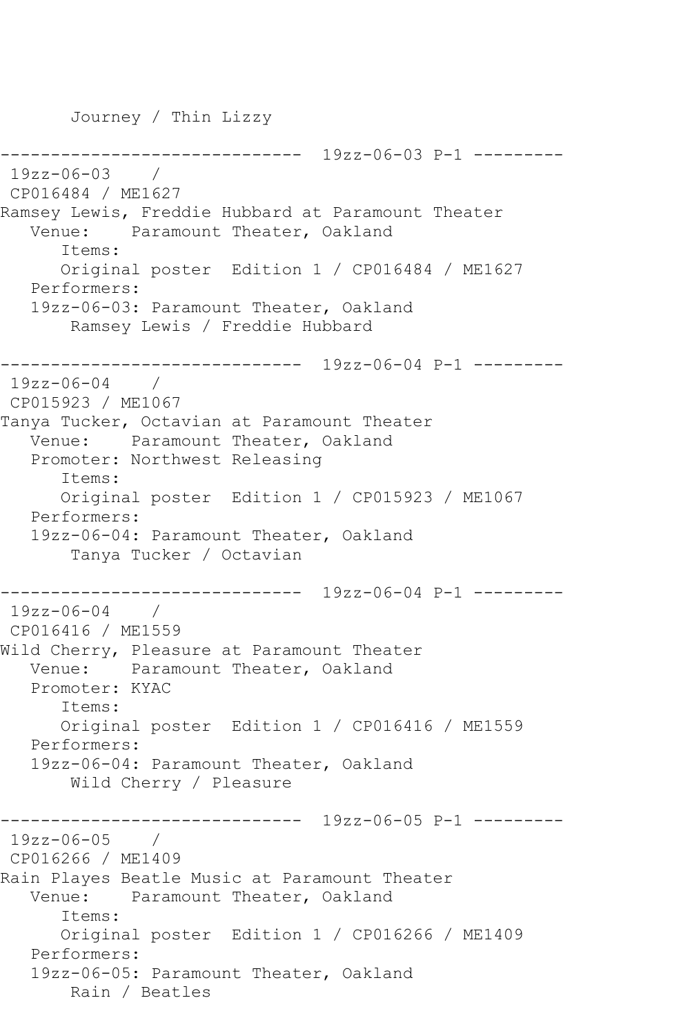```
       Journey / Thin Lizzy

------------------------------  19zz-06-03 P-1 ---------
 19zz-06-03    /
 CP016484 / ME1627
Ramsey Lewis, Freddie Hubbard at Paramount Theater
   Venue:    Paramount Theater, Oakland
      Items:
      Original poster  Edition 1 / CP016484 / ME1627
   Performers:
   19zz-06-03: Paramount Theater, Oakland
       Ramsey Lewis / Freddie Hubbard

------------------------------  19zz-06-04 P-1 ---------
 19zz-06-04    /
 CP015923 / ME1067
Tanya Tucker, Octavian at Paramount Theater
   Venue:    Paramount Theater, Oakland
   Promoter: Northwest Releasing
      Items:
      Original poster  Edition 1 / CP015923 / ME1067
   Performers:
   19zz-06-04: Paramount Theater, Oakland
       Tanya Tucker / Octavian

------------------------------  19zz-06-04 P-1 ---------
 19zz-06-04    /
 CP016416 / ME1559
Wild Cherry, Pleasure at Paramount Theater
   Venue:    Paramount Theater, Oakland
   Promoter: KYAC
      Items:
      Original poster  Edition 1 / CP016416 / ME1559
   Performers:
   19zz-06-04: Paramount Theater, Oakland
       Wild Cherry / Pleasure

------------------------------  19zz-06-05 P-1 ---------
 19zz-06-05    /
 CP016266 / ME1409
Rain Playes Beatle Music at Paramount Theater
   Venue:    Paramount Theater, Oakland
      Items:
      Original poster  Edition 1 / CP016266 / ME1409
   Performers:
   19zz-06-05: Paramount Theater, Oakland
       Rain / Beatles
```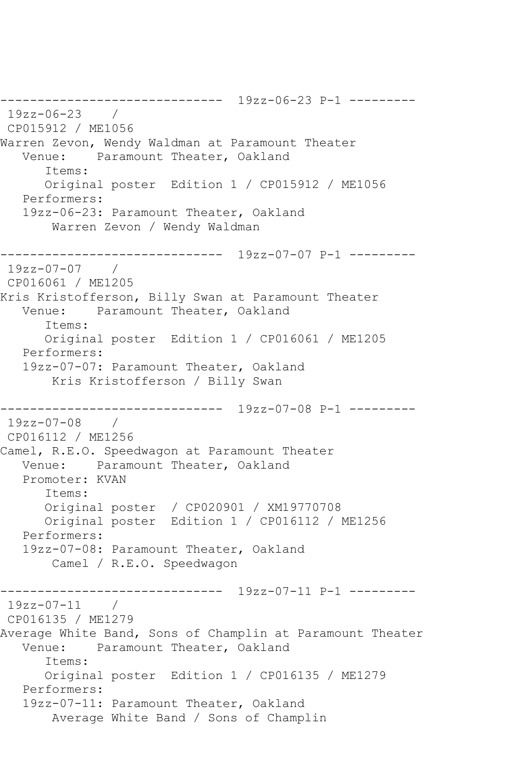------------------------------ 19zz-06-23 P-1 ---------

19zz-06-23 /
CP015912 / ME1056
Warren Zevon, Wendy Waldman at Paramount Theater
Venue: Paramount Theater, Oakland
Items:
Original poster Edition 1 / CP015912 / ME1056
Performers:
19zz-06-23: Paramount Theater, Oakland
Warren Zevon / Wendy Waldman

------------------------------ 19zz-07-07 P-1 ---------

19zz-07-07 /
CP016061 / ME1205
Kris Kristofferson, Billy Swan at Paramount Theater
Venue: Paramount Theater, Oakland
Items:
Original poster Edition 1 / CP016061 / ME1205
Performers:
19zz-07-07: Paramount Theater, Oakland
Kris Kristofferson / Billy Swan

------------------------------ 19zz-07-08 P-1 ---------

19zz-07-08 /
CP016112 / ME1256
Camel, R.E.O. Speedwagon at Paramount Theater
Venue: Paramount Theater, Oakland
Promoter: KVAN
Items:
Original poster / CP020901 / XM19770708
Original poster Edition 1 / CP016112 / ME1256
Performers:
19zz-07-08: Paramount Theater, Oakland
Camel / R.E.O. Speedwagon

------------------------------ 19zz-07-11 P-1 ---------

19zz-07-11 /
CP016135 / ME1279
Average White Band, Sons of Champlin at Paramount Theater
Venue: Paramount Theater, Oakland
Items:
Original poster Edition 1 / CP016135 / ME1279
Performers:
19zz-07-11: Paramount Theater, Oakland
Average White Band / Sons of Champlin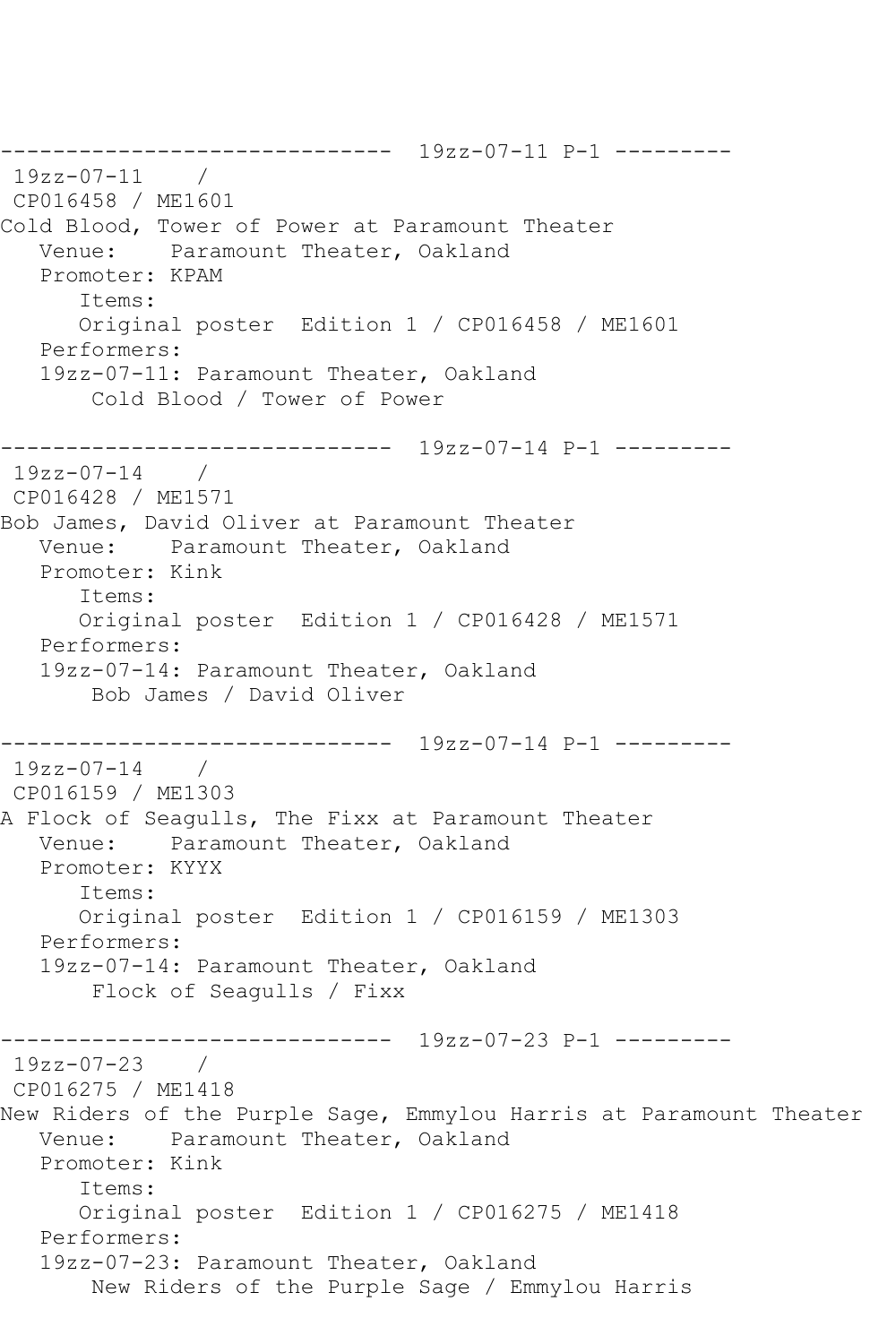```
------------------------------  19zz-07-11 P-1 ---------
 19zz-07-11    /
 CP016458 / ME1601
Cold Blood, Tower of Power at Paramount Theater
   Venue:    Paramount Theater, Oakland
   Promoter: KPAM
      Items:
      Original poster  Edition 1 / CP016458 / ME1601
   Performers:
   19zz-07-11: Paramount Theater, Oakland
       Cold Blood / Tower of Power

------------------------------  19zz-07-14 P-1 ---------
 19zz-07-14    /
 CP016428 / ME1571
Bob James, David Oliver at Paramount Theater
   Venue:    Paramount Theater, Oakland
   Promoter: Kink
      Items:
      Original poster  Edition 1 / CP016428 / ME1571
   Performers:
   19zz-07-14: Paramount Theater, Oakland
       Bob James / David Oliver

------------------------------  19zz-07-14 P-1 ---------
 19zz-07-14    /
 CP016159 / ME1303
A Flock of Seagulls, The Fixx at Paramount Theater
   Venue:    Paramount Theater, Oakland
   Promoter: KYYX
      Items:
      Original poster  Edition 1 / CP016159 / ME1303
   Performers:
   19zz-07-14: Paramount Theater, Oakland
       Flock of Seagulls / Fixx

------------------------------  19zz-07-23 P-1 ---------
 19zz-07-23    /
 CP016275 / ME1418
New Riders of the Purple Sage, Emmylou Harris at Paramount Theater
   Venue:    Paramount Theater, Oakland
   Promoter: Kink
      Items:
      Original poster  Edition 1 / CP016275 / ME1418
   Performers:
   19zz-07-23: Paramount Theater, Oakland
       New Riders of the Purple Sage / Emmylou Harris
```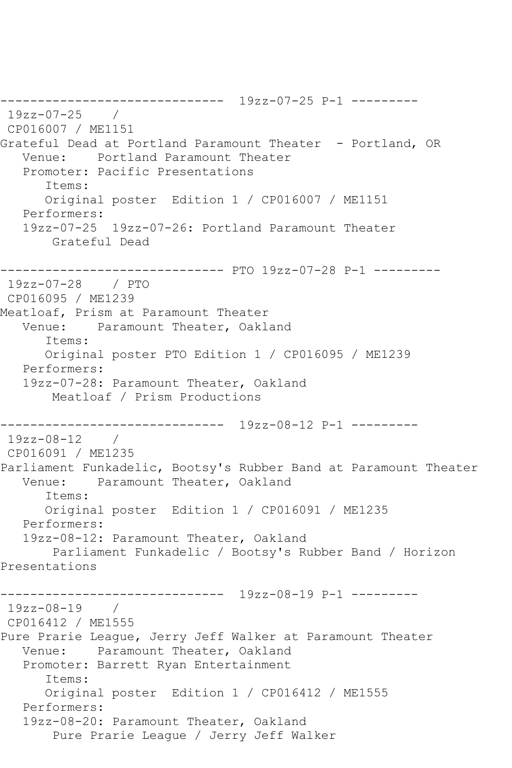------------------------------  19zz-07-25 P-1 ---------
 19zz-07-25    /
 CP016007 / ME1151
Grateful Dead at Portland Paramount Theater  - Portland, OR
   Venue:    Portland Paramount Theater
   Promoter: Pacific Presentations
      Items:
      Original poster  Edition 1 / CP016007 / ME1151
   Performers:
   19zz-07-25  19zz-07-26: Portland Paramount Theater
       Grateful Dead

------------------------------ PTO 19zz-07-28 P-1 ---------
 19zz-07-28    / PTO
 CP016095 / ME1239
Meatloaf, Prism at Paramount Theater
   Venue:    Paramount Theater, Oakland
      Items:
      Original poster PTO Edition 1 / CP016095 / ME1239
   Performers:
   19zz-07-28: Paramount Theater, Oakland
       Meatloaf / Prism Productions

------------------------------  19zz-08-12 P-1 ---------
 19zz-08-12    /
 CP016091 / ME1235
Parliament Funkadelic, Bootsy's Rubber Band at Paramount Theater
   Venue:    Paramount Theater, Oakland
      Items:
      Original poster  Edition 1 / CP016091 / ME1235
   Performers:
   19zz-08-12: Paramount Theater, Oakland
       Parliament Funkadelic / Bootsy's Rubber Band / Horizon Presentations

------------------------------  19zz-08-19 P-1 ---------
 19zz-08-19    /
 CP016412 / ME1555
Pure Prarie League, Jerry Jeff Walker at Paramount Theater
   Venue:    Paramount Theater, Oakland
   Promoter: Barrett Ryan Entertainment
      Items:
      Original poster  Edition 1 / CP016412 / ME1555
   Performers:
   19zz-08-20: Paramount Theater, Oakland
       Pure Prarie League / Jerry Jeff Walker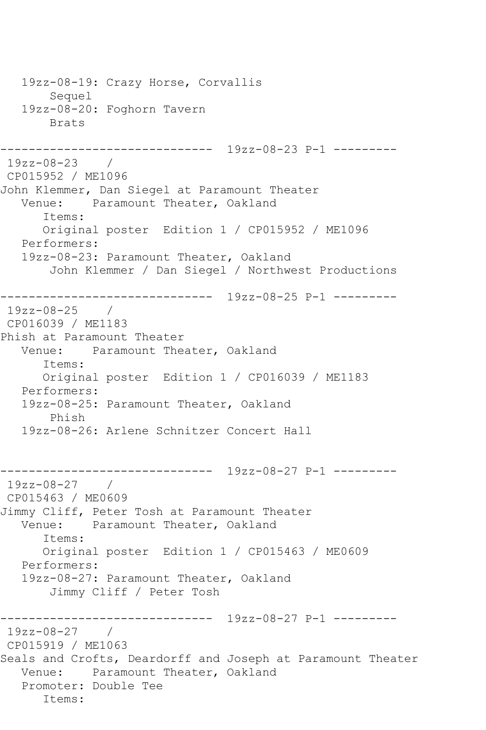```
   19zz-08-19: Crazy Horse, Corvallis
       Sequel
   19zz-08-20: Foghorn Tavern
       Brats

------------------------------  19zz-08-23 P-1 ---------
 19zz-08-23    /
 CP015952 / ME1096
John Klemmer, Dan Siegel at Paramount Theater
   Venue:    Paramount Theater, Oakland
      Items:
      Original poster  Edition 1 / CP015952 / ME1096
   Performers:
   19zz-08-23: Paramount Theater, Oakland
       John Klemmer / Dan Siegel / Northwest Productions

------------------------------  19zz-08-25 P-1 ---------
 19zz-08-25    /
 CP016039 / ME1183
Phish at Paramount Theater
   Venue:    Paramount Theater, Oakland
      Items:
      Original poster  Edition 1 / CP016039 / ME1183
   Performers:
   19zz-08-25: Paramount Theater, Oakland
       Phish
   19zz-08-26: Arlene Schnitzer Concert Hall


------------------------------  19zz-08-27 P-1 ---------
 19zz-08-27    /
 CP015463 / ME0609
Jimmy Cliff, Peter Tosh at Paramount Theater
   Venue:    Paramount Theater, Oakland
      Items:
      Original poster  Edition 1 / CP015463 / ME0609
   Performers:
   19zz-08-27: Paramount Theater, Oakland
       Jimmy Cliff / Peter Tosh

------------------------------  19zz-08-27 P-1 ---------
 19zz-08-27    /
 CP015919 / ME1063
Seals and Crofts, Deardorff and Joseph at Paramount Theater
   Venue:    Paramount Theater, Oakland
   Promoter: Double Tee
      Items:
```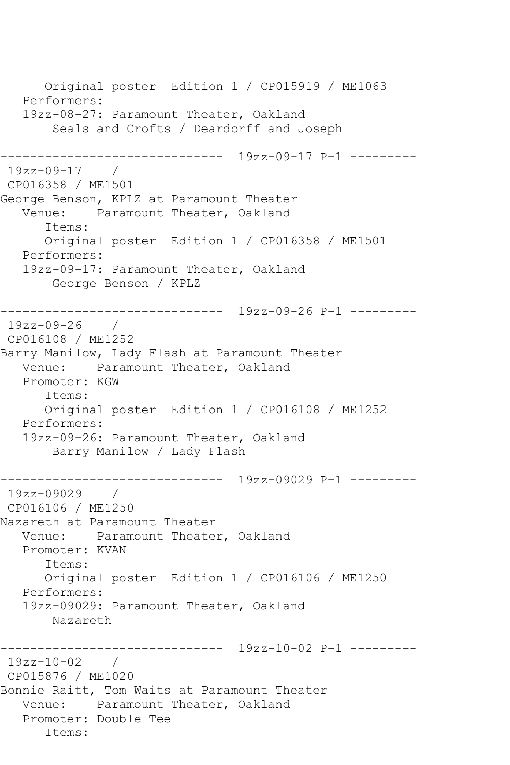```
      Original poster  Edition 1 / CP015919 / ME1063
   Performers:
   19zz-08-27: Paramount Theater, Oakland
       Seals and Crofts / Deardorff and Joseph

------------------------------  19zz-09-17 P-1 ---------
 19zz-09-17    /
 CP016358 / ME1501
George Benson, KPLZ at Paramount Theater
   Venue:    Paramount Theater, Oakland
      Items:
      Original poster  Edition 1 / CP016358 / ME1501
   Performers:
   19zz-09-17: Paramount Theater, Oakland
       George Benson / KPLZ

------------------------------  19zz-09-26 P-1 ---------
 19zz-09-26    /
 CP016108 / ME1252
Barry Manilow, Lady Flash at Paramount Theater
   Venue:    Paramount Theater, Oakland
   Promoter: KGW
      Items:
      Original poster  Edition 1 / CP016108 / ME1252
   Performers:
   19zz-09-26: Paramount Theater, Oakland
       Barry Manilow / Lady Flash

------------------------------  19zz-09029 P-1 ---------
 19zz-09029    /
 CP016106 / ME1250
Nazareth at Paramount Theater
   Venue:    Paramount Theater, Oakland
   Promoter: KVAN
      Items:
      Original poster  Edition 1 / CP016106 / ME1250
   Performers:
   19zz-09029: Paramount Theater, Oakland
       Nazareth

------------------------------  19zz-10-02 P-1 ---------
 19zz-10-02    /
 CP015876 / ME1020
Bonnie Raitt, Tom Waits at Paramount Theater
   Venue:    Paramount Theater, Oakland
   Promoter: Double Tee
      Items:
```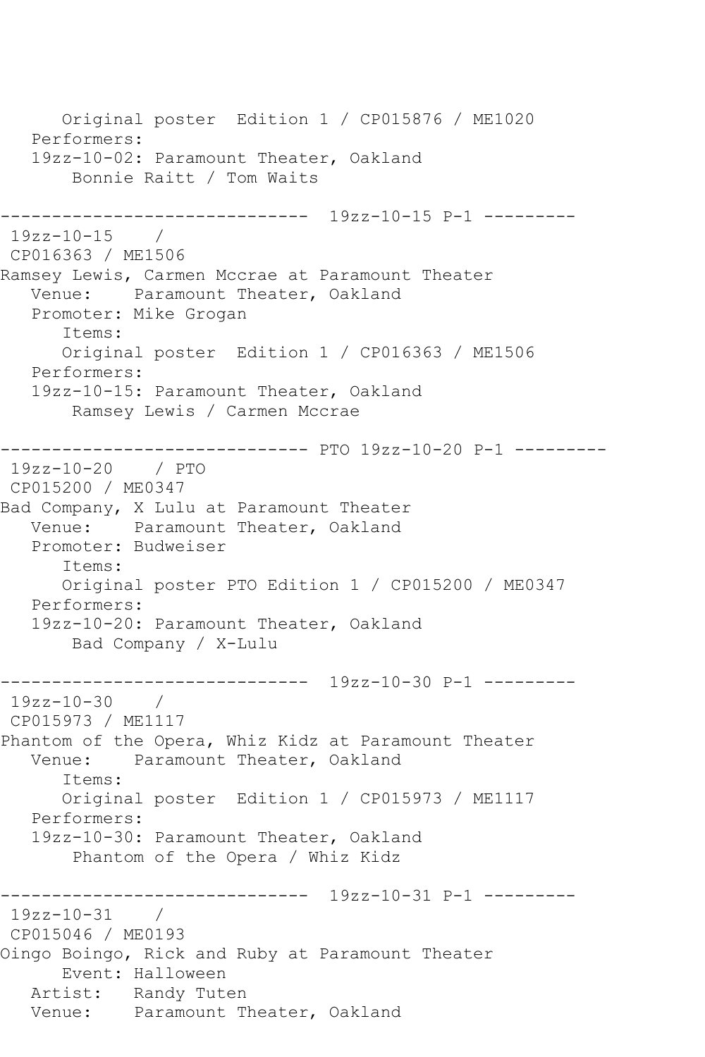```
      Original poster  Edition 1 / CP015876 / ME1020
   Performers:
   19zz-10-02: Paramount Theater, Oakland
       Bonnie Raitt / Tom Waits

------------------------------  19zz-10-15 P-1 ---------
 19zz-10-15    /
 CP016363 / ME1506
Ramsey Lewis, Carmen Mccrae at Paramount Theater
   Venue:    Paramount Theater, Oakland
   Promoter: Mike Grogan
      Items:
      Original poster  Edition 1 / CP016363 / ME1506
   Performers:
   19zz-10-15: Paramount Theater, Oakland
       Ramsey Lewis / Carmen Mccrae

------------------------------ PTO 19zz-10-20 P-1 ---------
 19zz-10-20    / PTO
 CP015200 / ME0347
Bad Company, X Lulu at Paramount Theater
   Venue:    Paramount Theater, Oakland
   Promoter: Budweiser
      Items:
      Original poster PTO Edition 1 / CP015200 / ME0347
   Performers:
   19zz-10-20: Paramount Theater, Oakland
       Bad Company / X-Lulu

------------------------------  19zz-10-30 P-1 ---------
 19zz-10-30    /
 CP015973 / ME1117
Phantom of the Opera, Whiz Kidz at Paramount Theater
   Venue:    Paramount Theater, Oakland
      Items:
      Original poster  Edition 1 / CP015973 / ME1117
   Performers:
   19zz-10-30: Paramount Theater, Oakland
       Phantom of the Opera / Whiz Kidz

------------------------------  19zz-10-31 P-1 ---------
 19zz-10-31    /
 CP015046 / ME0193
Oingo Boingo, Rick and Ruby at Paramount Theater
      Event: Halloween
   Artist:   Randy Tuten
   Venue:    Paramount Theater, Oakland
```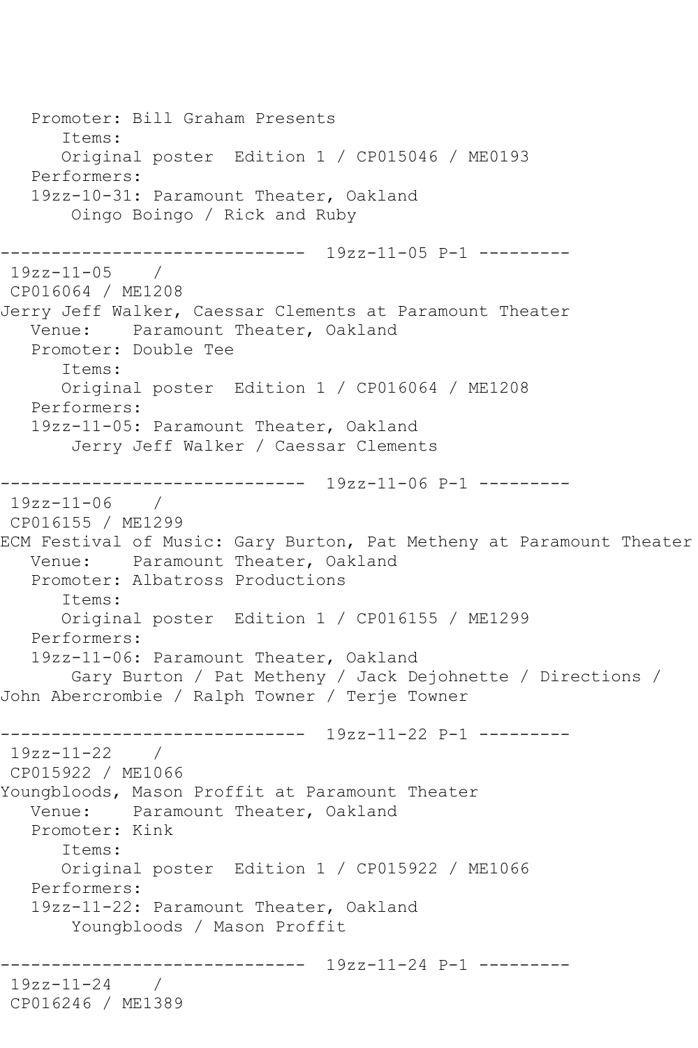```
   Promoter: Bill Graham Presents
      Items:
      Original poster  Edition 1 / CP015046 / ME0193
   Performers:
   19zz-10-31: Paramount Theater, Oakland
       Oingo Boingo / Rick and Ruby

------------------------------  19zz-11-05 P-1 ---------
 19zz-11-05    /
 CP016064 / ME1208
Jerry Jeff Walker, Caessar Clements at Paramount Theater
   Venue:    Paramount Theater, Oakland
   Promoter: Double Tee
      Items:
      Original poster  Edition 1 / CP016064 / ME1208
   Performers:
   19zz-11-05: Paramount Theater, Oakland
       Jerry Jeff Walker / Caessar Clements

------------------------------  19zz-11-06 P-1 ---------
 19zz-11-06    /
 CP016155 / ME1299
ECM Festival of Music: Gary Burton, Pat Metheny at Paramount Theater
   Venue:    Paramount Theater, Oakland
   Promoter: Albatross Productions
      Items:
      Original poster  Edition 1 / CP016155 / ME1299
   Performers:
   19zz-11-06: Paramount Theater, Oakland
       Gary Burton / Pat Metheny / Jack Dejohnette / Directions /
John Abercrombie / Ralph Towner / Terje Towner

------------------------------  19zz-11-22 P-1 ---------
 19zz-11-22    /
 CP015922 / ME1066
Youngbloods, Mason Proffit at Paramount Theater
   Venue:    Paramount Theater, Oakland
   Promoter: Kink
      Items:
      Original poster  Edition 1 / CP015922 / ME1066
   Performers:
   19zz-11-22: Paramount Theater, Oakland
       Youngbloods / Mason Proffit

------------------------------  19zz-11-24 P-1 ---------
 19zz-11-24    /
 CP016246 / ME1389
```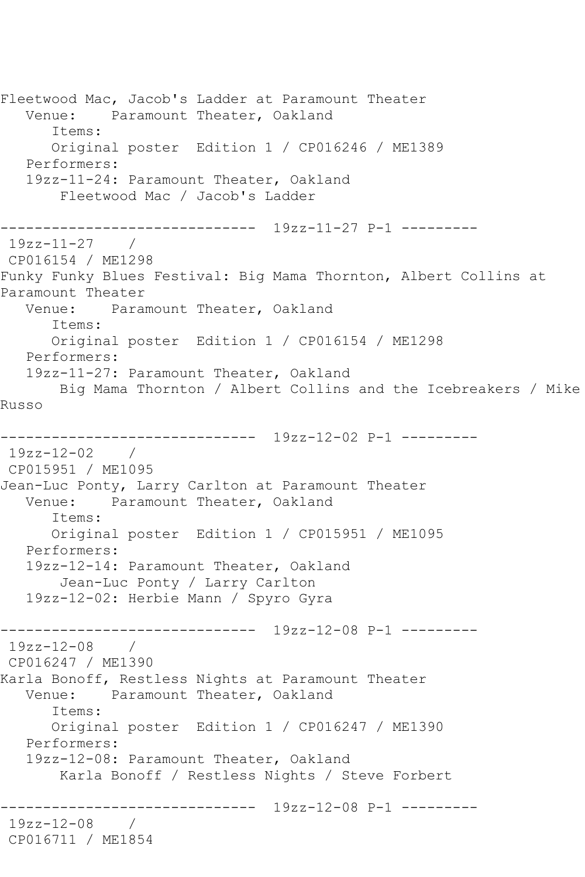Fleetwood Mac, Jacob's Ladder at Paramount Theater
   Venue:    Paramount Theater, Oakland
      Items:
      Original poster  Edition 1 / CP016246 / ME1389
   Performers:
   19zz-11-24: Paramount Theater, Oakland
       Fleetwood Mac / Jacob's Ladder

------------------------------  19zz-11-27 P-1 ---------
 19zz-11-27    /
 CP016154 / ME1298
Funky Funky Blues Festival: Big Mama Thornton, Albert Collins at Paramount Theater
   Venue:    Paramount Theater, Oakland
      Items:
      Original poster  Edition 1 / CP016154 / ME1298
   Performers:
   19zz-11-27: Paramount Theater, Oakland
       Big Mama Thornton / Albert Collins and the Icebreakers / Mike Russo

------------------------------  19zz-12-02 P-1 ---------
 19zz-12-02    /
 CP015951 / ME1095
Jean-Luc Ponty, Larry Carlton at Paramount Theater
   Venue:    Paramount Theater, Oakland
      Items:
      Original poster  Edition 1 / CP015951 / ME1095
   Performers:
   19zz-12-14: Paramount Theater, Oakland
       Jean-Luc Ponty / Larry Carlton
   19zz-12-02: Herbie Mann / Spyro Gyra

------------------------------  19zz-12-08 P-1 ---------
 19zz-12-08    /
 CP016247 / ME1390
Karla Bonoff, Restless Nights at Paramount Theater
   Venue:    Paramount Theater, Oakland
      Items:
      Original poster  Edition 1 / CP016247 / ME1390
   Performers:
   19zz-12-08: Paramount Theater, Oakland
       Karla Bonoff / Restless Nights / Steve Forbert

------------------------------  19zz-12-08 P-1 ---------
 19zz-12-08    /
 CP016711 / ME1854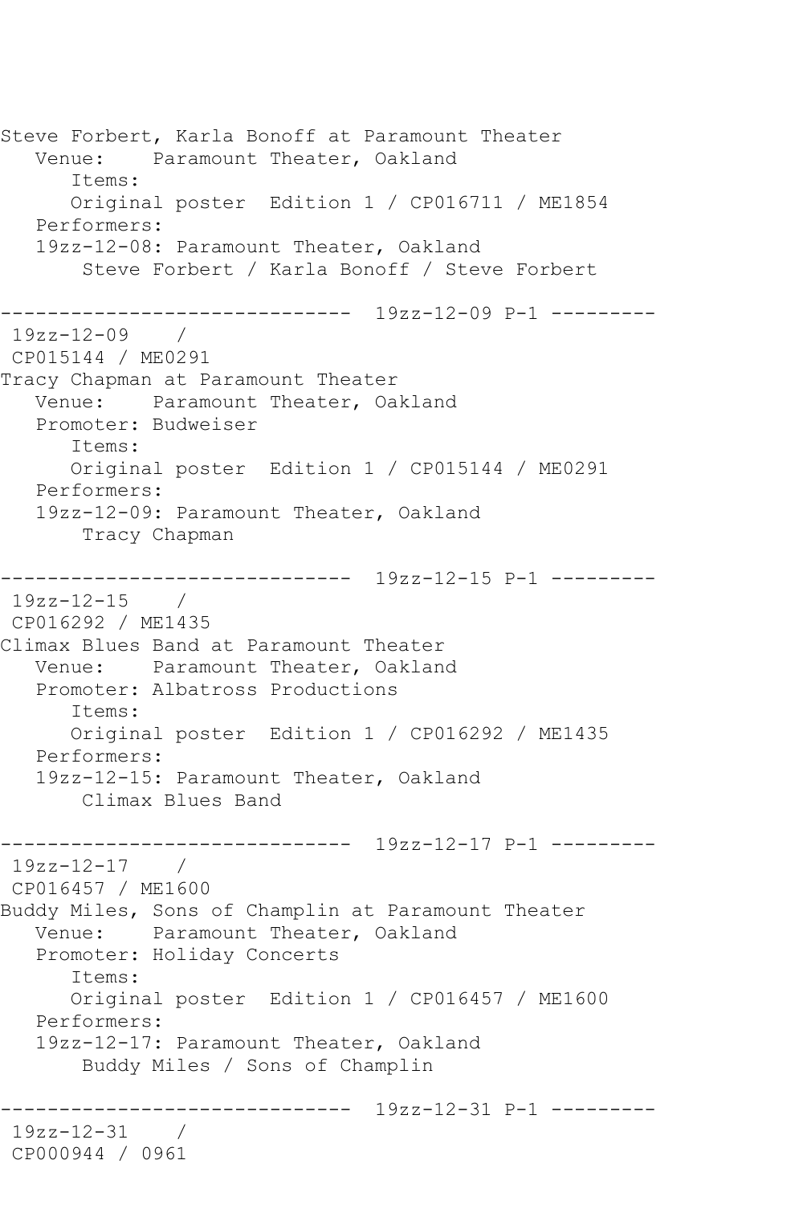```
Steve Forbert, Karla Bonoff at Paramount Theater
   Venue:    Paramount Theater, Oakland
      Items:
      Original poster  Edition 1 / CP016711 / ME1854
   Performers:
   19zz-12-08: Paramount Theater, Oakland
       Steve Forbert / Karla Bonoff / Steve Forbert

------------------------------  19zz-12-09 P-1 ---------
 19zz-12-09    /
 CP015144 / ME0291
Tracy Chapman at Paramount Theater
   Venue:    Paramount Theater, Oakland
   Promoter: Budweiser
      Items:
      Original poster  Edition 1 / CP015144 / ME0291
   Performers:
   19zz-12-09: Paramount Theater, Oakland
       Tracy Chapman

------------------------------  19zz-12-15 P-1 ---------
 19zz-12-15    /
 CP016292 / ME1435
Climax Blues Band at Paramount Theater
   Venue:    Paramount Theater, Oakland
   Promoter: Albatross Productions
      Items:
      Original poster  Edition 1 / CP016292 / ME1435
   Performers:
   19zz-12-15: Paramount Theater, Oakland
       Climax Blues Band

------------------------------  19zz-12-17 P-1 ---------
 19zz-12-17    /
 CP016457 / ME1600
Buddy Miles, Sons of Champlin at Paramount Theater
   Venue:    Paramount Theater, Oakland
   Promoter: Holiday Concerts
      Items:
      Original poster  Edition 1 / CP016457 / ME1600
   Performers:
   19zz-12-17: Paramount Theater, Oakland
       Buddy Miles / Sons of Champlin

------------------------------  19zz-12-31 P-1 ---------
 19zz-12-31    /
 CP000944 / 0961
```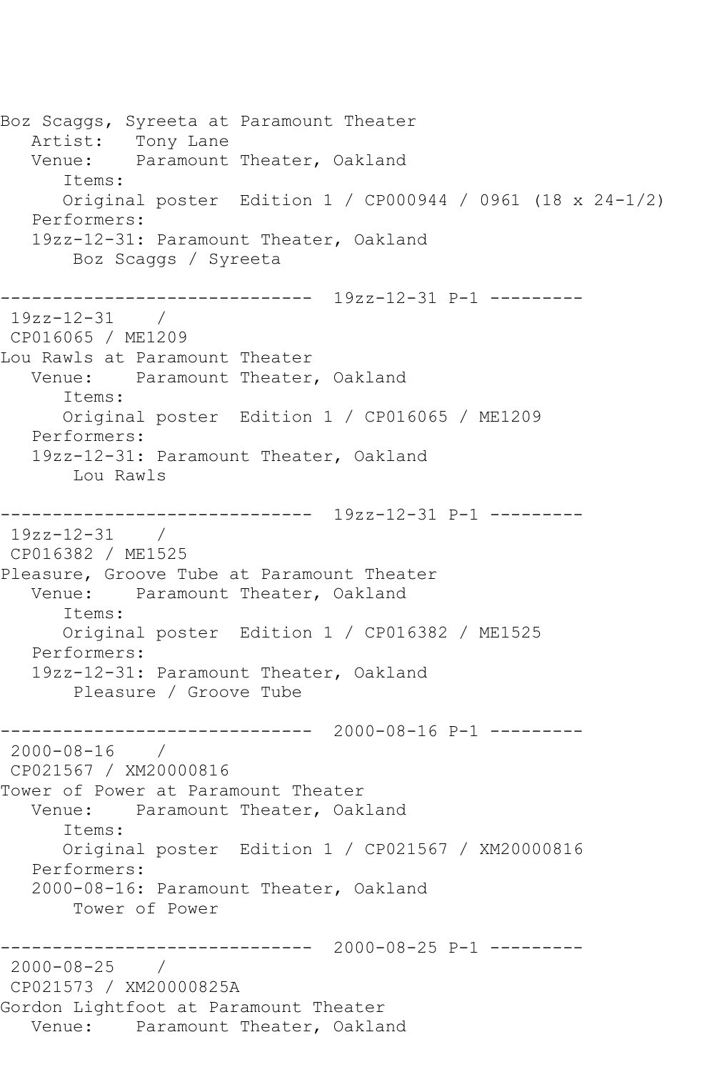```
Boz Scaggs, Syreeta at Paramount Theater
   Artist:   Tony Lane
   Venue:    Paramount Theater, Oakland
      Items:
      Original poster  Edition 1 / CP000944 / 0961 (18 x 24-1/2)
   Performers:
   19zz-12-31: Paramount Theater, Oakland
       Boz Scaggs / Syreeta

------------------------------  19zz-12-31 P-1 ---------
 19zz-12-31    /
 CP016065 / ME1209
Lou Rawls at Paramount Theater
   Venue:    Paramount Theater, Oakland
      Items:
      Original poster  Edition 1 / CP016065 / ME1209
   Performers:
   19zz-12-31: Paramount Theater, Oakland
       Lou Rawls

------------------------------  19zz-12-31 P-1 ---------
 19zz-12-31    /
 CP016382 / ME1525
Pleasure, Groove Tube at Paramount Theater
   Venue:    Paramount Theater, Oakland
      Items:
      Original poster  Edition 1 / CP016382 / ME1525
   Performers:
   19zz-12-31: Paramount Theater, Oakland
       Pleasure / Groove Tube

------------------------------  2000-08-16 P-1 ---------
 2000-08-16    /
 CP021567 / XM20000816
Tower of Power at Paramount Theater
   Venue:    Paramount Theater, Oakland
      Items:
      Original poster  Edition 1 / CP021567 / XM20000816
   Performers:
   2000-08-16: Paramount Theater, Oakland
       Tower of Power

------------------------------  2000-08-25 P-1 ---------
 2000-08-25    /
 CP021573 / XM20000825A
Gordon Lightfoot at Paramount Theater
   Venue:    Paramount Theater, Oakland
```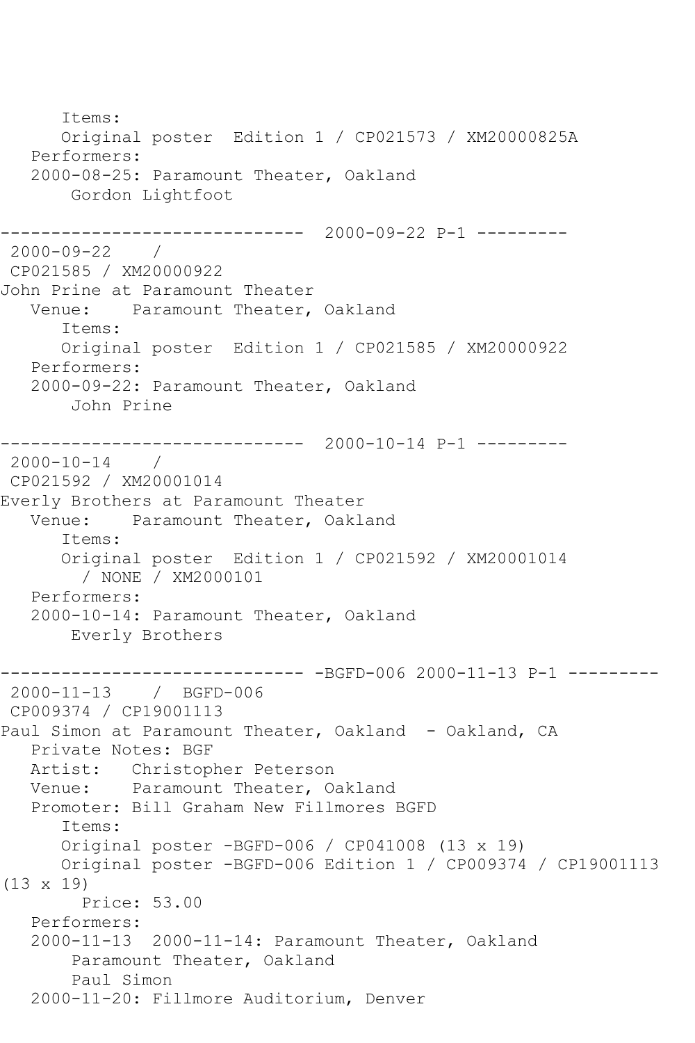```
      Items:
      Original poster  Edition 1 / CP021573 / XM20000825A
   Performers:
   2000-08-25: Paramount Theater, Oakland
       Gordon Lightfoot

------------------------------  2000-09-22 P-1 ---------
 2000-09-22    /
 CP021585 / XM20000922
John Prine at Paramount Theater
   Venue:    Paramount Theater, Oakland
      Items:
      Original poster  Edition 1 / CP021585 / XM20000922
   Performers:
   2000-09-22: Paramount Theater, Oakland
       John Prine

------------------------------  2000-10-14 P-1 ---------
 2000-10-14    /
 CP021592 / XM20001014
Everly Brothers at Paramount Theater
   Venue:    Paramount Theater, Oakland
      Items:
      Original poster  Edition 1 / CP021592 / XM20001014
        / NONE / XM2000101
   Performers:
   2000-10-14: Paramount Theater, Oakland
       Everly Brothers

------------------------------ -BGFD-006 2000-11-13 P-1 ---------
 2000-11-13    /  BGFD-006
 CP009374 / CP19001113
Paul Simon at Paramount Theater, Oakland  - Oakland, CA
   Private Notes: BGF
   Artist:   Christopher Peterson
   Venue:    Paramount Theater, Oakland
   Promoter: Bill Graham New Fillmores BGFD
      Items:
      Original poster -BGFD-006 / CP041008 (13 x 19)
      Original poster -BGFD-006 Edition 1 / CP009374 / CP19001113
(13 x 19)
        Price: 53.00
   Performers:
   2000-11-13  2000-11-14: Paramount Theater, Oakland
       Paramount Theater, Oakland
       Paul Simon
   2000-11-20: Fillmore Auditorium, Denver
```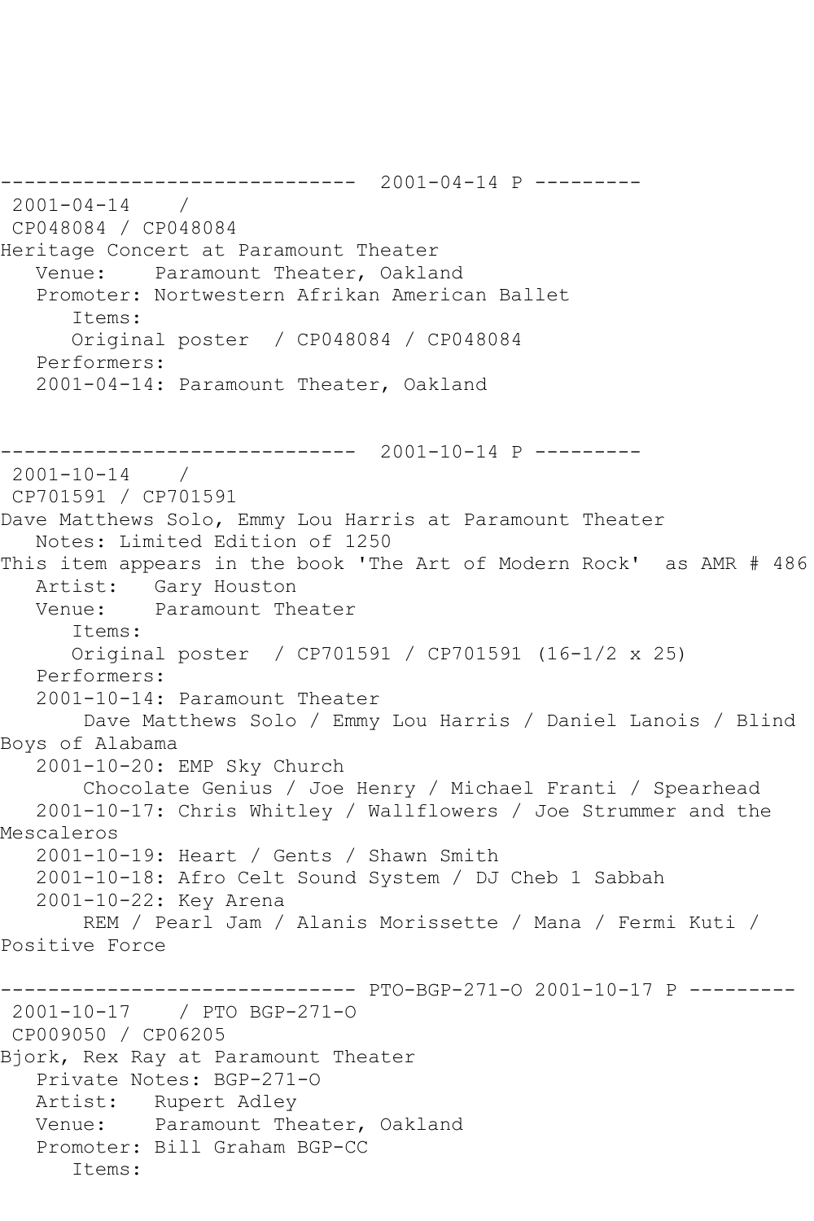```
------------------------------  2001-04-14 P ---------
 2001-04-14    / 
 CP048084 / CP048084
Heritage Concert at Paramount Theater
   Venue:    Paramount Theater, Oakland
   Promoter: Nortwestern Afrikan American Ballet
      Items:
      Original poster  / CP048084 / CP048084
   Performers:
   2001-04-14: Paramount Theater, Oakland


------------------------------  2001-10-14 P ---------
 2001-10-14    / 
 CP701591 / CP701591
Dave Matthews Solo, Emmy Lou Harris at Paramount Theater
   Notes: Limited Edition of 1250
This item appears in the book 'The Art of Modern Rock'  as AMR # 486
   Artist:   Gary Houston
   Venue:    Paramount Theater
      Items:
      Original poster  / CP701591 / CP701591 (16-1/2 x 25)
   Performers:
   2001-10-14: Paramount Theater
       Dave Matthews Solo / Emmy Lou Harris / Daniel Lanois / Blind
Boys of Alabama
   2001-10-20: EMP Sky Church
       Chocolate Genius / Joe Henry / Michael Franti / Spearhead
   2001-10-17: Chris Whitley / Wallflowers / Joe Strummer and the
Mescaleros
   2001-10-19: Heart / Gents / Shawn Smith
   2001-10-18: Afro Celt Sound System / DJ Cheb 1 Sabbah
   2001-10-22: Key Arena
       REM / Pearl Jam / Alanis Morissette / Mana / Fermi Kuti /
Positive Force

------------------------------ PTO-BGP-271-O 2001-10-17 P ---------
 2001-10-17    / PTO BGP-271-O
 CP009050 / CP06205
Bjork, Rex Ray at Paramount Theater
   Private Notes: BGP-271-O
   Artist:   Rupert Adley
   Venue:    Paramount Theater, Oakland
   Promoter: Bill Graham BGP-CC
      Items:
```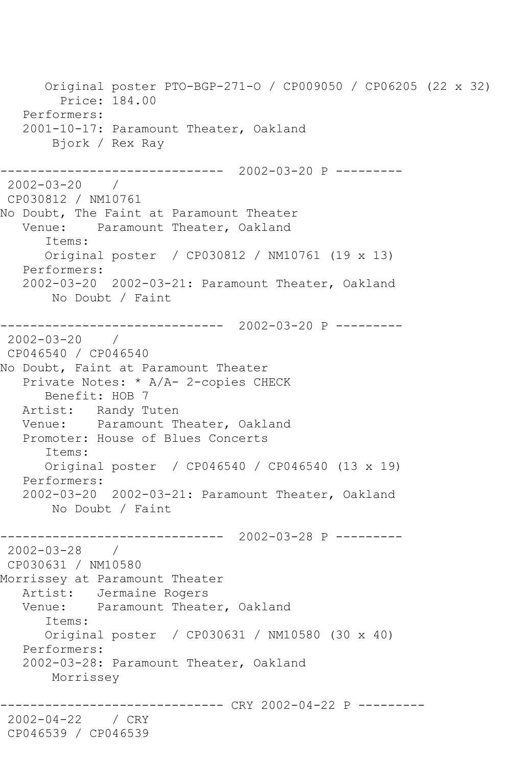Original poster PTO-BGP-271-O / CP009050 / CP06205 (22 x 32)
  Price: 184.00
Performers:
2001-10-17: Paramount Theater, Oakland
  Bjork / Rex Ray

------------------------------ 2002-03-20 P ---------
2002-03-20 /
CP030812 / NM10761
No Doubt, The Faint at Paramount Theater
Venue: Paramount Theater, Oakland
Items:
Original poster / CP030812 / NM10761 (19 x 13)
Performers:
2002-03-20 2002-03-21: Paramount Theater, Oakland
  No Doubt / Faint

------------------------------ 2002-03-20 P ---------
2002-03-20 /
CP046540 / CP046540
No Doubt, Faint at Paramount Theater
Private Notes: * A/A- 2-copies CHECK
Benefit: HOB 7
Artist: Randy Tuten
Venue: Paramount Theater, Oakland
Promoter: House of Blues Concerts
Items:
Original poster / CP046540 / CP046540 (13 x 19)
Performers:
2002-03-20 2002-03-21: Paramount Theater, Oakland
  No Doubt / Faint

------------------------------ 2002-03-28 P ---------
2002-03-28 /
CP030631 / NM10580
Morrissey at Paramount Theater
Artist: Jermaine Rogers
Venue: Paramount Theater, Oakland
Items:
Original poster / CP030631 / NM10580 (30 x 40)
Performers:
2002-03-28: Paramount Theater, Oakland
  Morrissey

------------------------------ CRY 2002-04-22 P ---------
2002-04-22 / CRY
CP046539 / CP046539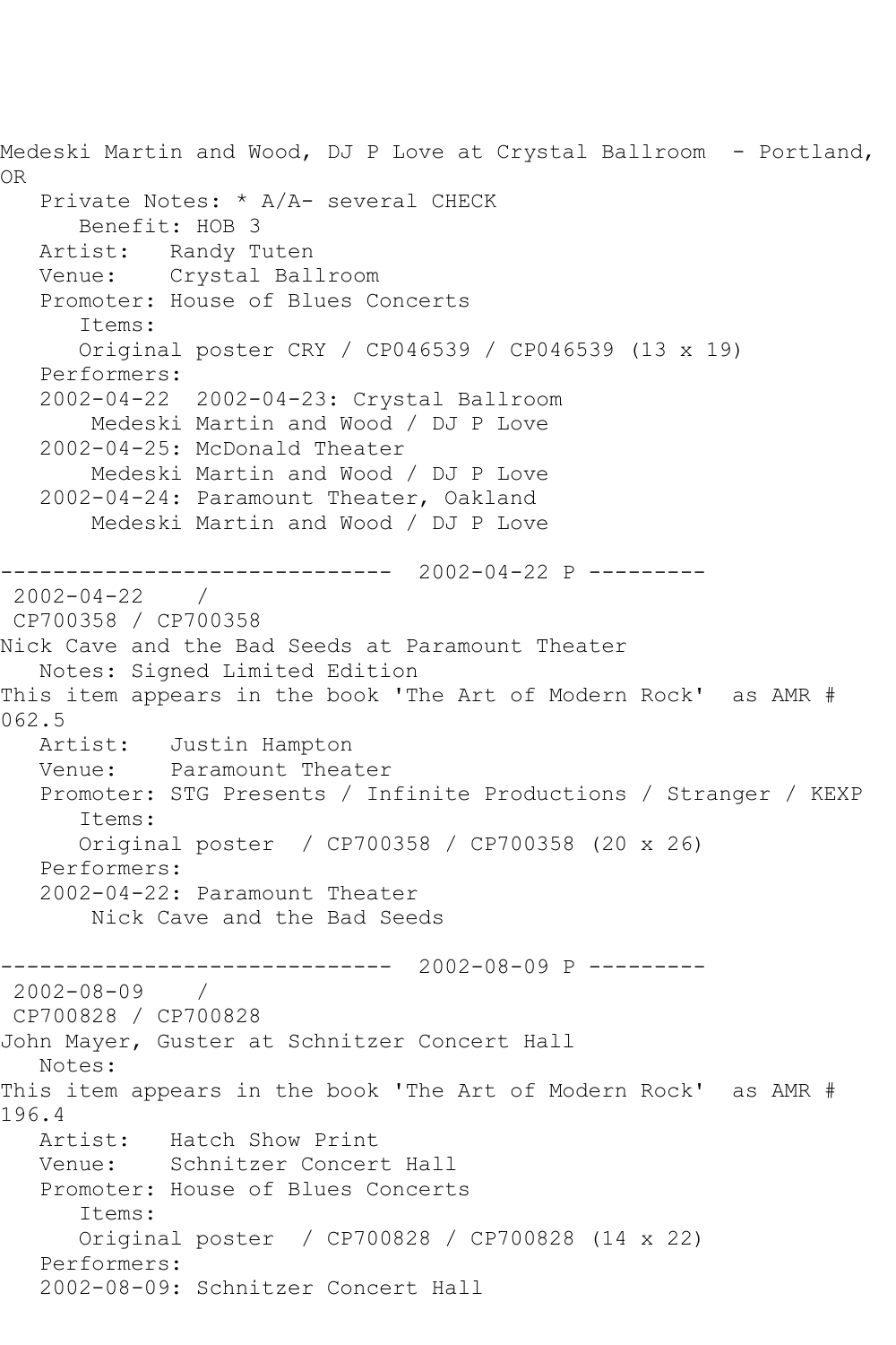Medeski Martin and Wood, DJ P Love at Crystal Ballroom - Portland, OR

Private Notes: * A/A- several CHECK

Benefit: HOB 3

Artist: Randy Tuten

Venue: Crystal Ballroom

Promoter: House of Blues Concerts

Items:

Original poster CRY / CP046539 / CP046539 (13 x 19)

Performers:

2002-04-22 2002-04-23: Crystal Ballroom

Medeski Martin and Wood / DJ P Love

2002-04-25: McDonald Theater

Medeski Martin and Wood / DJ P Love

2002-04-24: Paramount Theater, Oakland

Medeski Martin and Wood / DJ P Love

------------------------------ 2002-04-22 P ---------

2002-04-22 /

CP700358 / CP700358

Nick Cave and the Bad Seeds at Paramount Theater

Notes: Signed Limited Edition

This item appears in the book 'The Art of Modern Rock' as AMR # 062.5

Artist: Justin Hampton

Venue: Paramount Theater

Promoter: STG Presents / Infinite Productions / Stranger / KEXP

Items:

Original poster / CP700358 / CP700358 (20 x 26)

Performers:

2002-04-22: Paramount Theater

Nick Cave and the Bad Seeds

------------------------------ 2002-08-09 P ---------

2002-08-09 /

CP700828 / CP700828

John Mayer, Guster at Schnitzer Concert Hall

Notes:

This item appears in the book 'The Art of Modern Rock' as AMR # 196.4

Artist: Hatch Show Print

Venue: Schnitzer Concert Hall

Promoter: House of Blues Concerts

Items:

Original poster / CP700828 / CP700828 (14 x 22)

Performers:

2002-08-09: Schnitzer Concert Hall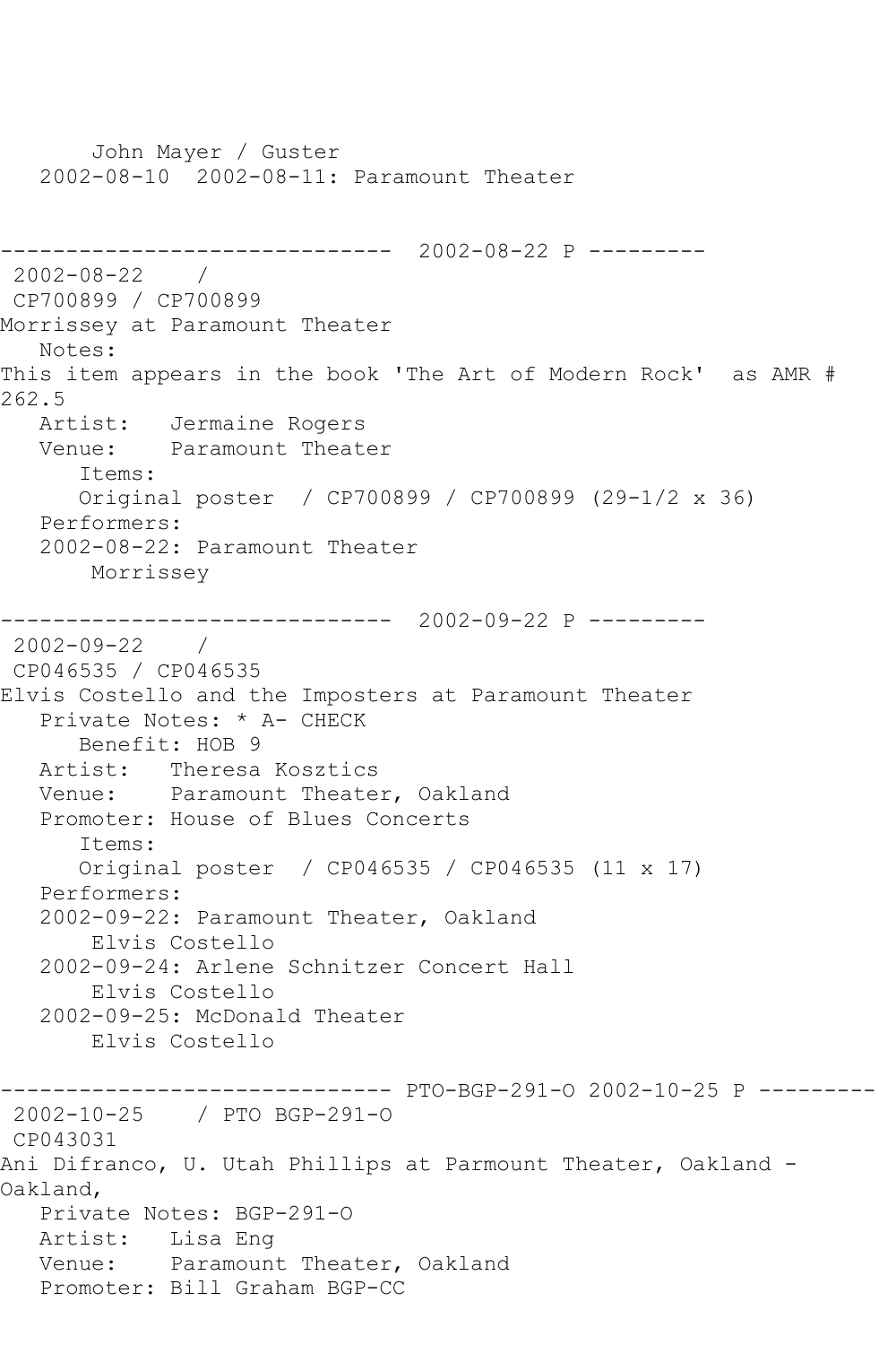John Mayer / Guster
2002-08-10  2002-08-11: Paramount Theater

------------------------------  2002-08-22 P ---------
2002-08-22    /
CP700899 / CP700899
Morrissey at Paramount Theater
Notes:
This item appears in the book 'The Art of Modern Rock'  as AMR # 262.5
Artist:   Jermaine Rogers
Venue:    Paramount Theater
Items:
Original poster  / CP700899 / CP700899 (29-1/2 x 36)
Performers:
2002-08-22: Paramount Theater
Morrissey

------------------------------  2002-09-22 P ---------
2002-09-22    /
CP046535 / CP046535
Elvis Costello and the Imposters at Paramount Theater
Private Notes: * A- CHECK
Benefit: HOB 9
Artist:   Theresa Kosztics
Venue:    Paramount Theater, Oakland
Promoter: House of Blues Concerts
Items:
Original poster  / CP046535 / CP046535 (11 x 17)
Performers:
2002-09-22: Paramount Theater, Oakland
Elvis Costello
2002-09-24: Arlene Schnitzer Concert Hall
Elvis Costello
2002-09-25: McDonald Theater
Elvis Costello

------------------------------ PTO-BGP-291-O 2002-10-25 P ---------
2002-10-25    / PTO BGP-291-O
CP043031
Ani Difranco, U. Utah Phillips at Parmount Theater, Oakland - Oakland,
Private Notes: BGP-291-O
Artist:   Lisa Eng
Venue:    Paramount Theater, Oakland
Promoter: Bill Graham BGP-CC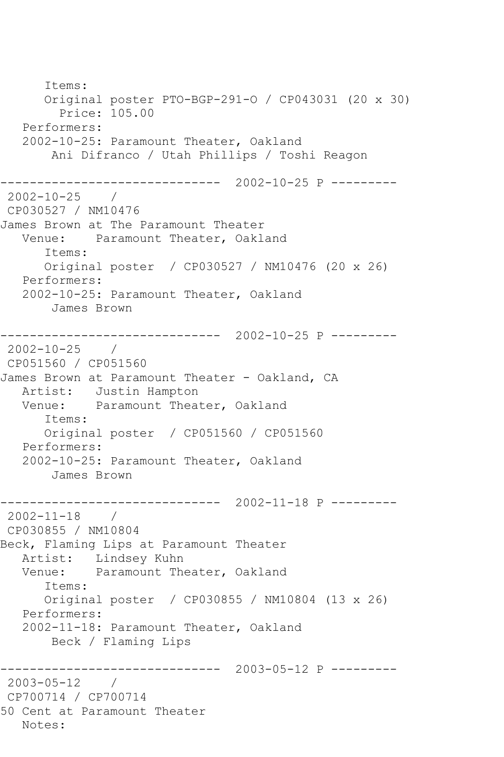```
      Items:
      Original poster PTO-BGP-291-O / CP043031 (20 x 30)
        Price: 105.00
   Performers:
   2002-10-25: Paramount Theater, Oakland
       Ani Difranco / Utah Phillips / Toshi Reagon

------------------------------  2002-10-25 P ---------
 2002-10-25    /
 CP030527 / NM10476
James Brown at The Paramount Theater
   Venue:    Paramount Theater, Oakland
      Items:
      Original poster  / CP030527 / NM10476 (20 x 26)
   Performers:
   2002-10-25: Paramount Theater, Oakland
       James Brown

------------------------------  2002-10-25 P ---------
 2002-10-25    /
 CP051560 / CP051560
James Brown at Paramount Theater - Oakland, CA
   Artist:   Justin Hampton
   Venue:    Paramount Theater, Oakland
      Items:
      Original poster  / CP051560 / CP051560
   Performers:
   2002-10-25: Paramount Theater, Oakland
       James Brown

------------------------------  2002-11-18 P ---------
 2002-11-18    /
 CP030855 / NM10804
Beck, Flaming Lips at Paramount Theater
   Artist:   Lindsey Kuhn
   Venue:    Paramount Theater, Oakland
      Items:
      Original poster  / CP030855 / NM10804 (13 x 26)
   Performers:
   2002-11-18: Paramount Theater, Oakland
       Beck / Flaming Lips

------------------------------  2003-05-12 P ---------
 2003-05-12    /
 CP700714 / CP700714
50 Cent at Paramount Theater
   Notes:
```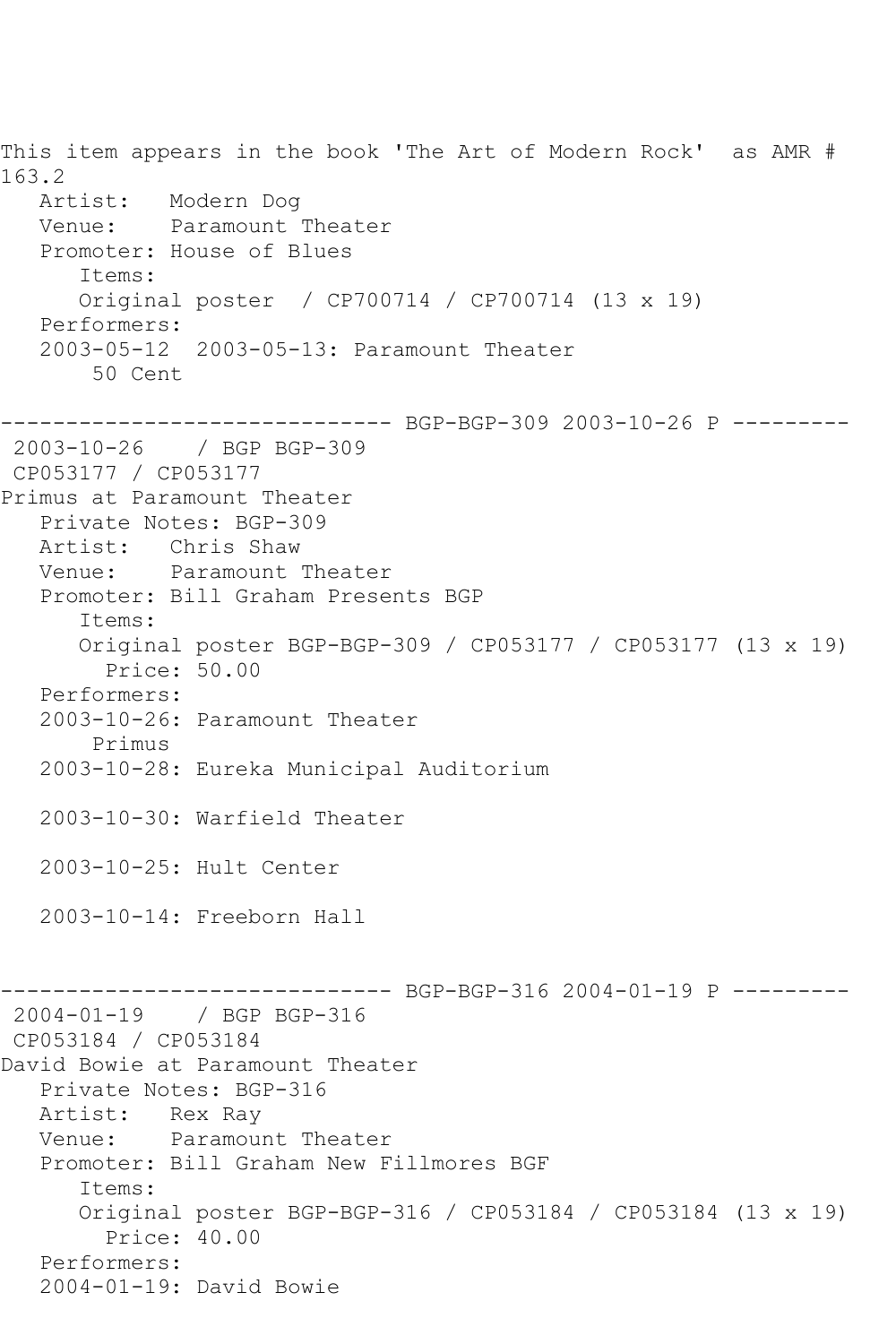This item appears in the book 'The Art of Modern Rock' as AMR # 163.2

Artist: Modern Dog
Venue: Paramount Theater
Promoter: House of Blues
Items:
Original poster / CP700714 / CP700714 (13 x 19)
Performers:
2003-05-12 2003-05-13: Paramount Theater
50 Cent

------------------------------ BGP-BGP-309 2003-10-26 P ---------

2003-10-26 / BGP BGP-309
CP053177 / CP053177
Primus at Paramount Theater
Private Notes: BGP-309
Artist: Chris Shaw
Venue: Paramount Theater
Promoter: Bill Graham Presents BGP
Items:
Original poster BGP-BGP-309 / CP053177 / CP053177 (13 x 19)
Price: 50.00
Performers:
2003-10-26: Paramount Theater
Primus
2003-10-28: Eureka Municipal Auditorium

2003-10-30: Warfield Theater

2003-10-25: Hult Center

2003-10-14: Freeborn Hall

------------------------------ BGP-BGP-316 2004-01-19 P ---------

2004-01-19 / BGP BGP-316
CP053184 / CP053184
David Bowie at Paramount Theater
Private Notes: BGP-316
Artist: Rex Ray
Venue: Paramount Theater
Promoter: Bill Graham New Fillmores BGF
Items:
Original poster BGP-BGP-316 / CP053184 / CP053184 (13 x 19)
Price: 40.00
Performers:
2004-01-19: David Bowie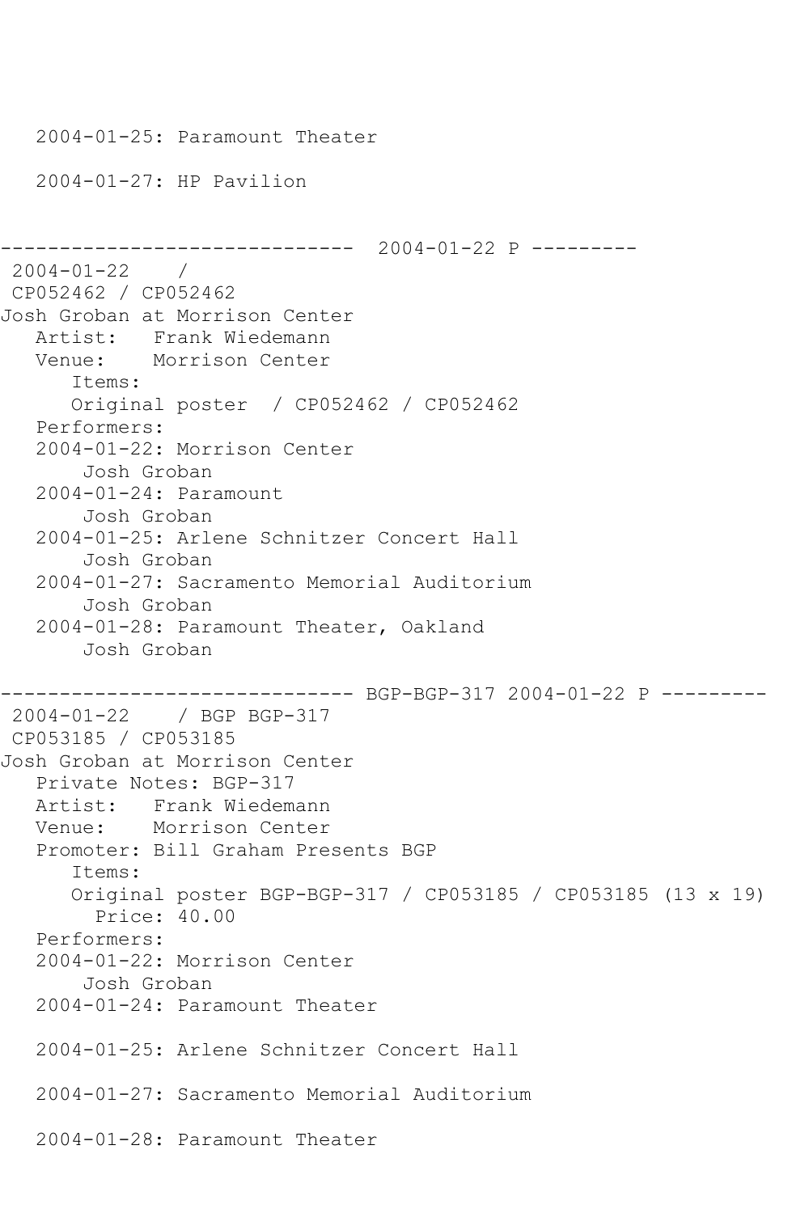2004-01-25: Paramount Theater

2004-01-27: HP Pavilion

------------------------------ 2004-01-22 P ---------

2004-01-22 /

CP052462 / CP052462

Josh Groban at Morrison Center

Artist: Frank Wiedemann

Venue: Morrison Center

Items:

Original poster / CP052462 / CP052462

Performers:

2004-01-22: Morrison Center

Josh Groban

2004-01-24: Paramount

Josh Groban

2004-01-25: Arlene Schnitzer Concert Hall

Josh Groban

2004-01-27: Sacramento Memorial Auditorium

Josh Groban

2004-01-28: Paramount Theater, Oakland

Josh Groban

------------------------------ BGP-BGP-317 2004-01-22 P ---------

2004-01-22 / BGP BGP-317

CP053185 / CP053185

Josh Groban at Morrison Center

Private Notes: BGP-317

Artist: Frank Wiedemann

Venue: Morrison Center

Promoter: Bill Graham Presents BGP

Items:

Original poster BGP-BGP-317 / CP053185 / CP053185 (13 x 19)

Price: 40.00

Performers:

2004-01-22: Morrison Center

Josh Groban

2004-01-24: Paramount Theater

2004-01-25: Arlene Schnitzer Concert Hall

2004-01-27: Sacramento Memorial Auditorium

2004-01-28: Paramount Theater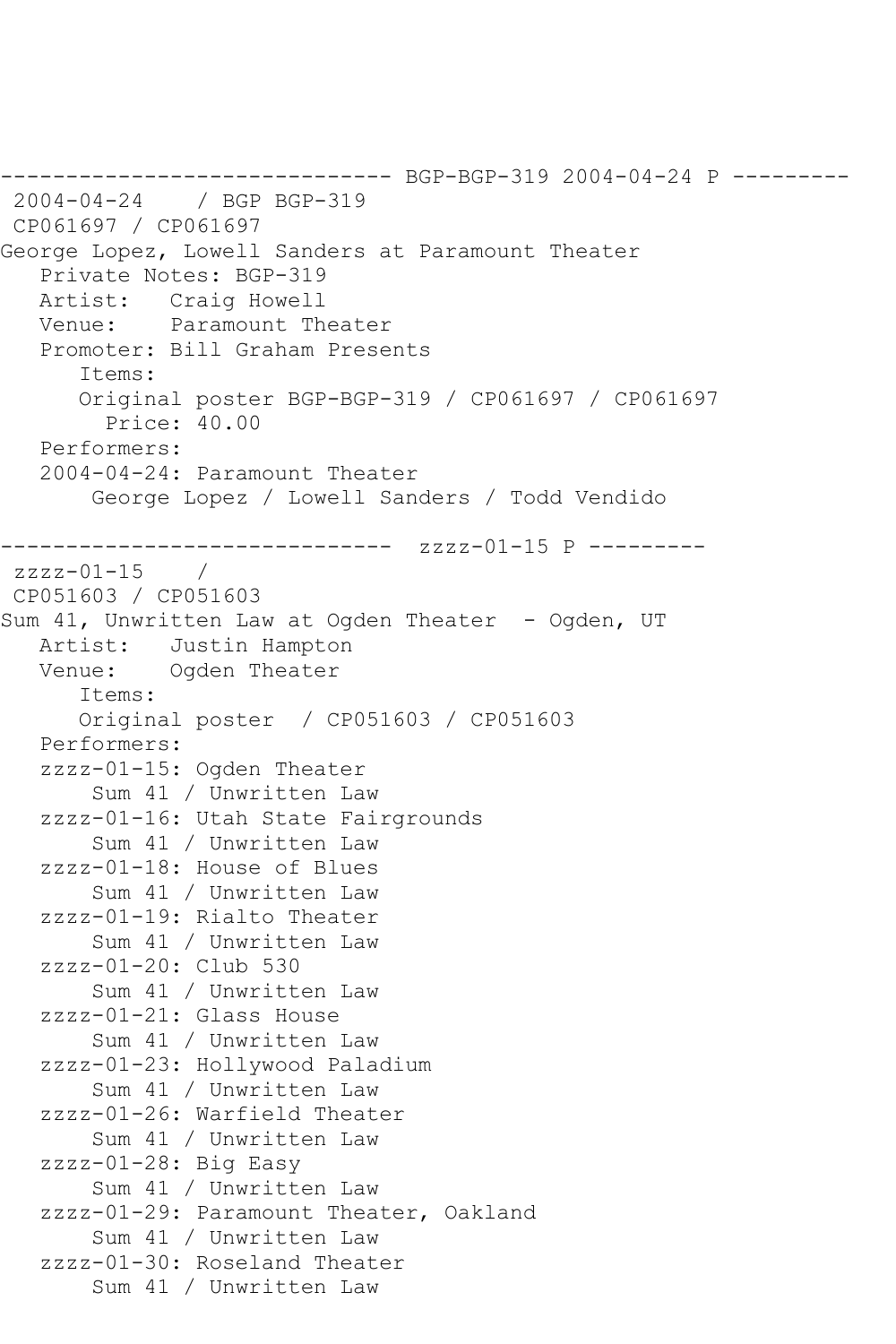```
------------------------------ BGP-BGP-319 2004-04-24 P ---------
 2004-04-24    / BGP BGP-319
 CP061697 / CP061697
George Lopez, Lowell Sanders at Paramount Theater
   Private Notes: BGP-319
   Artist:   Craig Howell
   Venue:    Paramount Theater
   Promoter: Bill Graham Presents
      Items:
      Original poster BGP-BGP-319 / CP061697 / CP061697
        Price: 40.00
   Performers:
   2004-04-24: Paramount Theater
       George Lopez / Lowell Sanders / Todd Vendido

------------------------------  zzzz-01-15 P ---------
 zzzz-01-15    /
 CP051603 / CP051603
Sum 41, Unwritten Law at Ogden Theater  - Ogden, UT
   Artist:   Justin Hampton
   Venue:    Ogden Theater
      Items:
      Original poster  / CP051603 / CP051603
   Performers:
   zzzz-01-15: Ogden Theater
       Sum 41 / Unwritten Law
   zzzz-01-16: Utah State Fairgrounds
       Sum 41 / Unwritten Law
   zzzz-01-18: House of Blues
       Sum 41 / Unwritten Law
   zzzz-01-19: Rialto Theater
       Sum 41 / Unwritten Law
   zzzz-01-20: Club 530
       Sum 41 / Unwritten Law
   zzzz-01-21: Glass House
       Sum 41 / Unwritten Law
   zzzz-01-23: Hollywood Paladium
       Sum 41 / Unwritten Law
   zzzz-01-26: Warfield Theater
       Sum 41 / Unwritten Law
   zzzz-01-28: Big Easy
       Sum 41 / Unwritten Law
   zzzz-01-29: Paramount Theater, Oakland
       Sum 41 / Unwritten Law
   zzzz-01-30: Roseland Theater
       Sum 41 / Unwritten Law
```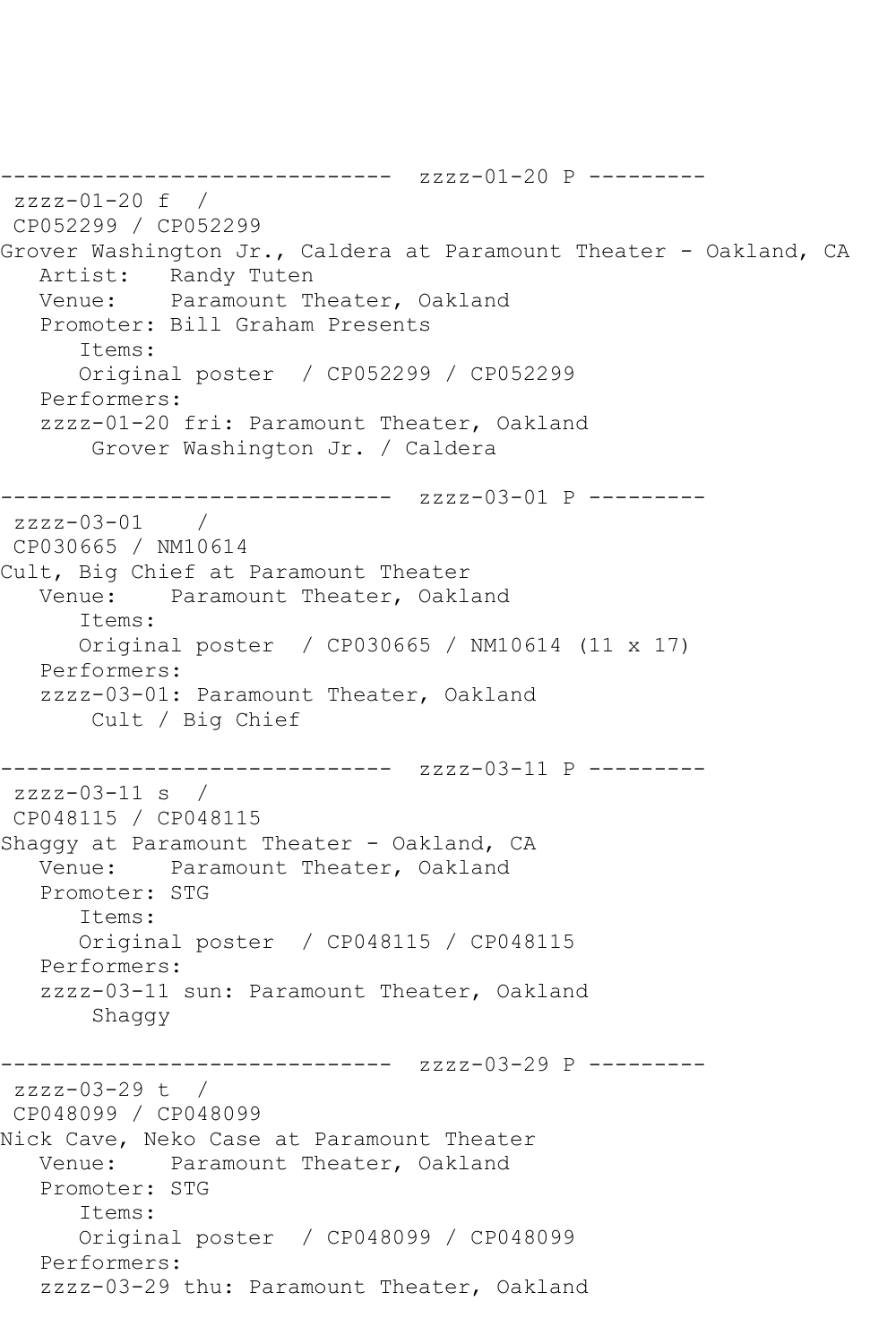```
------------------------------  zzzz-01-20 P ---------
 zzzz-01-20 f  /
 CP052299 / CP052299
Grover Washington Jr., Caldera at Paramount Theater - Oakland, CA
   Artist:   Randy Tuten
   Venue:    Paramount Theater, Oakland
   Promoter: Bill Graham Presents
      Items:
      Original poster  / CP052299 / CP052299
   Performers:
   zzzz-01-20 fri: Paramount Theater, Oakland
       Grover Washington Jr. / Caldera

------------------------------  zzzz-03-01 P ---------
 zzzz-03-01    /
 CP030665 / NM10614
Cult, Big Chief at Paramount Theater
   Venue:    Paramount Theater, Oakland
      Items:
      Original poster  / CP030665 / NM10614 (11 x 17)
   Performers:
   zzzz-03-01: Paramount Theater, Oakland
       Cult / Big Chief

------------------------------  zzzz-03-11 P ---------
 zzzz-03-11 s  /
 CP048115 / CP048115
Shaggy at Paramount Theater - Oakland, CA
   Venue:    Paramount Theater, Oakland
   Promoter: STG
      Items:
      Original poster  / CP048115 / CP048115
   Performers:
   zzzz-03-11 sun: Paramount Theater, Oakland
       Shaggy

------------------------------  zzzz-03-29 P ---------
 zzzz-03-29 t  /
 CP048099 / CP048099
Nick Cave, Neko Case at Paramount Theater
   Venue:    Paramount Theater, Oakland
   Promoter: STG
      Items:
      Original poster  / CP048099 / CP048099
   Performers:
   zzzz-03-29 thu: Paramount Theater, Oakland
```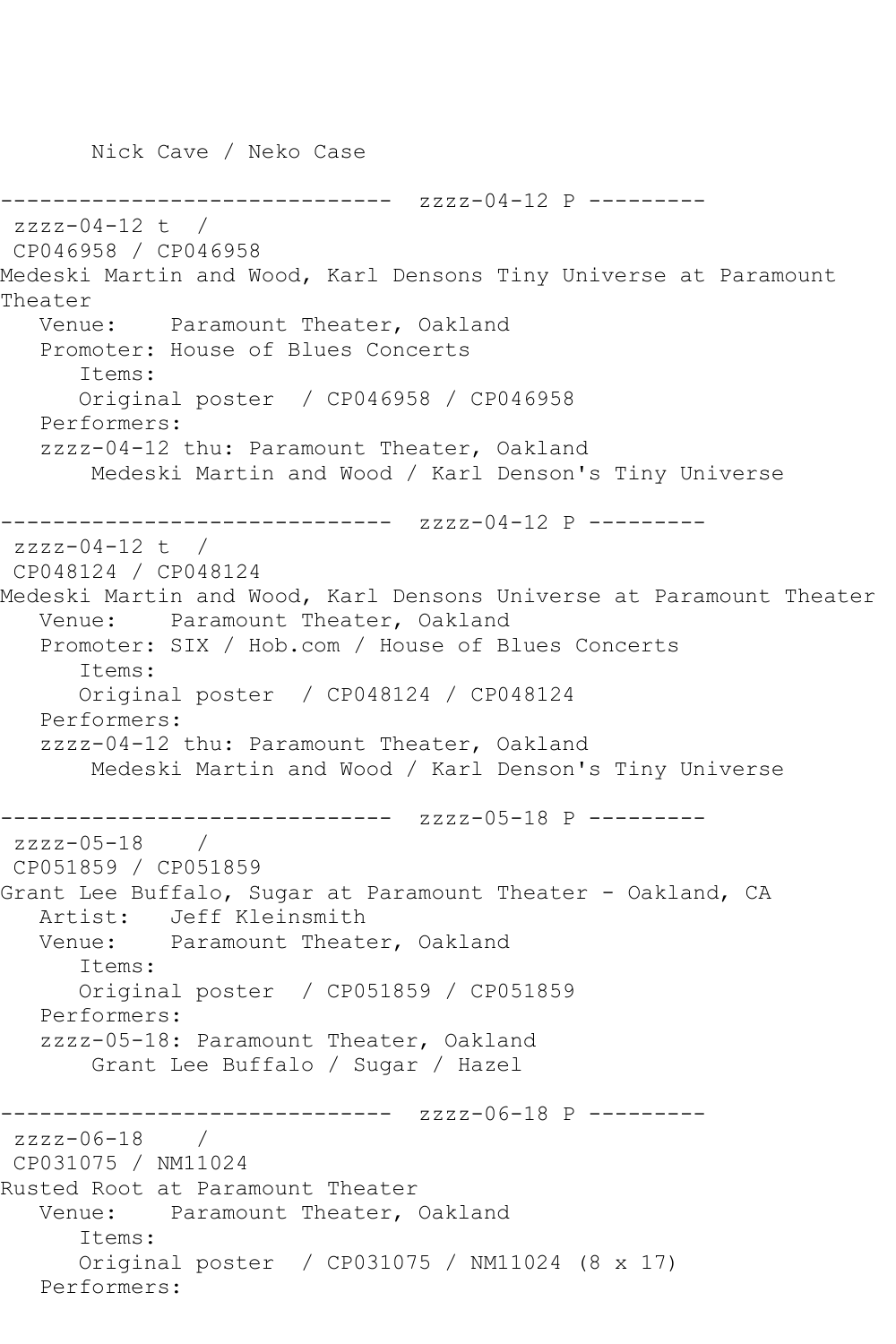Nick Cave / Neko Case

------------------------------  zzzz-04-12 P ---------
 zzzz-04-12 t  /
 CP046958 / CP046958
Medeski Martin and Wood, Karl Densons Tiny Universe at Paramount Theater
   Venue:    Paramount Theater, Oakland
   Promoter: House of Blues Concerts
      Items:
      Original poster  / CP046958 / CP046958
   Performers:
   zzzz-04-12 thu: Paramount Theater, Oakland
       Medeski Martin and Wood / Karl Denson's Tiny Universe

------------------------------  zzzz-04-12 P ---------
 zzzz-04-12 t  /
 CP048124 / CP048124
Medeski Martin and Wood, Karl Densons Universe at Paramount Theater
   Venue:    Paramount Theater, Oakland
   Promoter: SIX / Hob.com / House of Blues Concerts
      Items:
      Original poster  / CP048124 / CP048124
   Performers:
   zzzz-04-12 thu: Paramount Theater, Oakland
       Medeski Martin and Wood / Karl Denson's Tiny Universe

------------------------------  zzzz-05-18 P ---------
 zzzz-05-18    /
 CP051859 / CP051859
Grant Lee Buffalo, Sugar at Paramount Theater - Oakland, CA
   Artist:   Jeff Kleinsmith
   Venue:    Paramount Theater, Oakland
      Items:
      Original poster  / CP051859 / CP051859
   Performers:
   zzzz-05-18: Paramount Theater, Oakland
       Grant Lee Buffalo / Sugar / Hazel

------------------------------  zzzz-06-18 P ---------
 zzzz-06-18    /
 CP031075 / NM11024
Rusted Root at Paramount Theater
   Venue:    Paramount Theater, Oakland
      Items:
      Original poster  / CP031075 / NM11024 (8 x 17)
   Performers: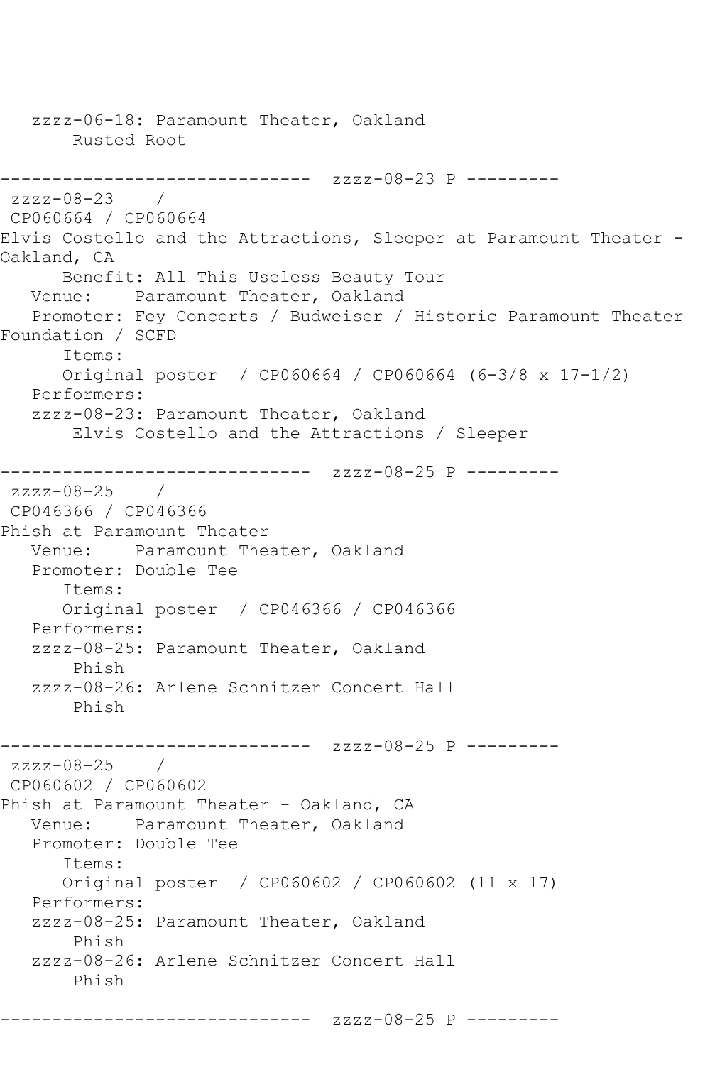```
   zzzz-06-18: Paramount Theater, Oakland
       Rusted Root

------------------------------  zzzz-08-23 P ---------
 zzzz-08-23    /
 CP060664 / CP060664
Elvis Costello and the Attractions, Sleeper at Paramount Theater -
Oakland, CA
      Benefit: All This Useless Beauty Tour
   Venue:    Paramount Theater, Oakland
   Promoter: Fey Concerts / Budweiser / Historic Paramount Theater
Foundation / SCFD
      Items:
      Original poster  / CP060664 / CP060664 (6-3/8 x 17-1/2)
   Performers:
   zzzz-08-23: Paramount Theater, Oakland
       Elvis Costello and the Attractions / Sleeper

------------------------------  zzzz-08-25 P ---------
 zzzz-08-25    /
 CP046366 / CP046366
Phish at Paramount Theater
   Venue:    Paramount Theater, Oakland
   Promoter: Double Tee
      Items:
      Original poster  / CP046366 / CP046366
   Performers:
   zzzz-08-25: Paramount Theater, Oakland
       Phish
   zzzz-08-26: Arlene Schnitzer Concert Hall
       Phish

------------------------------  zzzz-08-25 P ---------
 zzzz-08-25    /
 CP060602 / CP060602
Phish at Paramount Theater - Oakland, CA
   Venue:    Paramount Theater, Oakland
   Promoter: Double Tee
      Items:
      Original poster  / CP060602 / CP060602 (11 x 17)
   Performers:
   zzzz-08-25: Paramount Theater, Oakland
       Phish
   zzzz-08-26: Arlene Schnitzer Concert Hall
       Phish

------------------------------  zzzz-08-25 P ---------
```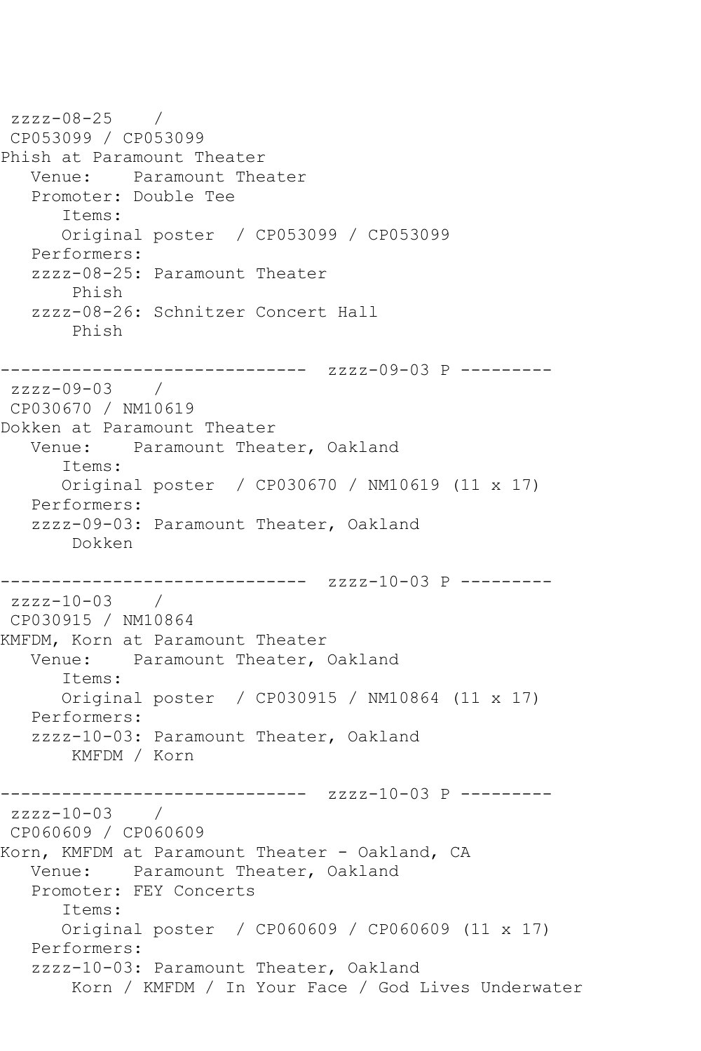```
 zzzz-08-25    /
 CP053099 / CP053099
Phish at Paramount Theater
   Venue:    Paramount Theater
   Promoter: Double Tee
      Items:
      Original poster  / CP053099 / CP053099
   Performers:
   zzzz-08-25: Paramount Theater
       Phish
   zzzz-08-26: Schnitzer Concert Hall
       Phish

------------------------------  zzzz-09-03 P ---------
 zzzz-09-03    /
 CP030670 / NM10619
Dokken at Paramount Theater
   Venue:    Paramount Theater, Oakland
      Items:
      Original poster  / CP030670 / NM10619 (11 x 17)
   Performers:
   zzzz-09-03: Paramount Theater, Oakland
       Dokken

------------------------------  zzzz-10-03 P ---------
 zzzz-10-03    /
 CP030915 / NM10864
KMFDM, Korn at Paramount Theater
   Venue:    Paramount Theater, Oakland
      Items:
      Original poster  / CP030915 / NM10864 (11 x 17)
   Performers:
   zzzz-10-03: Paramount Theater, Oakland
       KMFDM / Korn

------------------------------  zzzz-10-03 P ---------
 zzzz-10-03    /
 CP060609 / CP060609
Korn, KMFDM at Paramount Theater - Oakland, CA
   Venue:    Paramount Theater, Oakland
   Promoter: FEY Concerts
      Items:
      Original poster  / CP060609 / CP060609 (11 x 17)
   Performers:
   zzzz-10-03: Paramount Theater, Oakland
       Korn / KMFDM / In Your Face / God Lives Underwater
```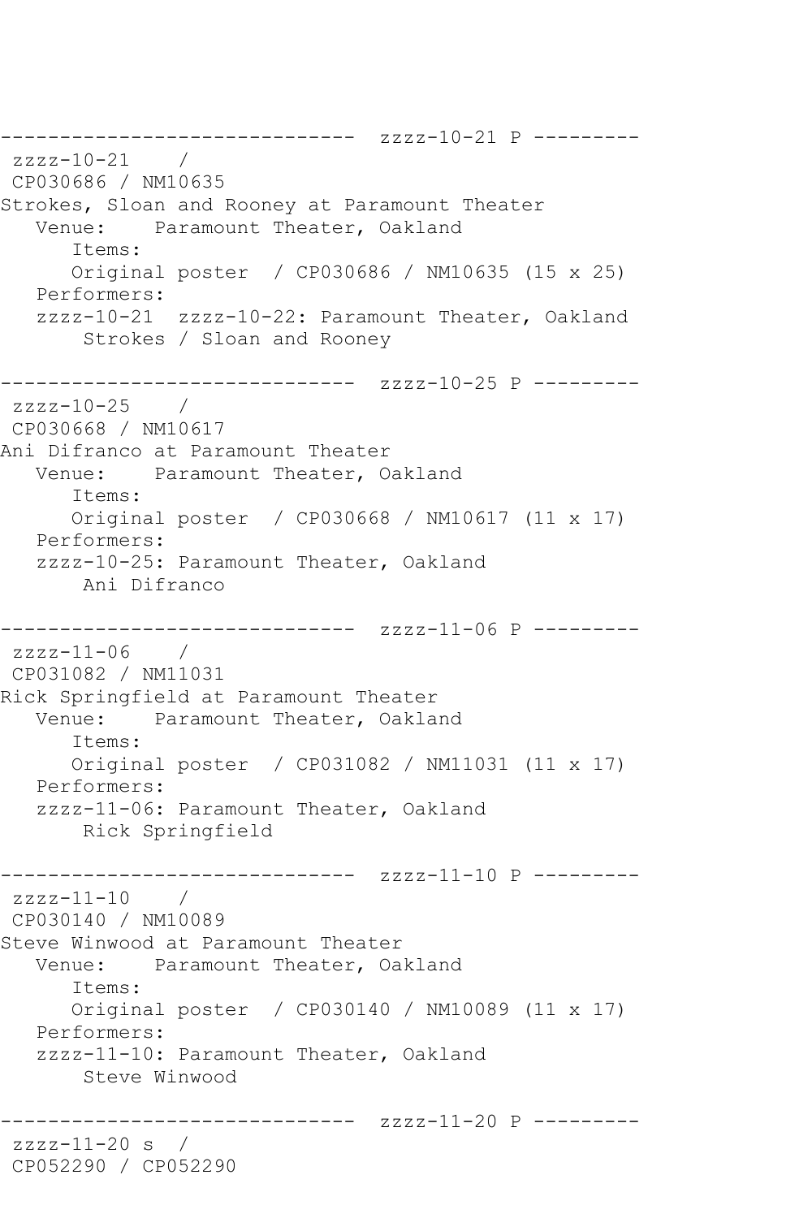```
------------------------------  zzzz-10-21 P ---------
 zzzz-10-21    /
 CP030686 / NM10635
Strokes, Sloan and Rooney at Paramount Theater
   Venue:    Paramount Theater, Oakland
      Items:
      Original poster  / CP030686 / NM10635 (15 x 25)
   Performers:
   zzzz-10-21  zzzz-10-22: Paramount Theater, Oakland
       Strokes / Sloan and Rooney

------------------------------  zzzz-10-25 P ---------
 zzzz-10-25    /
 CP030668 / NM10617
Ani Difranco at Paramount Theater
   Venue:    Paramount Theater, Oakland
      Items:
      Original poster  / CP030668 / NM10617 (11 x 17)
   Performers:
   zzzz-10-25: Paramount Theater, Oakland
       Ani Difranco

------------------------------  zzzz-11-06 P ---------
 zzzz-11-06    /
 CP031082 / NM11031
Rick Springfield at Paramount Theater
   Venue:    Paramount Theater, Oakland
      Items:
      Original poster  / CP031082 / NM11031 (11 x 17)
   Performers:
   zzzz-11-06: Paramount Theater, Oakland
       Rick Springfield

------------------------------  zzzz-11-10 P ---------
 zzzz-11-10    /
 CP030140 / NM10089
Steve Winwood at Paramount Theater
   Venue:    Paramount Theater, Oakland
      Items:
      Original poster  / CP030140 / NM10089 (11 x 17)
   Performers:
   zzzz-11-10: Paramount Theater, Oakland
       Steve Winwood

------------------------------  zzzz-11-20 P ---------
 zzzz-11-20 s  /
 CP052290 / CP052290
```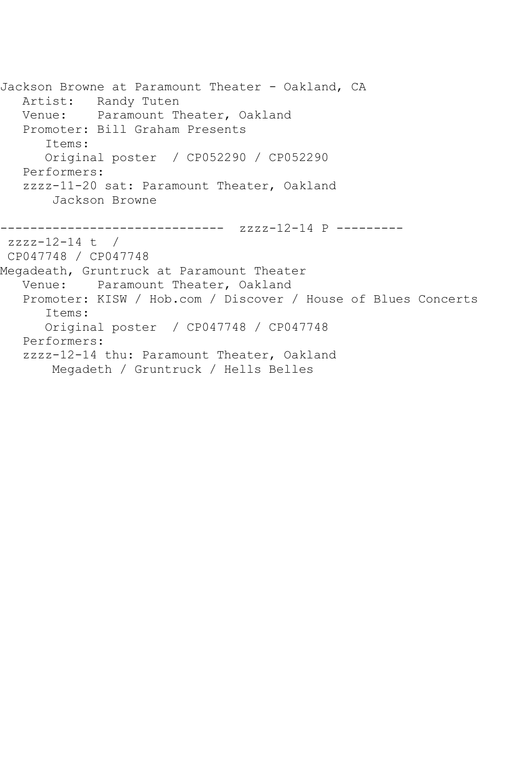Jackson Browne at Paramount Theater - Oakland, CA
   Artist:   Randy Tuten
   Venue:    Paramount Theater, Oakland
   Promoter: Bill Graham Presents
      Items:
      Original poster  / CP052290 / CP052290
   Performers:
   zzzz-11-20 sat: Paramount Theater, Oakland
       Jackson Browne

------------------------------  zzzz-12-14 P ---------
 zzzz-12-14 t  /
 CP047748 / CP047748
Megadeath, Gruntruck at Paramount Theater
   Venue:    Paramount Theater, Oakland
   Promoter: KISW / Hob.com / Discover / House of Blues Concerts
      Items:
      Original poster  / CP047748 / CP047748
   Performers:
   zzzz-12-14 thu: Paramount Theater, Oakland
       Megadeth / Gruntruck / Hells Belles